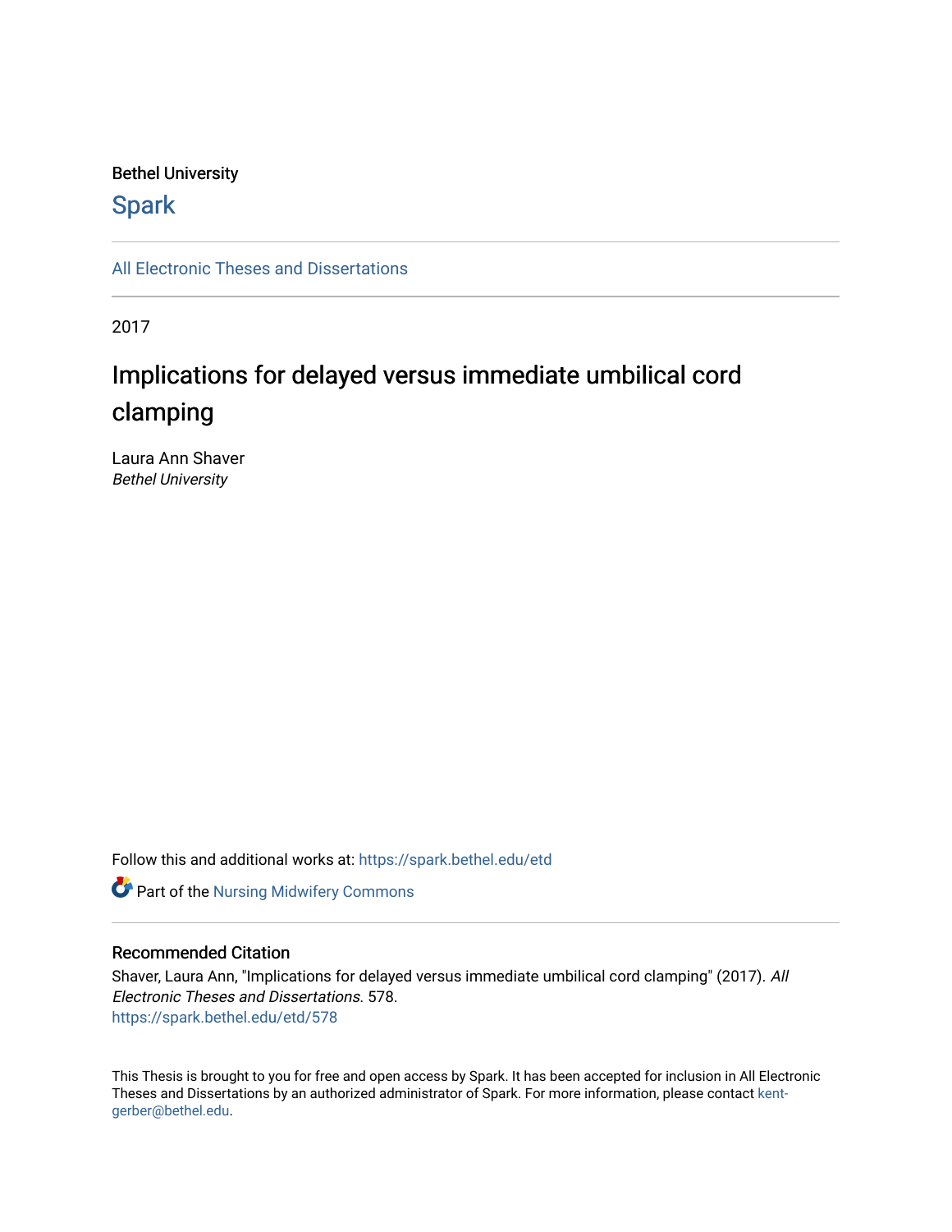Bethel University

# Spark

All Electronic Theses and Dissertations

2017

## Implications for delayed versus immediate umbilical cord clamping

Laura Ann Shaver
*Bethel University*

Follow this and additional works at: https://spark.bethel.edu/etd

Part of the Nursing Midwifery Commons

### Recommended Citation

Shaver, Laura Ann, "Implications for delayed versus immediate umbilical cord clamping" (2017). *All Electronic Theses and Dissertations*. 578.
https://spark.bethel.edu/etd/578

This Thesis is brought to you for free and open access by Spark. It has been accepted for inclusion in All Electronic Theses and Dissertations by an authorized administrator of Spark. For more information, please contact kent-gerber@bethel.edu.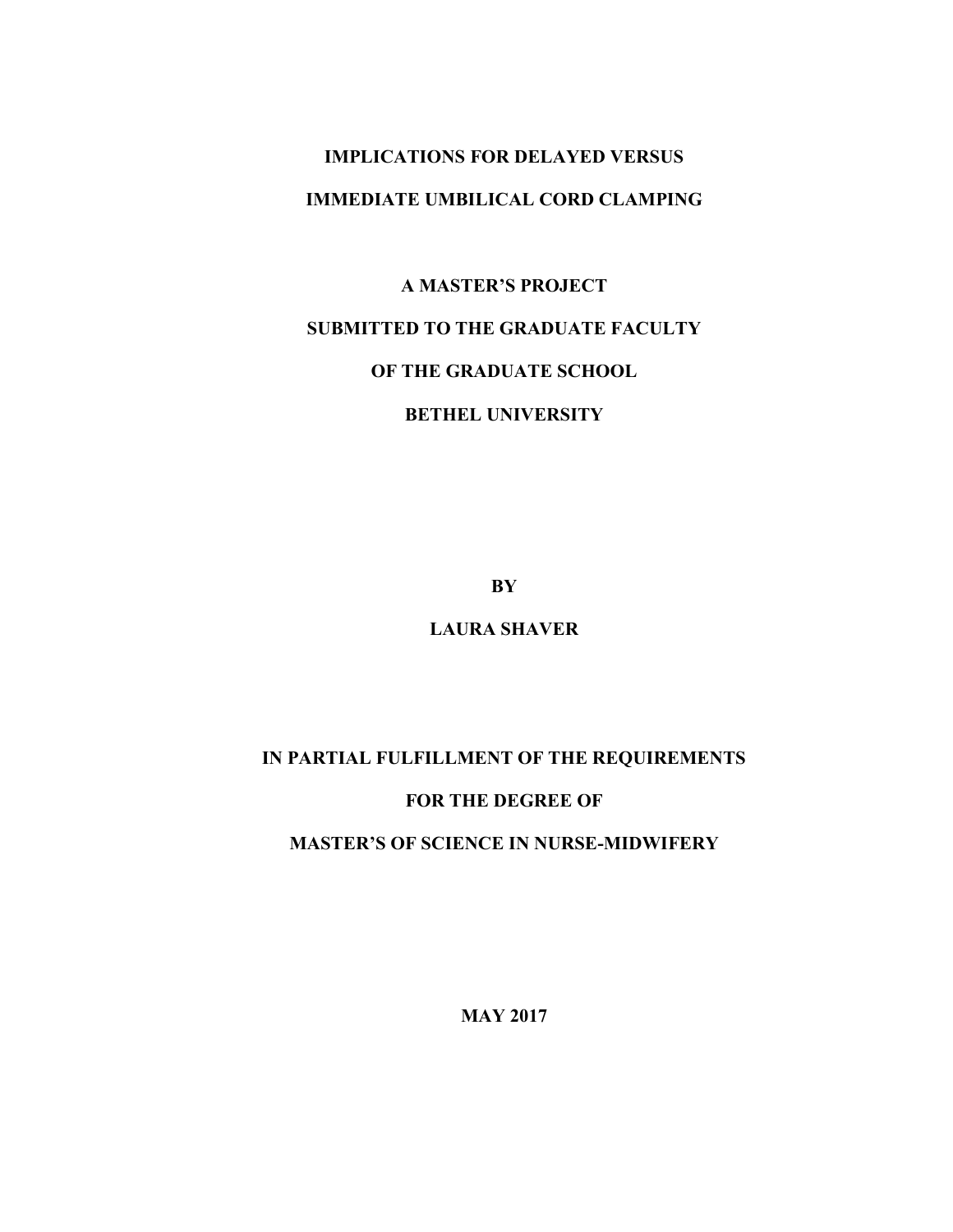# IMPLICATIONS FOR DELAYED VERSUS IMMEDIATE UMBILICAL CORD CLAMPING

**A MASTER'S PROJECT**

**SUBMITTED TO THE GRADUATE FACULTY**

**OF THE GRADUATE SCHOOL**

**BETHEL UNIVERSITY**

**BY**

**LAURA SHAVER**

**IN PARTIAL FULFILLMENT OF THE REQUIREMENTS**

**FOR THE DEGREE OF**

**MASTER'S OF SCIENCE IN NURSE-MIDWIFERY**

**MAY 2017**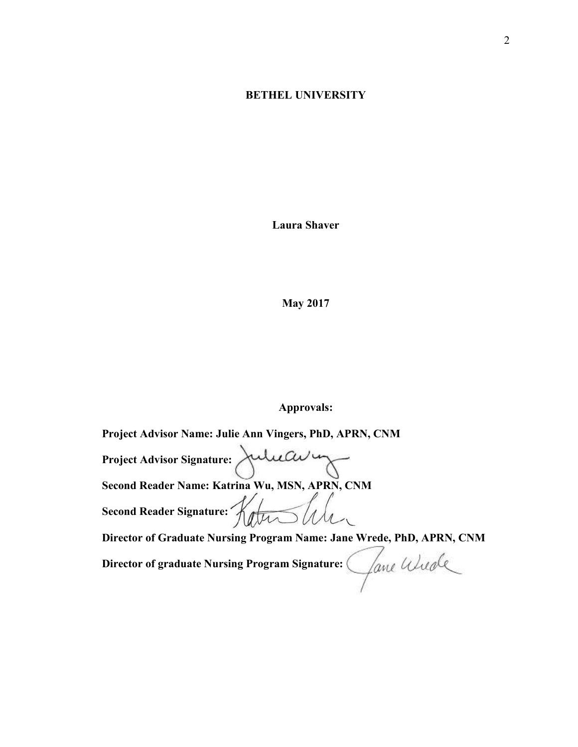**BETHEL UNIVERSITY**

**Laura Shaver**

**May 2017**

**Approvals:**

**Project Advisor Name: Julie Ann Vingers, PhD, APRN, CNM**

**Project Advisor Signature:**

**Second Reader Name: Katrina Wu, MSN, APRN, CNM**

**Second Reader Signature:**

**Director of Graduate Nursing Program Name: Jane Wrede, PhD, APRN, CNM**

**Director of graduate Nursing Program Signature:**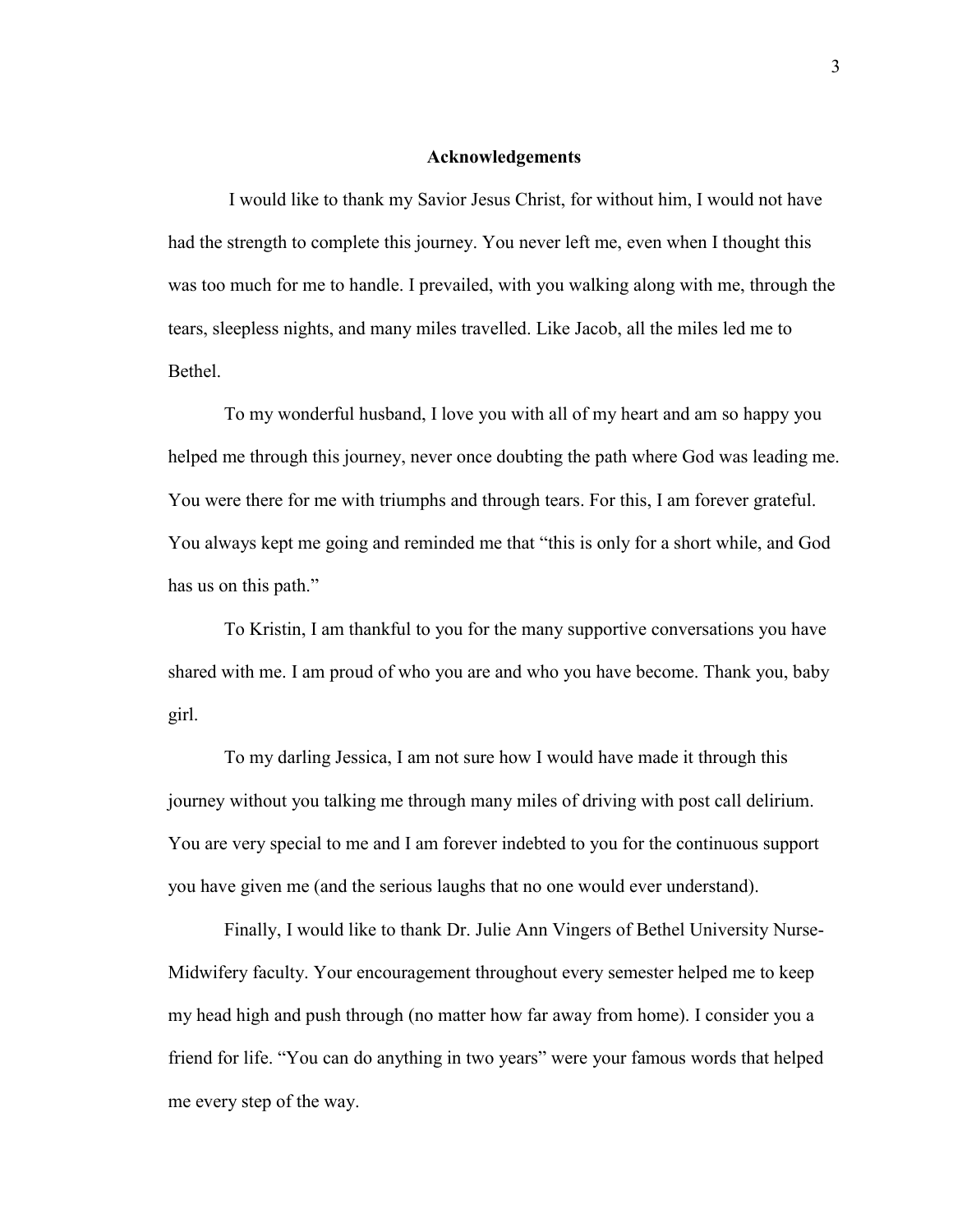## Acknowledgements

I would like to thank my Savior Jesus Christ, for without him, I would not have had the strength to complete this journey. You never left me, even when I thought this was too much for me to handle. I prevailed, with you walking along with me, through the tears, sleepless nights, and many miles travelled. Like Jacob, all the miles led me to Bethel.

To my wonderful husband, I love you with all of my heart and am so happy you helped me through this journey, never once doubting the path where God was leading me. You were there for me with triumphs and through tears. For this, I am forever grateful. You always kept me going and reminded me that "this is only for a short while, and God has us on this path."

To Kristin, I am thankful to you for the many supportive conversations you have shared with me. I am proud of who you are and who you have become. Thank you, baby girl.

To my darling Jessica, I am not sure how I would have made it through this journey without you talking me through many miles of driving with post call delirium. You are very special to me and I am forever indebted to you for the continuous support you have given me (and the serious laughs that no one would ever understand).

Finally, I would like to thank Dr. Julie Ann Vingers of Bethel University Nurse-Midwifery faculty. Your encouragement throughout every semester helped me to keep my head high and push through (no matter how far away from home). I consider you a friend for life. "You can do anything in two years" were your famous words that helped me every step of the way.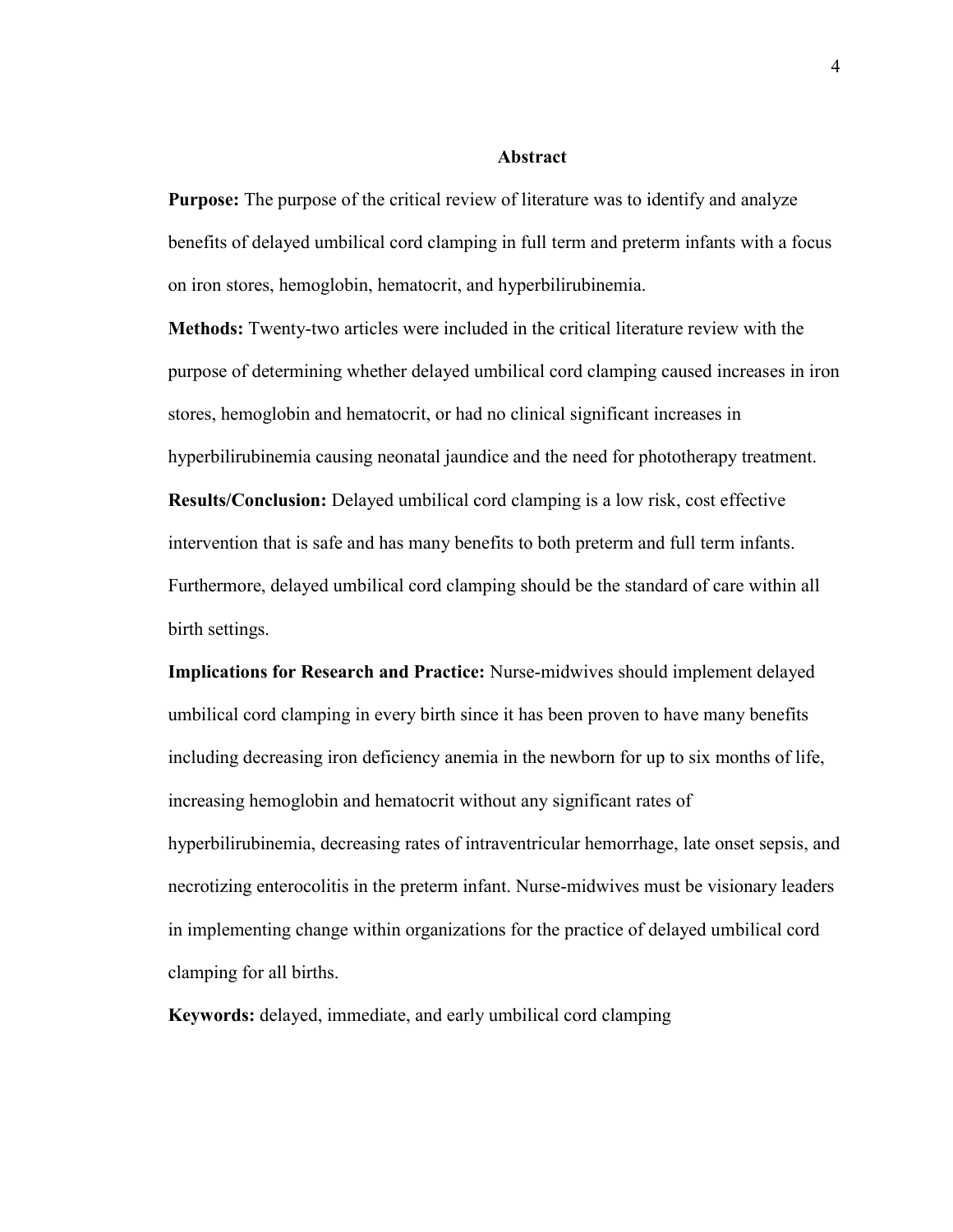# Abstract

**Purpose:** The purpose of the critical review of literature was to identify and analyze benefits of delayed umbilical cord clamping in full term and preterm infants with a focus on iron stores, hemoglobin, hematocrit, and hyperbilirubinemia.

**Methods:** Twenty-two articles were included in the critical literature review with the purpose of determining whether delayed umbilical cord clamping caused increases in iron stores, hemoglobin and hematocrit, or had no clinical significant increases in hyperbilirubinemia causing neonatal jaundice and the need for phototherapy treatment.

**Results/Conclusion:** Delayed umbilical cord clamping is a low risk, cost effective intervention that is safe and has many benefits to both preterm and full term infants. Furthermore, delayed umbilical cord clamping should be the standard of care within all birth settings.

**Implications for Research and Practice:** Nurse-midwives should implement delayed umbilical cord clamping in every birth since it has been proven to have many benefits including decreasing iron deficiency anemia in the newborn for up to six months of life, increasing hemoglobin and hematocrit without any significant rates of hyperbilirubinemia, decreasing rates of intraventricular hemorrhage, late onset sepsis, and necrotizing enterocolitis in the preterm infant. Nurse-midwives must be visionary leaders in implementing change within organizations for the practice of delayed umbilical cord clamping for all births.

**Keywords:** delayed, immediate, and early umbilical cord clamping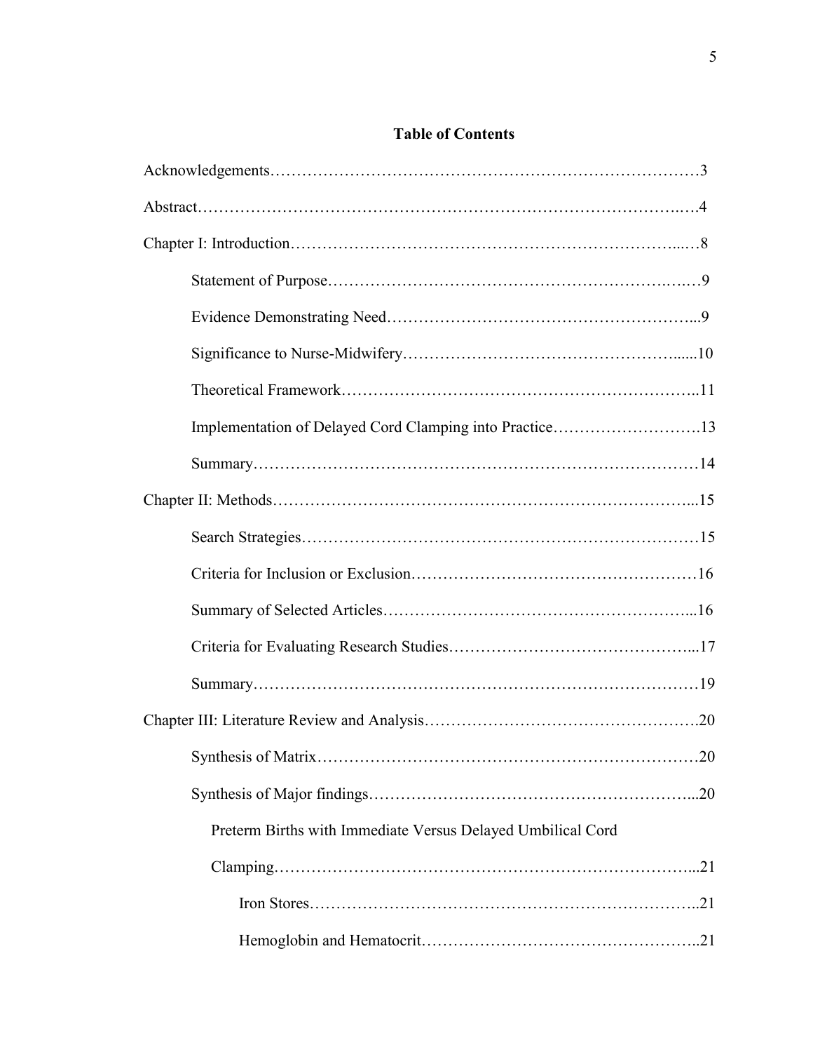# Table of Contents

Acknowledgements……………………………………………………………………3

Abstract…………………………………………………………………………….….4

Chapter I: Introduction…………………………………………………….………...…8

Statement of Purpose……………………………………………………….….…9

Evidence Demonstrating Need………………………………………………...9

Significance to Nurse-Midwifery…………………………………………......10

Theoretical Framework…………………………………………………….…..11

Implementation of Delayed Cord Clamping into Practice……………………….13

Summary…………………………………………………………….…………14

Chapter II: Methods……………………………………………………………….…...15

Search Strategies…………………………………………………….…………15

Criteria for Inclusion or Exclusion……………………………………………16

Summary of Selected Articles………………………………………………...16

Criteria for Evaluating Research Studies……………………………………...17

Summary……………………………………………………………….………19

Chapter III: Literature Review and Analysis………………………………………….20

Synthesis of Matrix……………………………………………………………20

Synthesis of Major findings…………………………………………………...20

Preterm Births with Immediate Versus Delayed Umbilical Cord Clamping…………………………………………………………………...21

Iron Stores……………………………………………………………..21

Hemoglobin and Hematocrit……………………………………………..21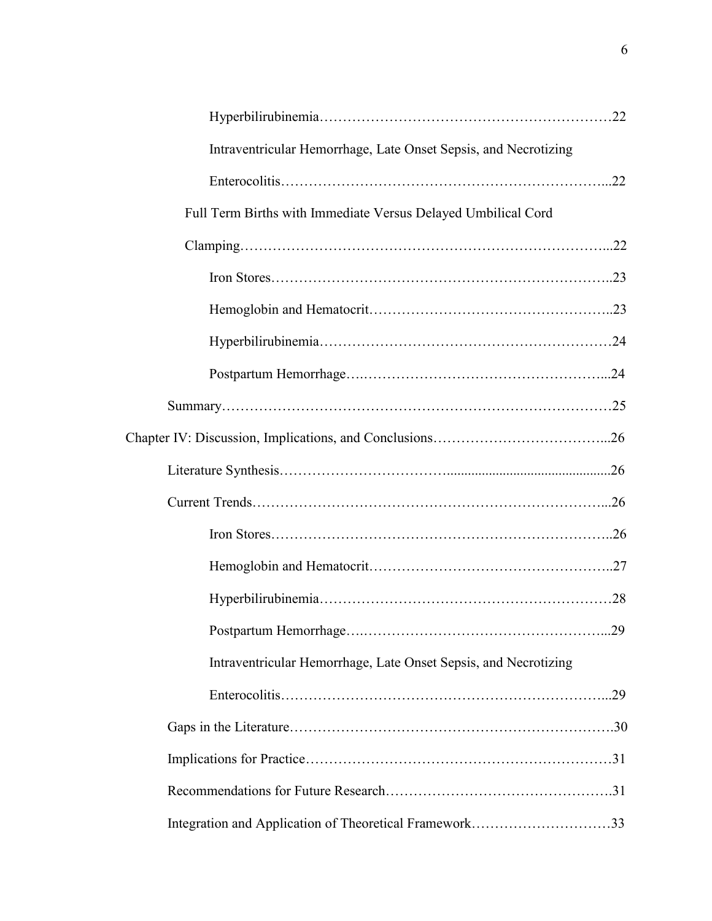Hyperbilirubinemia……………………………………………………22

Intraventricular Hemorrhage, Late Onset Sepsis, and Necrotizing Enterocolitis…………………………………………………………...22

Full Term Births with Immediate Versus Delayed Umbilical Cord Clamping……………………………………………………………………...22

Iron Stores……………………………………………………………..23

Hemoglobin and Hematocrit…………………………………………..23

Hyperbilirubinemia……………………………………………………24

Postpartum Hemorrhage….…………………………………………...24

Summary………………………………………………………………………25

Chapter IV: Discussion, Implications, and Conclusions………………………………...26

Literature Synthesis……………………………..............................................26

Current Trends…………………………………………………………………...26

Iron Stores……………………………………………………………..26

Hemoglobin and Hematocrit…………………………………………..27

Hyperbilirubinemia……………………………………………………28

Postpartum Hemorrhage….…………………………………………...29

Intraventricular Hemorrhage, Late Onset Sepsis, and Necrotizing Enterocolitis…………………………………………………………...29

Gaps in the Literature…………………………………………………………….30

Implications for Practice…………………………………………………………31

Recommendations for Future Research………………………………………….31

Integration and Application of Theoretical Framework…………………………33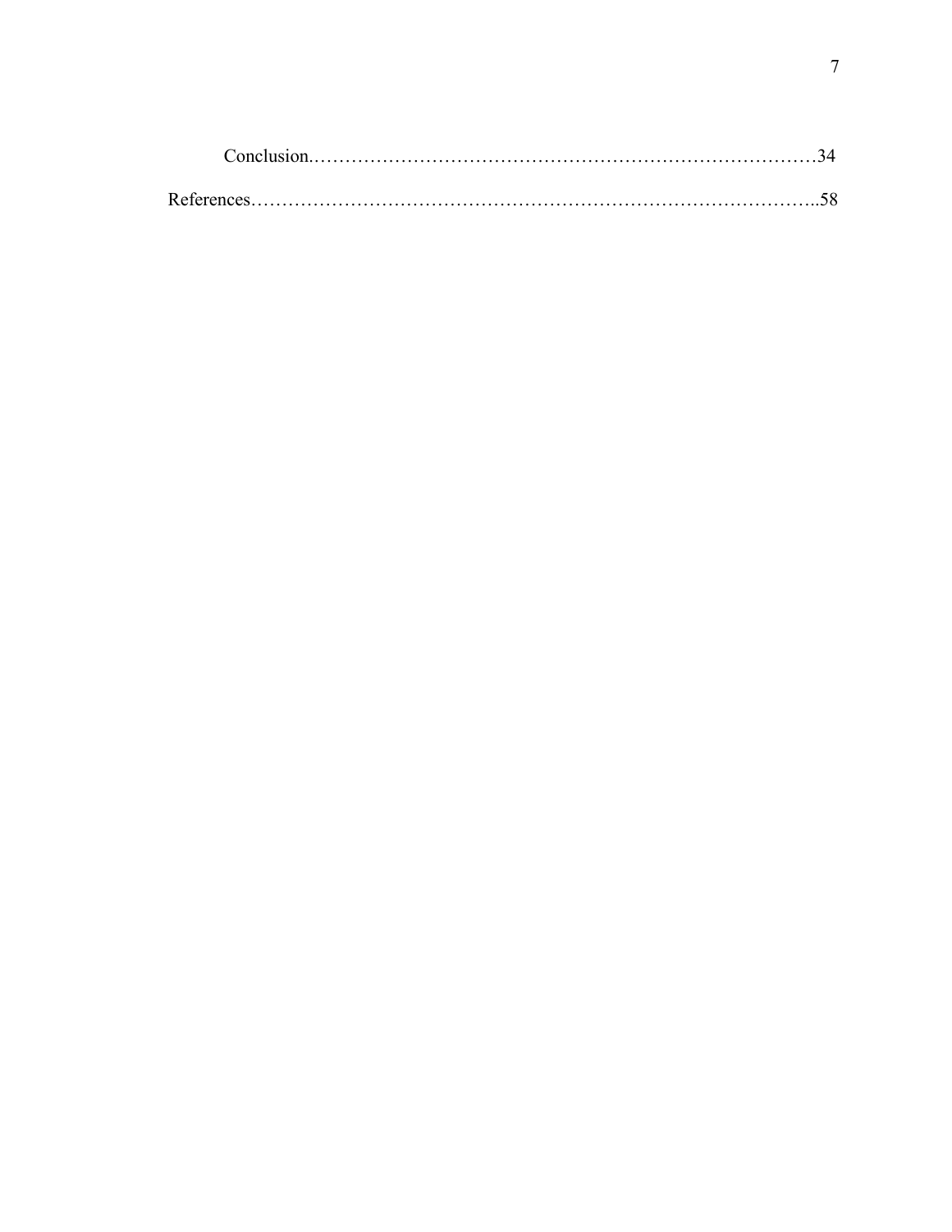Conclusion……………………………………………………………………………34

References…………………………………………………………………………..58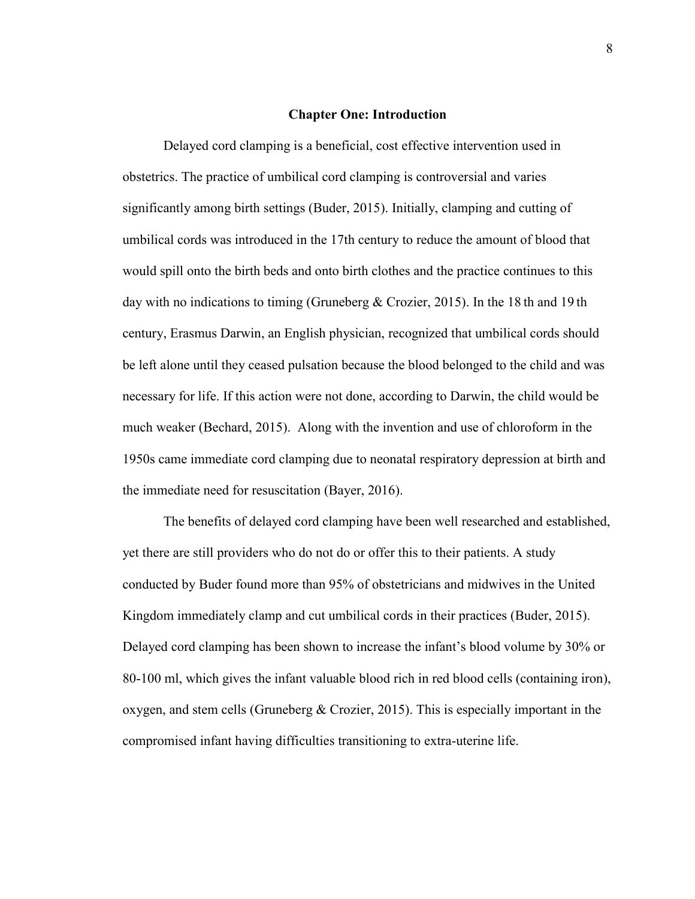## Chapter One: Introduction

Delayed cord clamping is a beneficial, cost effective intervention used in obstetrics. The practice of umbilical cord clamping is controversial and varies significantly among birth settings (Buder, 2015). Initially, clamping and cutting of umbilical cords was introduced in the 17th century to reduce the amount of blood that would spill onto the birth beds and onto birth clothes and the practice continues to this day with no indications to timing (Gruneberg & Crozier, 2015). In the 18 th and 19 th century, Erasmus Darwin, an English physician, recognized that umbilical cords should be left alone until they ceased pulsation because the blood belonged to the child and was necessary for life. If this action were not done, according to Darwin, the child would be much weaker (Bechard, 2015). Along with the invention and use of chloroform in the 1950s came immediate cord clamping due to neonatal respiratory depression at birth and the immediate need for resuscitation (Bayer, 2016).

The benefits of delayed cord clamping have been well researched and established, yet there are still providers who do not do or offer this to their patients. A study conducted by Buder found more than 95% of obstetricians and midwives in the United Kingdom immediately clamp and cut umbilical cords in their practices (Buder, 2015). Delayed cord clamping has been shown to increase the infant's blood volume by 30% or 80-100 ml, which gives the infant valuable blood rich in red blood cells (containing iron), oxygen, and stem cells (Gruneberg & Crozier, 2015). This is especially important in the compromised infant having difficulties transitioning to extra-uterine life.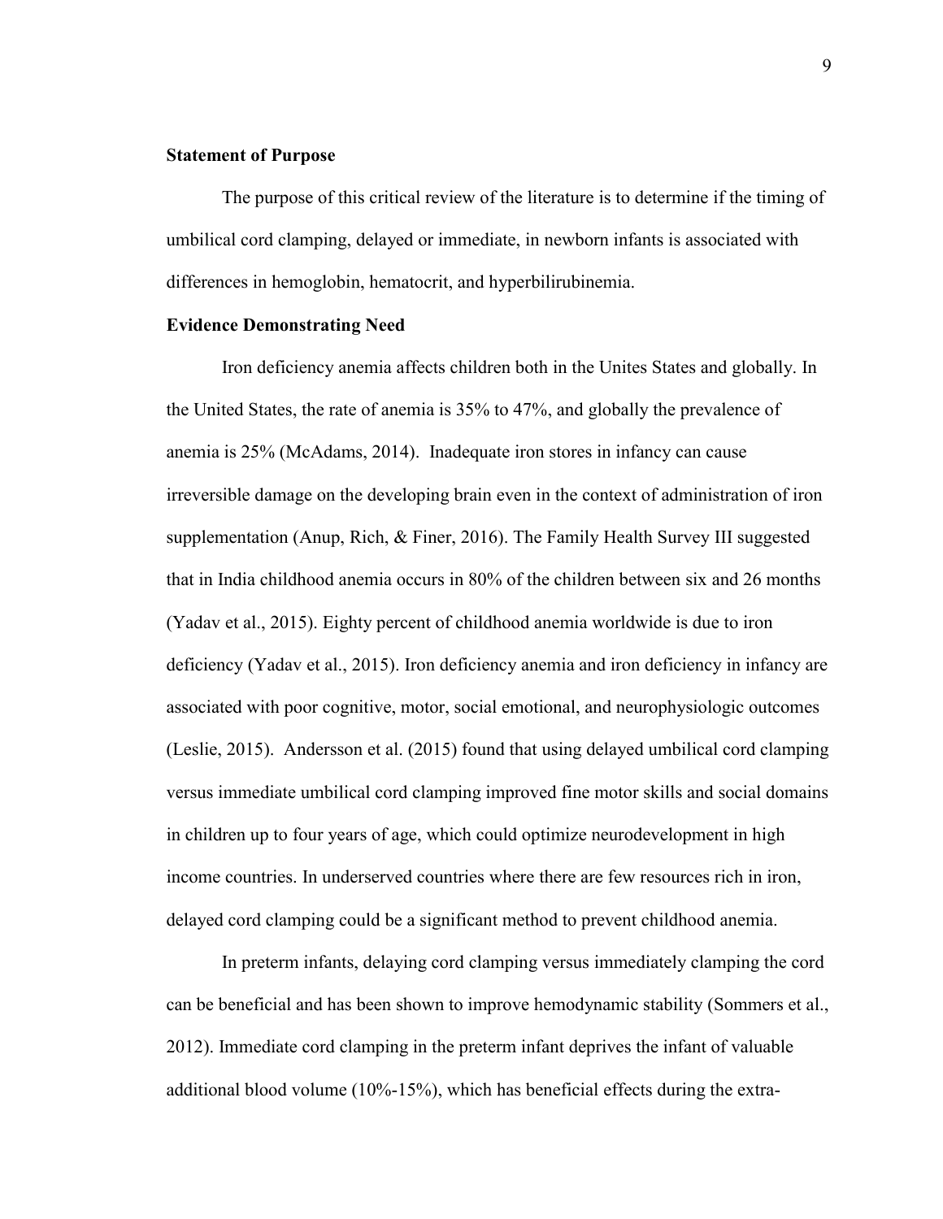**Statement of Purpose**

The purpose of this critical review of the literature is to determine if the timing of umbilical cord clamping, delayed or immediate, in newborn infants is associated with differences in hemoglobin, hematocrit, and hyperbilirubinemia.

**Evidence Demonstrating Need**

Iron deficiency anemia affects children both in the Unites States and globally. In the United States, the rate of anemia is 35% to 47%, and globally the prevalence of anemia is 25% (McAdams, 2014). Inadequate iron stores in infancy can cause irreversible damage on the developing brain even in the context of administration of iron supplementation (Anup, Rich, & Finer, 2016). The Family Health Survey III suggested that in India childhood anemia occurs in 80% of the children between six and 26 months (Yadav et al., 2015). Eighty percent of childhood anemia worldwide is due to iron deficiency (Yadav et al., 2015). Iron deficiency anemia and iron deficiency in infancy are associated with poor cognitive, motor, social emotional, and neurophysiologic outcomes (Leslie, 2015). Andersson et al. (2015) found that using delayed umbilical cord clamping versus immediate umbilical cord clamping improved fine motor skills and social domains in children up to four years of age, which could optimize neurodevelopment in high income countries. In underserved countries where there are few resources rich in iron, delayed cord clamping could be a significant method to prevent childhood anemia.

In preterm infants, delaying cord clamping versus immediately clamping the cord can be beneficial and has been shown to improve hemodynamic stability (Sommers et al., 2012). Immediate cord clamping in the preterm infant deprives the infant of valuable additional blood volume (10%-15%), which has beneficial effects during the extra-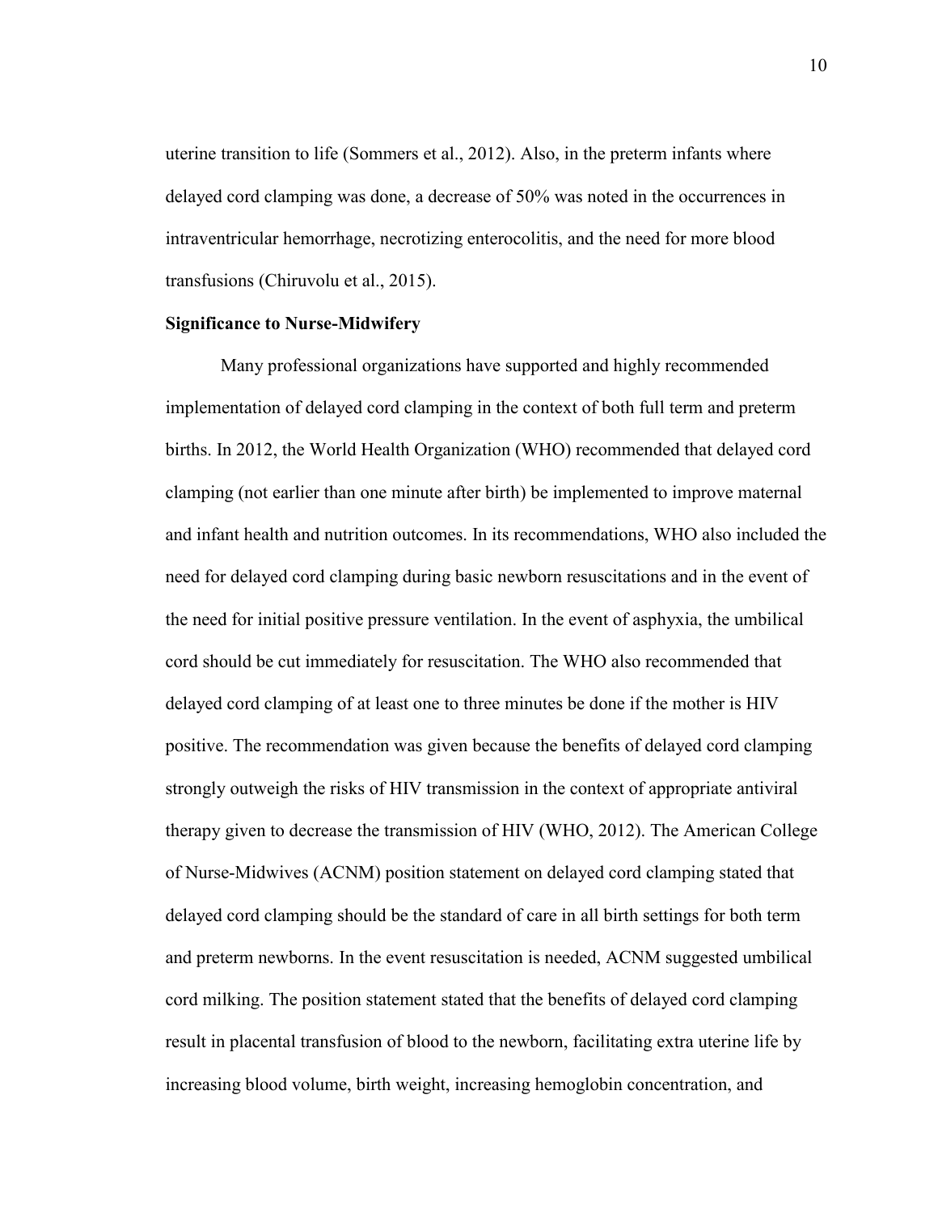uterine transition to life (Sommers et al., 2012). Also, in the preterm infants where delayed cord clamping was done, a decrease of 50% was noted in the occurrences in intraventricular hemorrhage, necrotizing enterocolitis, and the need for more blood transfusions (Chiruvolu et al., 2015).

**Significance to Nurse-Midwifery**

Many professional organizations have supported and highly recommended implementation of delayed cord clamping in the context of both full term and preterm births. In 2012, the World Health Organization (WHO) recommended that delayed cord clamping (not earlier than one minute after birth) be implemented to improve maternal and infant health and nutrition outcomes. In its recommendations, WHO also included the need for delayed cord clamping during basic newborn resuscitations and in the event of the need for initial positive pressure ventilation. In the event of asphyxia, the umbilical cord should be cut immediately for resuscitation. The WHO also recommended that delayed cord clamping of at least one to three minutes be done if the mother is HIV positive. The recommendation was given because the benefits of delayed cord clamping strongly outweigh the risks of HIV transmission in the context of appropriate antiviral therapy given to decrease the transmission of HIV (WHO, 2012). The American College of Nurse-Midwives (ACNM) position statement on delayed cord clamping stated that delayed cord clamping should be the standard of care in all birth settings for both term and preterm newborns. In the event resuscitation is needed, ACNM suggested umbilical cord milking. The position statement stated that the benefits of delayed cord clamping result in placental transfusion of blood to the newborn, facilitating extra uterine life by increasing blood volume, birth weight, increasing hemoglobin concentration, and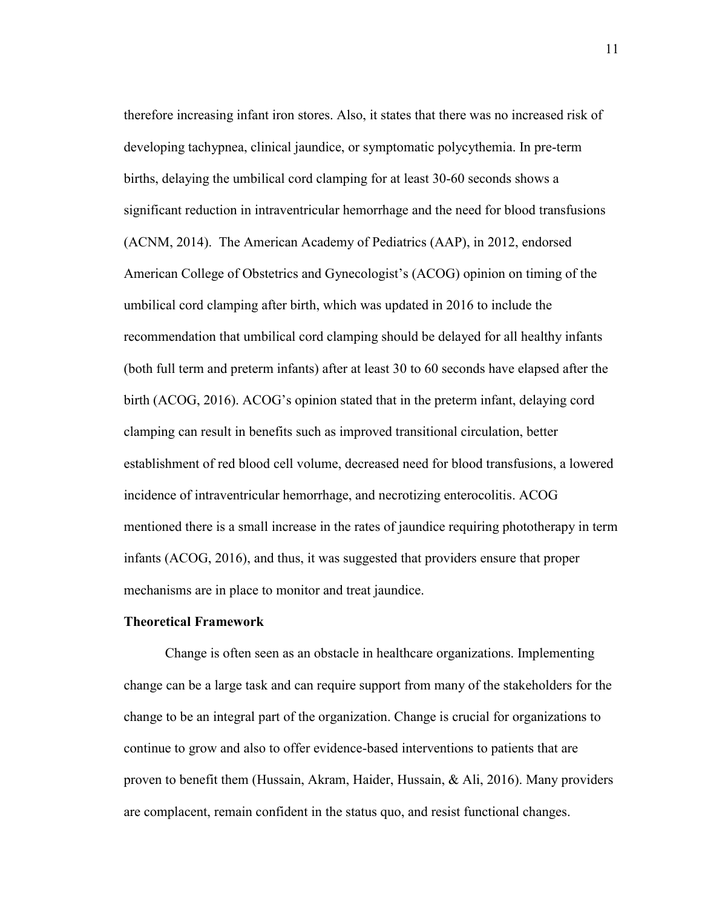therefore increasing infant iron stores. Also, it states that there was no increased risk of developing tachypnea, clinical jaundice, or symptomatic polycythemia. In pre-term births, delaying the umbilical cord clamping for at least 30-60 seconds shows a significant reduction in intraventricular hemorrhage and the need for blood transfusions (ACNM, 2014). The American Academy of Pediatrics (AAP), in 2012, endorsed American College of Obstetrics and Gynecologist's (ACOG) opinion on timing of the umbilical cord clamping after birth, which was updated in 2016 to include the recommendation that umbilical cord clamping should be delayed for all healthy infants (both full term and preterm infants) after at least 30 to 60 seconds have elapsed after the birth (ACOG, 2016). ACOG's opinion stated that in the preterm infant, delaying cord clamping can result in benefits such as improved transitional circulation, better establishment of red blood cell volume, decreased need for blood transfusions, a lowered incidence of intraventricular hemorrhage, and necrotizing enterocolitis. ACOG mentioned there is a small increase in the rates of jaundice requiring phototherapy in term infants (ACOG, 2016), and thus, it was suggested that providers ensure that proper mechanisms are in place to monitor and treat jaundice.

## Theoretical Framework

Change is often seen as an obstacle in healthcare organizations. Implementing change can be a large task and can require support from many of the stakeholders for the change to be an integral part of the organization. Change is crucial for organizations to continue to grow and also to offer evidence-based interventions to patients that are proven to benefit them (Hussain, Akram, Haider, Hussain, & Ali, 2016). Many providers are complacent, remain confident in the status quo, and resist functional changes.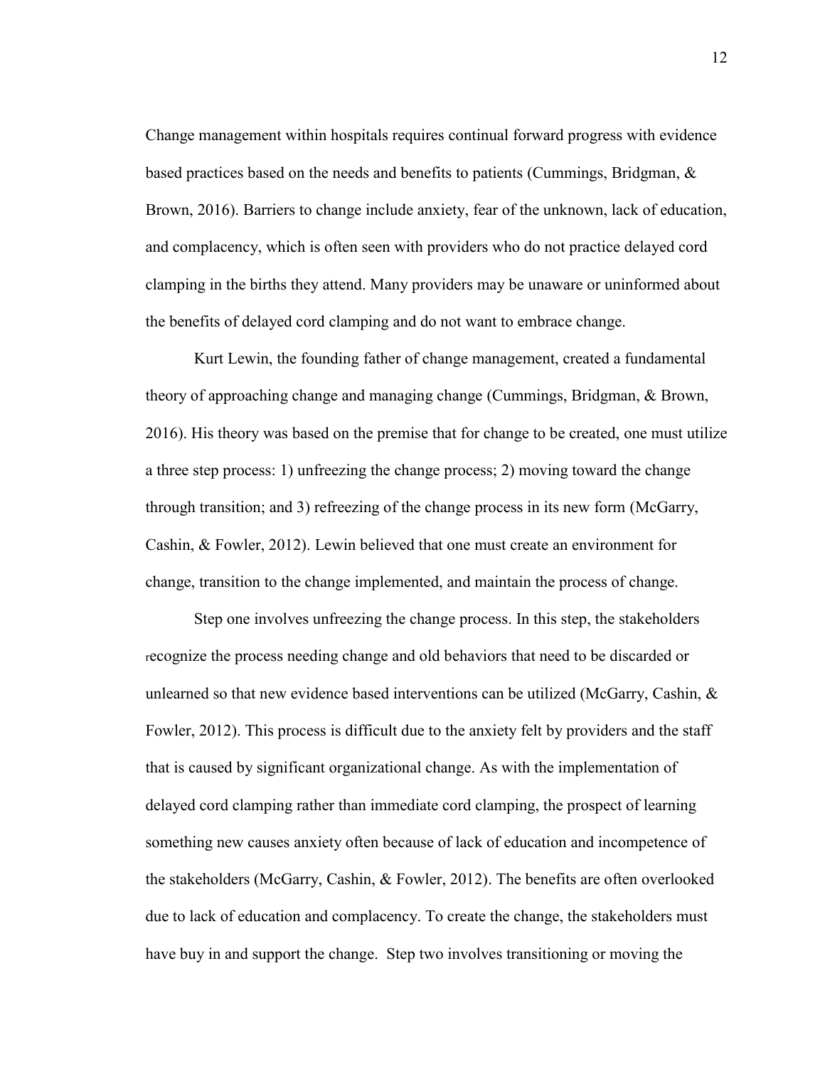Change management within hospitals requires continual forward progress with evidence based practices based on the needs and benefits to patients (Cummings, Bridgman, & Brown, 2016). Barriers to change include anxiety, fear of the unknown, lack of education, and complacency, which is often seen with providers who do not practice delayed cord clamping in the births they attend. Many providers may be unaware or uninformed about the benefits of delayed cord clamping and do not want to embrace change.

Kurt Lewin, the founding father of change management, created a fundamental theory of approaching change and managing change (Cummings, Bridgman, & Brown, 2016). His theory was based on the premise that for change to be created, one must utilize a three step process: 1) unfreezing the change process; 2) moving toward the change through transition; and 3) refreezing of the change process in its new form (McGarry, Cashin, & Fowler, 2012). Lewin believed that one must create an environment for change, transition to the change implemented, and maintain the process of change.

Step one involves unfreezing the change process. In this step, the stakeholders recognize the process needing change and old behaviors that need to be discarded or unlearned so that new evidence based interventions can be utilized (McGarry, Cashin, & Fowler, 2012). This process is difficult due to the anxiety felt by providers and the staff that is caused by significant organizational change. As with the implementation of delayed cord clamping rather than immediate cord clamping, the prospect of learning something new causes anxiety often because of lack of education and incompetence of the stakeholders (McGarry, Cashin, & Fowler, 2012). The benefits are often overlooked due to lack of education and complacency. To create the change, the stakeholders must have buy in and support the change. Step two involves transitioning or moving the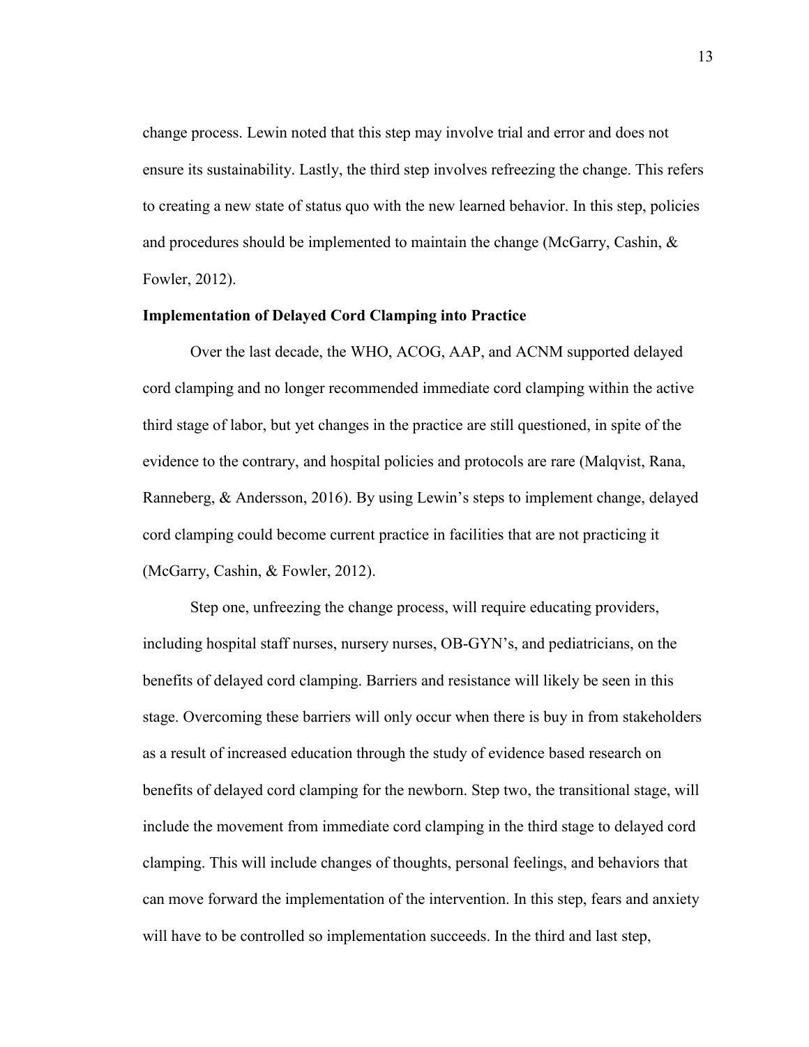change process. Lewin noted that this step may involve trial and error and does not ensure its sustainability. Lastly, the third step involves refreezing the change. This refers to creating a new state of status quo with the new learned behavior. In this step, policies and procedures should be implemented to maintain the change (McGarry, Cashin, & Fowler, 2012).

**Implementation of Delayed Cord Clamping into Practice**

Over the last decade, the WHO, ACOG, AAP, and ACNM supported delayed cord clamping and no longer recommended immediate cord clamping within the active third stage of labor, but yet changes in the practice are still questioned, in spite of the evidence to the contrary, and hospital policies and protocols are rare (Malqvist, Rana, Ranneberg, & Andersson, 2016). By using Lewin's steps to implement change, delayed cord clamping could become current practice in facilities that are not practicing it (McGarry, Cashin, & Fowler, 2012).

Step one, unfreezing the change process, will require educating providers, including hospital staff nurses, nursery nurses, OB-GYN's, and pediatricians, on the benefits of delayed cord clamping. Barriers and resistance will likely be seen in this stage. Overcoming these barriers will only occur when there is buy in from stakeholders as a result of increased education through the study of evidence based research on benefits of delayed cord clamping for the newborn. Step two, the transitional stage, will include the movement from immediate cord clamping in the third stage to delayed cord clamping. This will include changes of thoughts, personal feelings, and behaviors that can move forward the implementation of the intervention. In this step, fears and anxiety will have to be controlled so implementation succeeds. In the third and last step,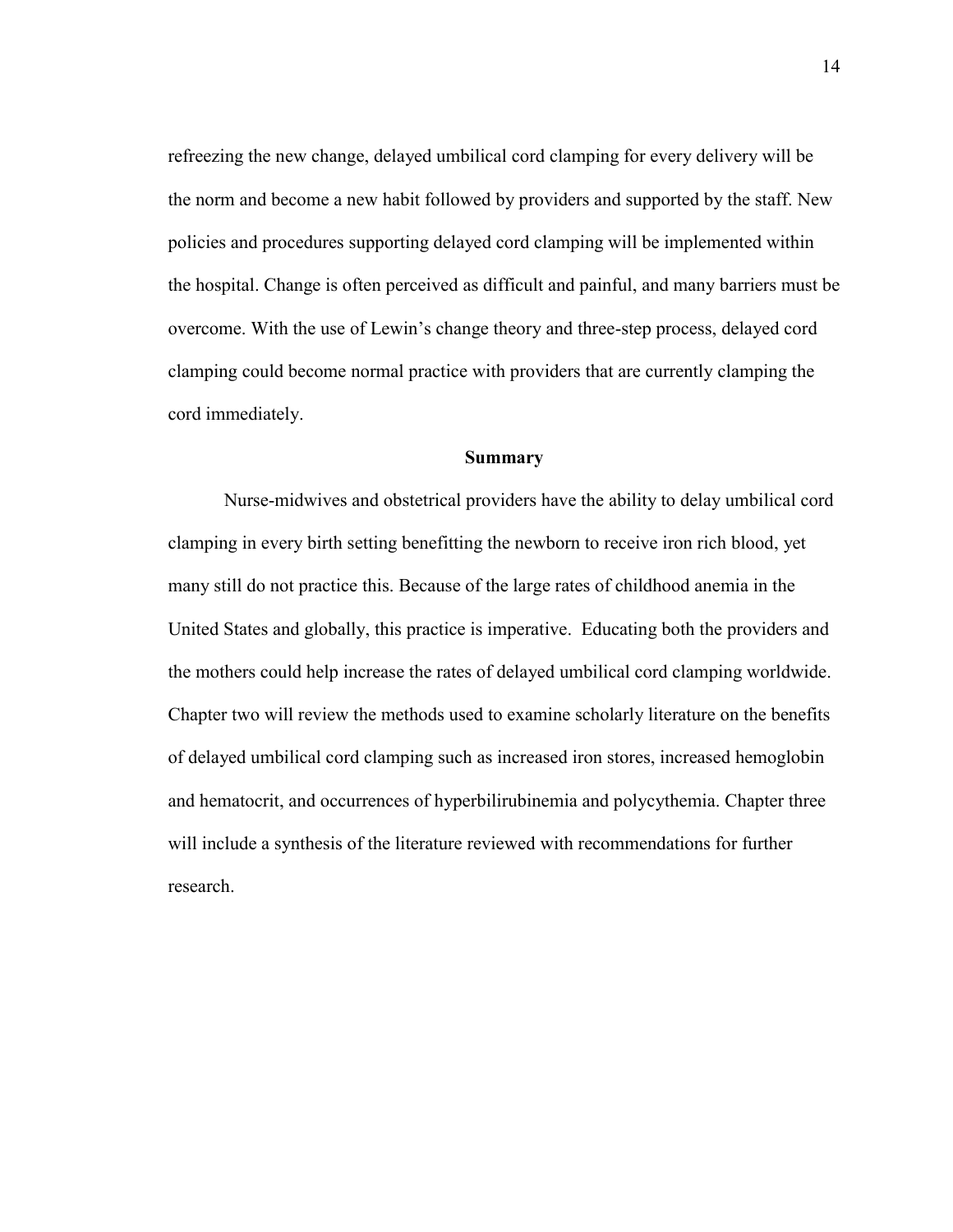refreezing the new change, delayed umbilical cord clamping for every delivery will be the norm and become a new habit followed by providers and supported by the staff. New policies and procedures supporting delayed cord clamping will be implemented within the hospital. Change is often perceived as difficult and painful, and many barriers must be overcome. With the use of Lewin's change theory and three-step process, delayed cord clamping could become normal practice with providers that are currently clamping the cord immediately.

## Summary

Nurse-midwives and obstetrical providers have the ability to delay umbilical cord clamping in every birth setting benefitting the newborn to receive iron rich blood, yet many still do not practice this. Because of the large rates of childhood anemia in the United States and globally, this practice is imperative. Educating both the providers and the mothers could help increase the rates of delayed umbilical cord clamping worldwide. Chapter two will review the methods used to examine scholarly literature on the benefits of delayed umbilical cord clamping such as increased iron stores, increased hemoglobin and hematocrit, and occurrences of hyperbilirubinemia and polycythemia. Chapter three will include a synthesis of the literature reviewed with recommendations for further research.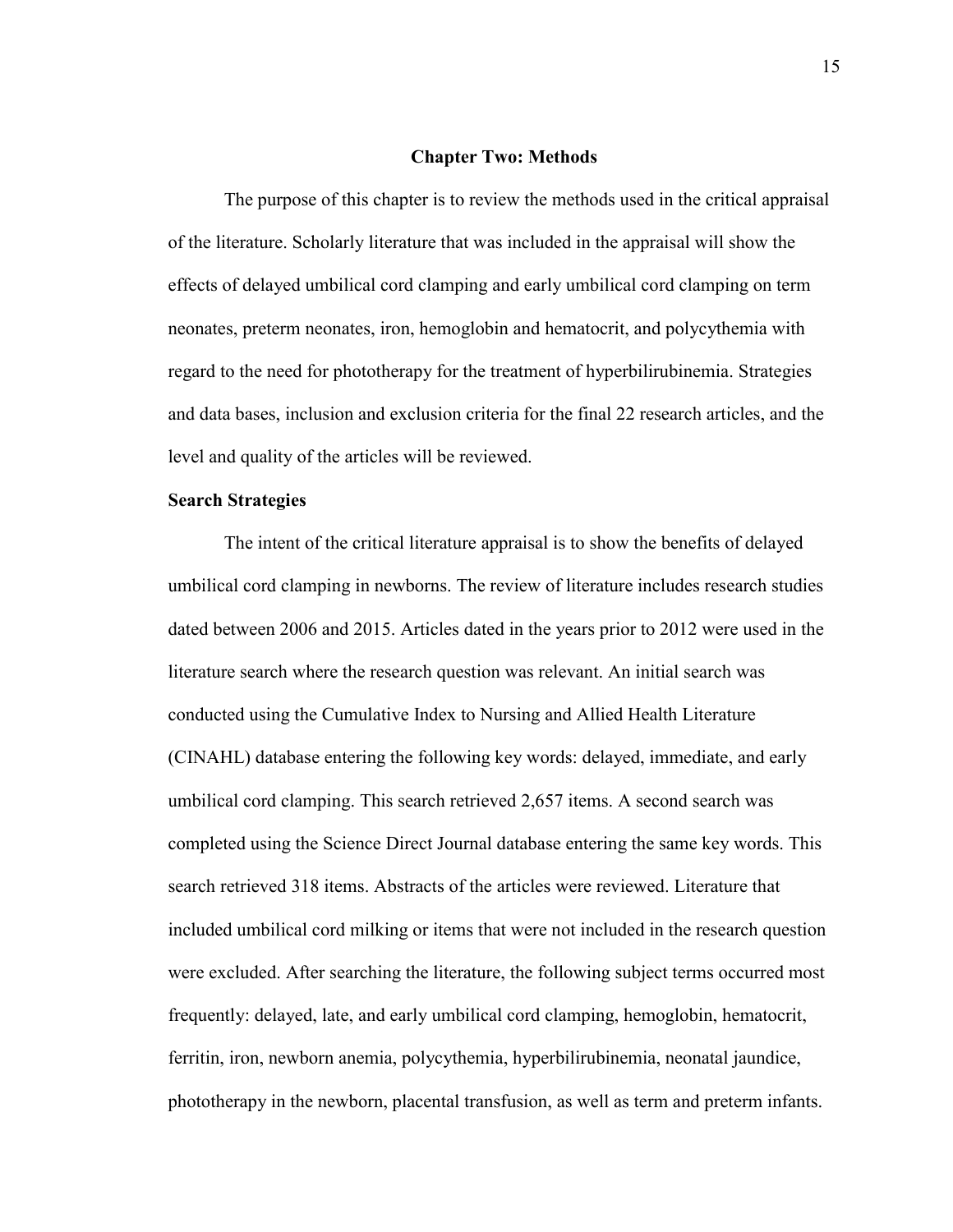## Chapter Two: Methods

The purpose of this chapter is to review the methods used in the critical appraisal of the literature. Scholarly literature that was included in the appraisal will show the effects of delayed umbilical cord clamping and early umbilical cord clamping on term neonates, preterm neonates, iron, hemoglobin and hematocrit, and polycythemia with regard to the need for phototherapy for the treatment of hyperbilirubinemia. Strategies and data bases, inclusion and exclusion criteria for the final 22 research articles, and the level and quality of the articles will be reviewed.

### Search Strategies

The intent of the critical literature appraisal is to show the benefits of delayed umbilical cord clamping in newborns. The review of literature includes research studies dated between 2006 and 2015. Articles dated in the years prior to 2012 were used in the literature search where the research question was relevant. An initial search was conducted using the Cumulative Index to Nursing and Allied Health Literature (CINAHL) database entering the following key words: delayed, immediate, and early umbilical cord clamping. This search retrieved 2,657 items. A second search was completed using the Science Direct Journal database entering the same key words. This search retrieved 318 items. Abstracts of the articles were reviewed. Literature that included umbilical cord milking or items that were not included in the research question were excluded. After searching the literature, the following subject terms occurred most frequently: delayed, late, and early umbilical cord clamping, hemoglobin, hematocrit, ferritin, iron, newborn anemia, polycythemia, hyperbilirubinemia, neonatal jaundice, phototherapy in the newborn, placental transfusion, as well as term and preterm infants.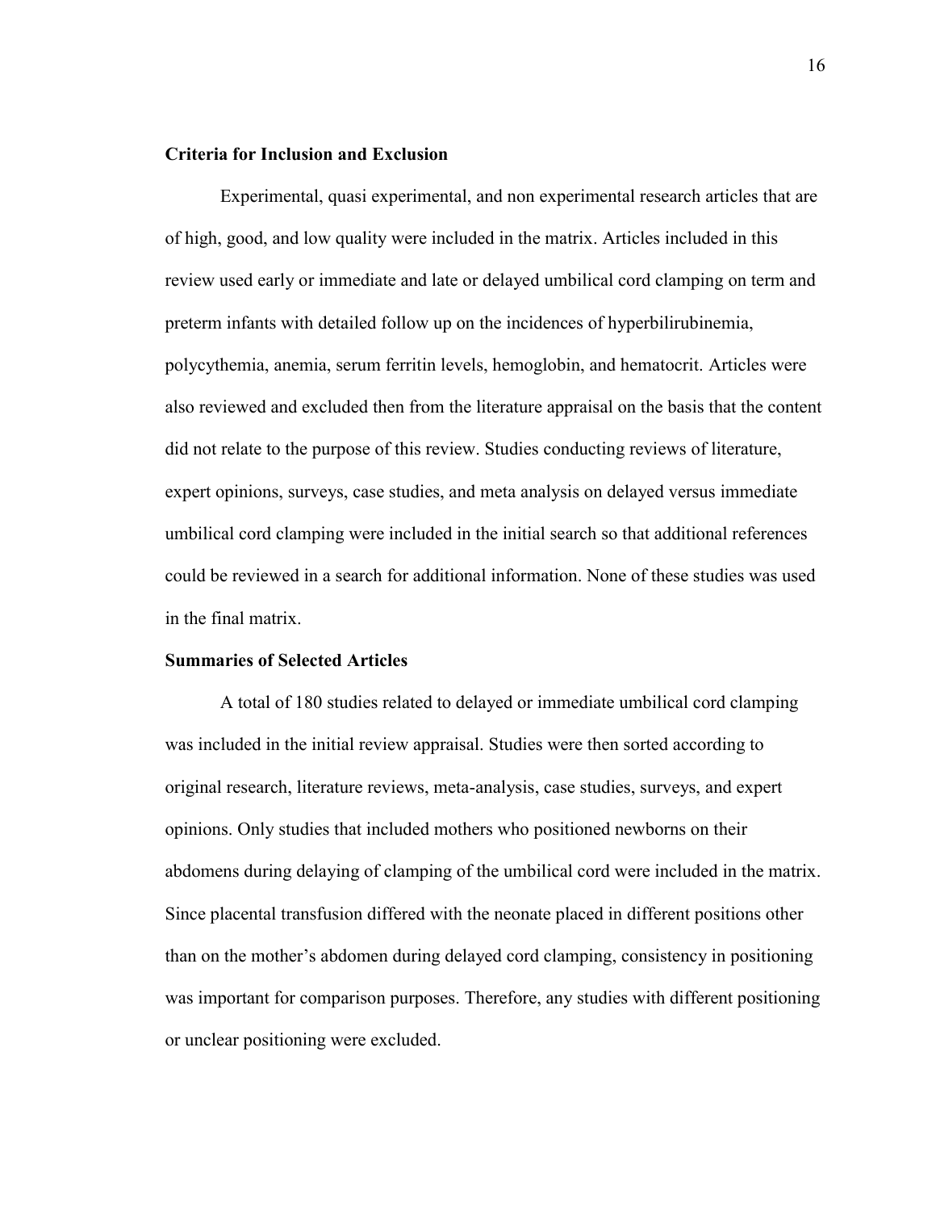### Criteria for Inclusion and Exclusion

Experimental, quasi experimental, and non experimental research articles that are of high, good, and low quality were included in the matrix. Articles included in this review used early or immediate and late or delayed umbilical cord clamping on term and preterm infants with detailed follow up on the incidences of hyperbilirubinemia, polycythemia, anemia, serum ferritin levels, hemoglobin, and hematocrit. Articles were also reviewed and excluded then from the literature appraisal on the basis that the content did not relate to the purpose of this review. Studies conducting reviews of literature, expert opinions, surveys, case studies, and meta analysis on delayed versus immediate umbilical cord clamping were included in the initial search so that additional references could be reviewed in a search for additional information. None of these studies was used in the final matrix.

### Summaries of Selected Articles

A total of 180 studies related to delayed or immediate umbilical cord clamping was included in the initial review appraisal. Studies were then sorted according to original research, literature reviews, meta-analysis, case studies, surveys, and expert opinions. Only studies that included mothers who positioned newborns on their abdomens during delaying of clamping of the umbilical cord were included in the matrix. Since placental transfusion differed with the neonate placed in different positions other than on the mother's abdomen during delayed cord clamping, consistency in positioning was important for comparison purposes. Therefore, any studies with different positioning or unclear positioning were excluded.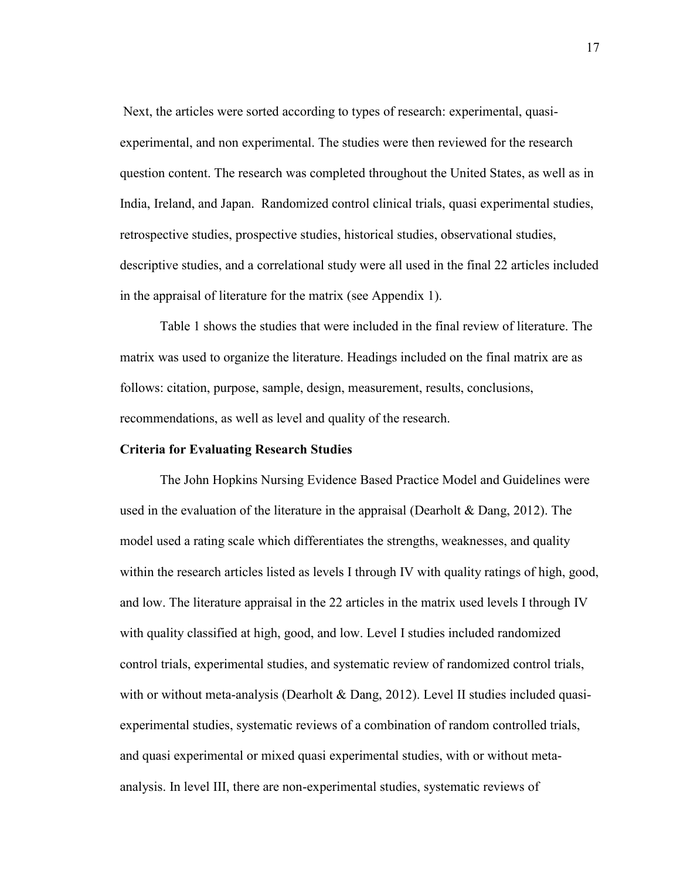Next, the articles were sorted according to types of research: experimental, quasi-experimental, and non experimental. The studies were then reviewed for the research question content. The research was completed throughout the United States, as well as in India, Ireland, and Japan. Randomized control clinical trials, quasi experimental studies, retrospective studies, prospective studies, historical studies, observational studies, descriptive studies, and a correlational study were all used in the final 22 articles included in the appraisal of literature for the matrix (see Appendix 1).

Table 1 shows the studies that were included in the final review of literature. The matrix was used to organize the literature. Headings included on the final matrix are as follows: citation, purpose, sample, design, measurement, results, conclusions, recommendations, as well as level and quality of the research.

**Criteria for Evaluating Research Studies**

The John Hopkins Nursing Evidence Based Practice Model and Guidelines were used in the evaluation of the literature in the appraisal (Dearholt & Dang, 2012). The model used a rating scale which differentiates the strengths, weaknesses, and quality within the research articles listed as levels I through IV with quality ratings of high, good, and low. The literature appraisal in the 22 articles in the matrix used levels I through IV with quality classified at high, good, and low. Level I studies included randomized control trials, experimental studies, and systematic review of randomized control trials, with or without meta-analysis (Dearholt & Dang, 2012). Level II studies included quasi-experimental studies, systematic reviews of a combination of random controlled trials, and quasi experimental or mixed quasi experimental studies, with or without meta-analysis. In level III, there are non-experimental studies, systematic reviews of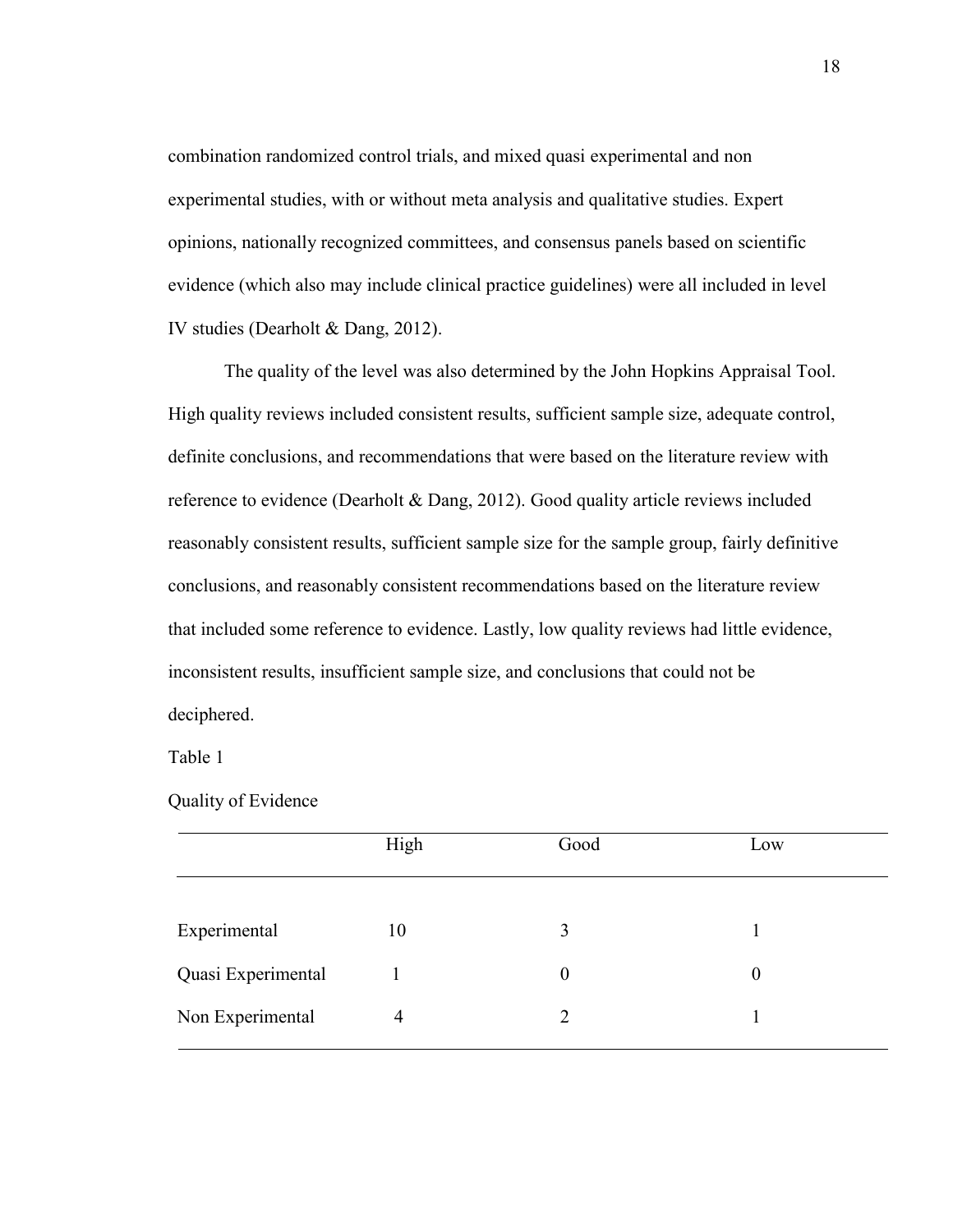combination randomized control trials, and mixed quasi experimental and non experimental studies, with or without meta analysis and qualitative studies. Expert opinions, nationally recognized committees, and consensus panels based on scientific evidence (which also may include clinical practice guidelines) were all included in level IV studies (Dearholt & Dang, 2012).

The quality of the level was also determined by the John Hopkins Appraisal Tool. High quality reviews included consistent results, sufficient sample size, adequate control, definite conclusions, and recommendations that were based on the literature review with reference to evidence (Dearholt & Dang, 2012). Good quality article reviews included reasonably consistent results, sufficient sample size for the sample group, fairly definitive conclusions, and reasonably consistent recommendations based on the literature review that included some reference to evidence. Lastly, low quality reviews had little evidence, inconsistent results, insufficient sample size, and conclusions that could not be deciphered.

Table 1

Quality of Evidence

| | High | Good | Low |
|---|---|---|---|
| Experimental | 10 | 3 | 1 |
| Quasi Experimental | 1 | 0 | 0 |
| Non Experimental | 4 | 2 | 1 |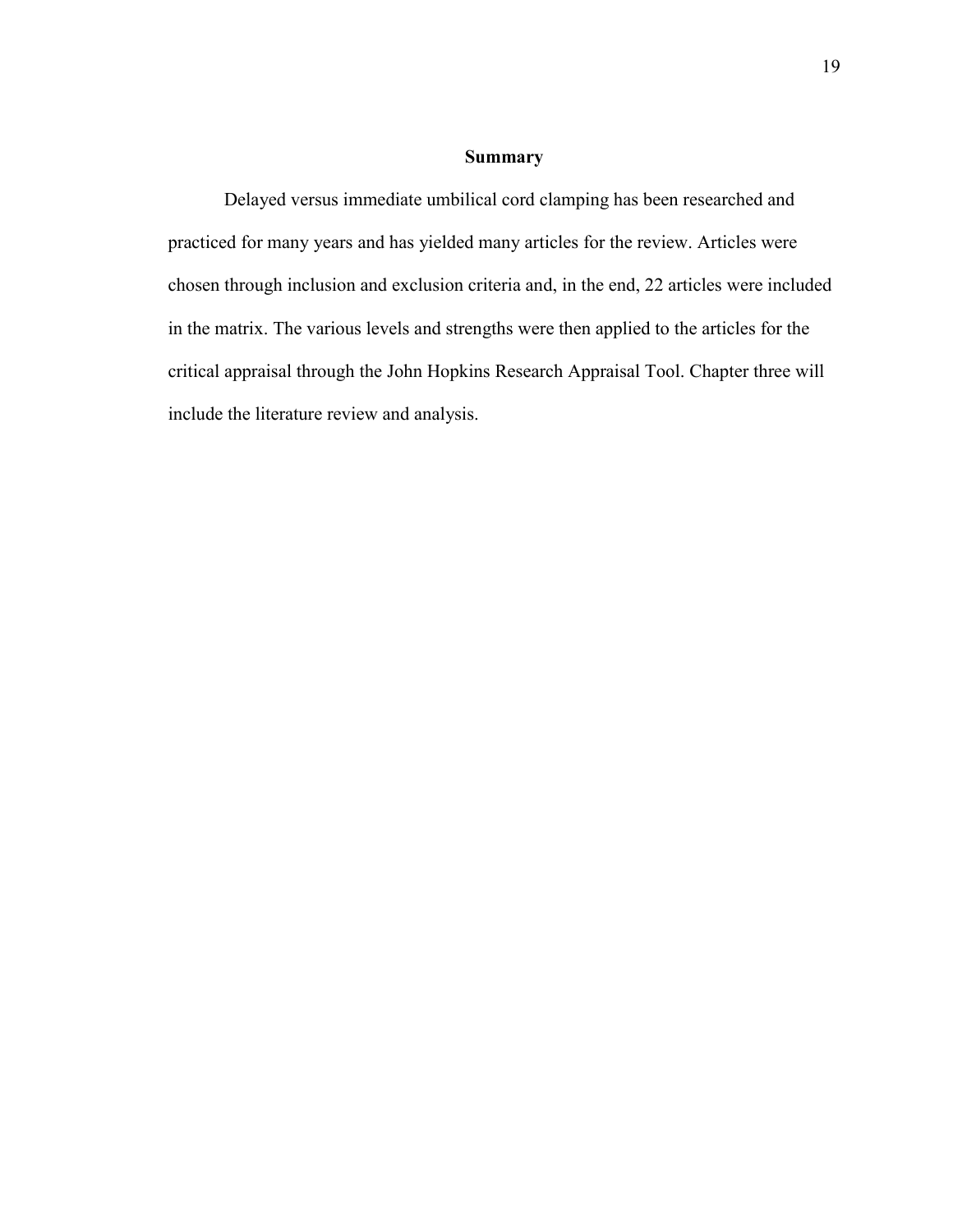## Summary

Delayed versus immediate umbilical cord clamping has been researched and practiced for many years and has yielded many articles for the review. Articles were chosen through inclusion and exclusion criteria and, in the end, 22 articles were included in the matrix. The various levels and strengths were then applied to the articles for the critical appraisal through the John Hopkins Research Appraisal Tool. Chapter three will include the literature review and analysis.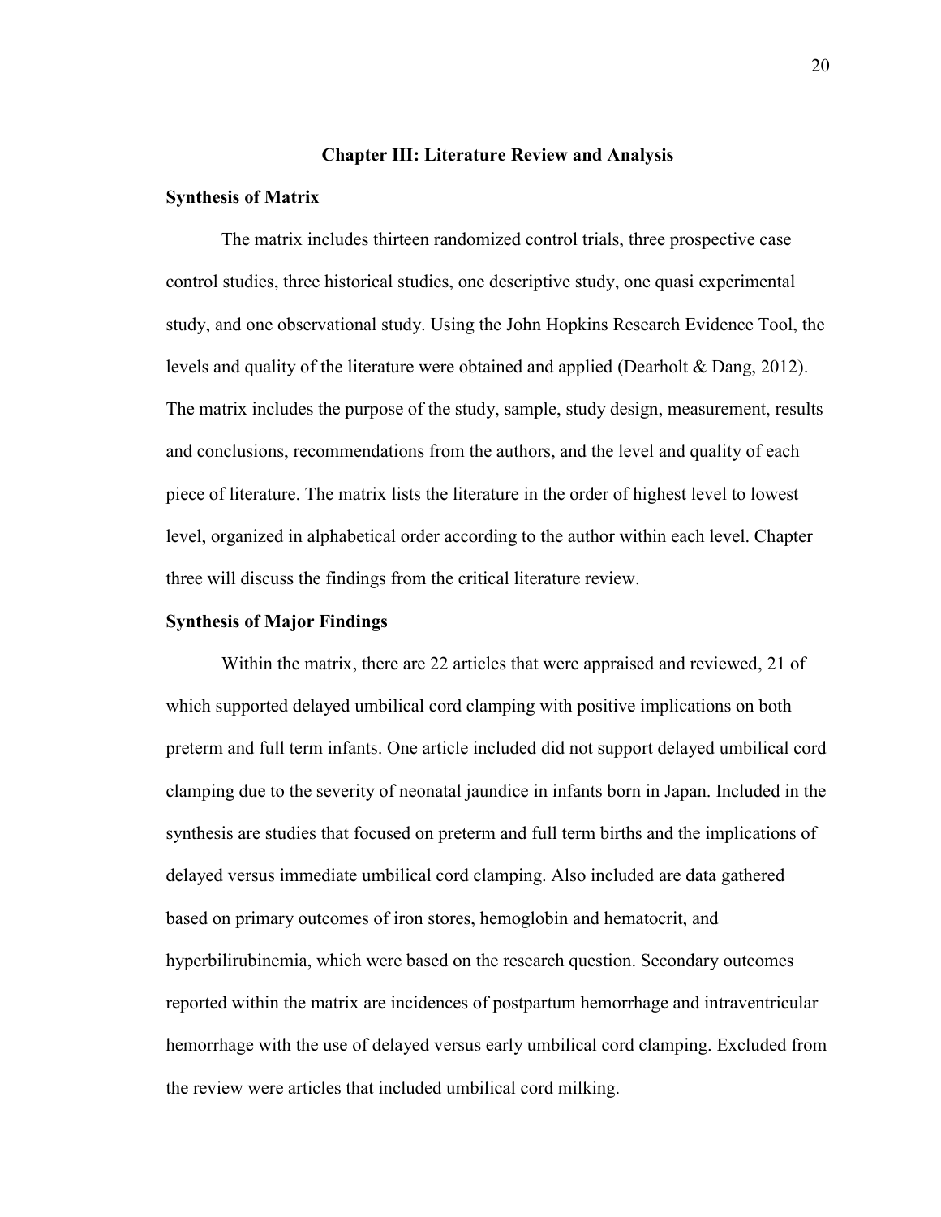# Chapter III: Literature Review and Analysis

## Synthesis of Matrix

The matrix includes thirteen randomized control trials, three prospective case control studies, three historical studies, one descriptive study, one quasi experimental study, and one observational study. Using the John Hopkins Research Evidence Tool, the levels and quality of the literature were obtained and applied (Dearholt & Dang, 2012). The matrix includes the purpose of the study, sample, study design, measurement, results and conclusions, recommendations from the authors, and the level and quality of each piece of literature. The matrix lists the literature in the order of highest level to lowest level, organized in alphabetical order according to the author within each level. Chapter three will discuss the findings from the critical literature review.

## Synthesis of Major Findings

Within the matrix, there are 22 articles that were appraised and reviewed, 21 of which supported delayed umbilical cord clamping with positive implications on both preterm and full term infants. One article included did not support delayed umbilical cord clamping due to the severity of neonatal jaundice in infants born in Japan. Included in the synthesis are studies that focused on preterm and full term births and the implications of delayed versus immediate umbilical cord clamping. Also included are data gathered based on primary outcomes of iron stores, hemoglobin and hematocrit, and hyperbilirubinemia, which were based on the research question. Secondary outcomes reported within the matrix are incidences of postpartum hemorrhage and intraventricular hemorrhage with the use of delayed versus early umbilical cord clamping. Excluded from the review were articles that included umbilical cord milking.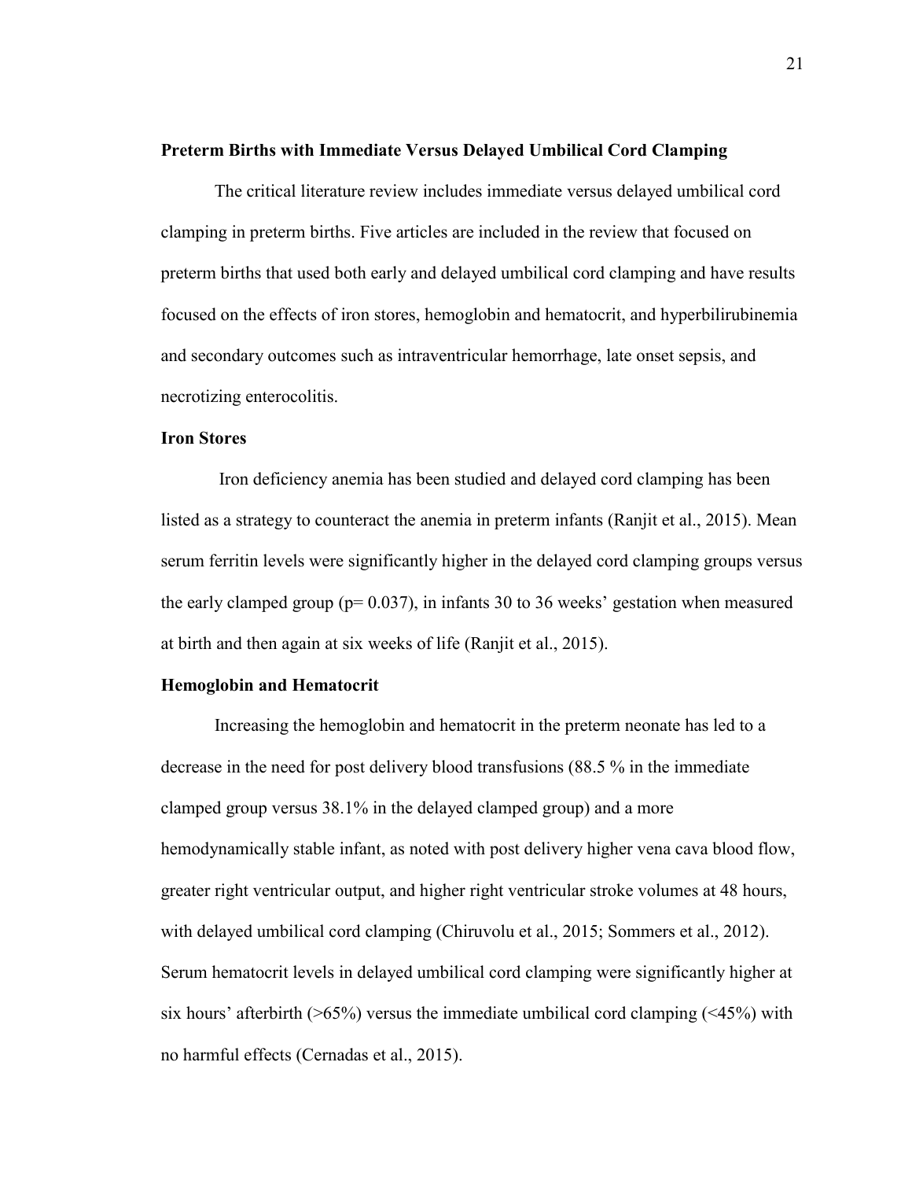## Preterm Births with Immediate Versus Delayed Umbilical Cord Clamping

The critical literature review includes immediate versus delayed umbilical cord clamping in preterm births. Five articles are included in the review that focused on preterm births that used both early and delayed umbilical cord clamping and have results focused on the effects of iron stores, hemoglobin and hematocrit, and hyperbilirubinemia and secondary outcomes such as intraventricular hemorrhage, late onset sepsis, and necrotizing enterocolitis.

### Iron Stores

Iron deficiency anemia has been studied and delayed cord clamping has been listed as a strategy to counteract the anemia in preterm infants (Ranjit et al., 2015). Mean serum ferritin levels were significantly higher in the delayed cord clamping groups versus the early clamped group ($p = 0.037$), in infants 30 to 36 weeks' gestation when measured at birth and then again at six weeks of life (Ranjit et al., 2015).

### Hemoglobin and Hematocrit

Increasing the hemoglobin and hematocrit in the preterm neonate has led to a decrease in the need for post delivery blood transfusions (88.5 % in the immediate clamped group versus 38.1% in the delayed clamped group) and a more hemodynamically stable infant, as noted with post delivery higher vena cava blood flow, greater right ventricular output, and higher right ventricular stroke volumes at 48 hours, with delayed umbilical cord clamping (Chiruvolu et al., 2015; Sommers et al., 2012). Serum hematocrit levels in delayed umbilical cord clamping were significantly higher at six hours' afterbirth (>65%) versus the immediate umbilical cord clamping (<45%) with no harmful effects (Cernadas et al., 2015).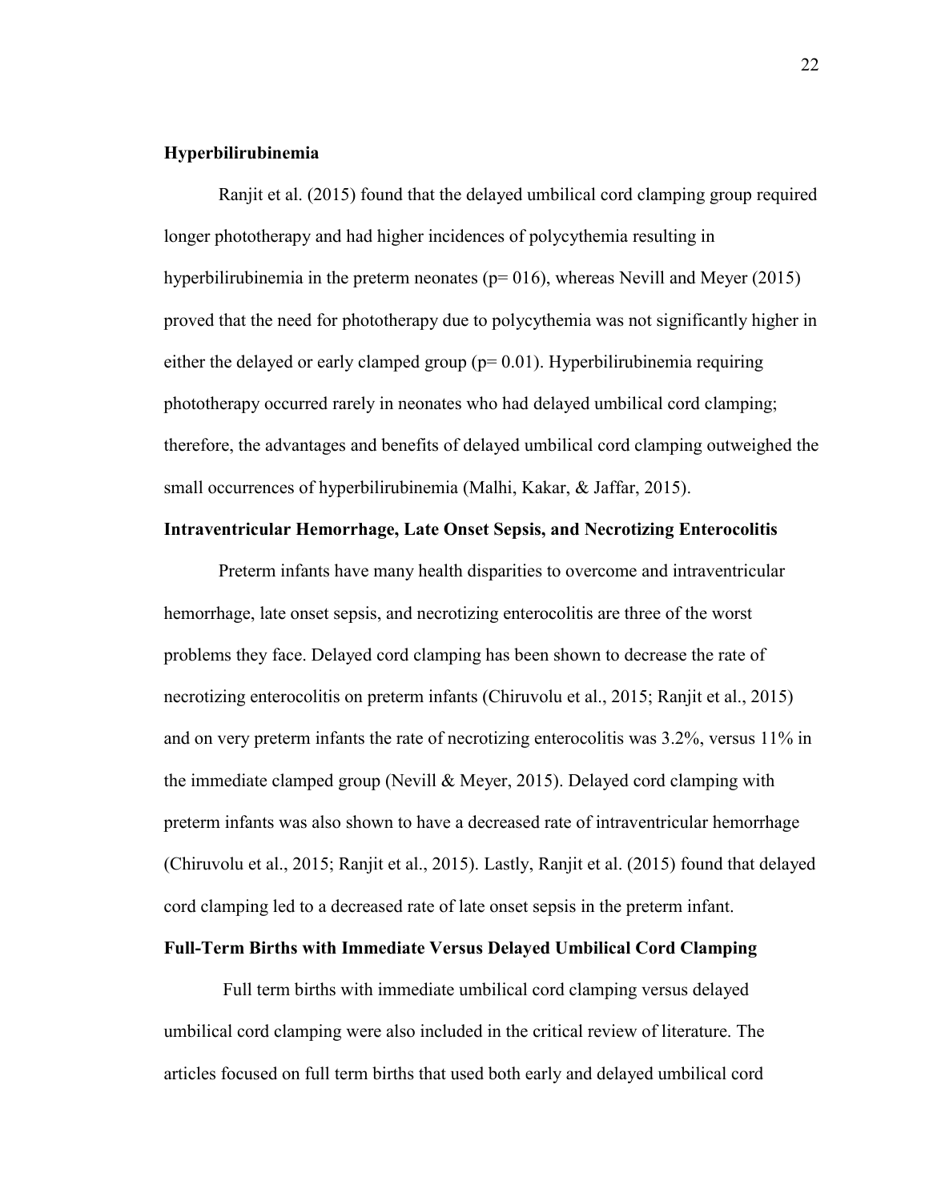**Hyperbilirubinemia**

Ranjit et al. (2015) found that the delayed umbilical cord clamping group required longer phototherapy and had higher incidences of polycythemia resulting in hyperbilirubinemia in the preterm neonates (p= 016), whereas Nevill and Meyer (2015) proved that the need for phototherapy due to polycythemia was not significantly higher in either the delayed or early clamped group (p= 0.01). Hyperbilirubinemia requiring phototherapy occurred rarely in neonates who had delayed umbilical cord clamping; therefore, the advantages and benefits of delayed umbilical cord clamping outweighed the small occurrences of hyperbilirubinemia (Malhi, Kakar, & Jaffar, 2015).

**Intraventricular Hemorrhage, Late Onset Sepsis, and Necrotizing Enterocolitis**

Preterm infants have many health disparities to overcome and intraventricular hemorrhage, late onset sepsis, and necrotizing enterocolitis are three of the worst problems they face. Delayed cord clamping has been shown to decrease the rate of necrotizing enterocolitis on preterm infants (Chiruvolu et al., 2015; Ranjit et al., 2015) and on very preterm infants the rate of necrotizing enterocolitis was 3.2%, versus 11% in the immediate clamped group (Nevill & Meyer, 2015). Delayed cord clamping with preterm infants was also shown to have a decreased rate of intraventricular hemorrhage (Chiruvolu et al., 2015; Ranjit et al., 2015). Lastly, Ranjit et al. (2015) found that delayed cord clamping led to a decreased rate of late onset sepsis in the preterm infant.

**Full-Term Births with Immediate Versus Delayed Umbilical Cord Clamping**

Full term births with immediate umbilical cord clamping versus delayed umbilical cord clamping were also included in the critical review of literature. The articles focused on full term births that used both early and delayed umbilical cord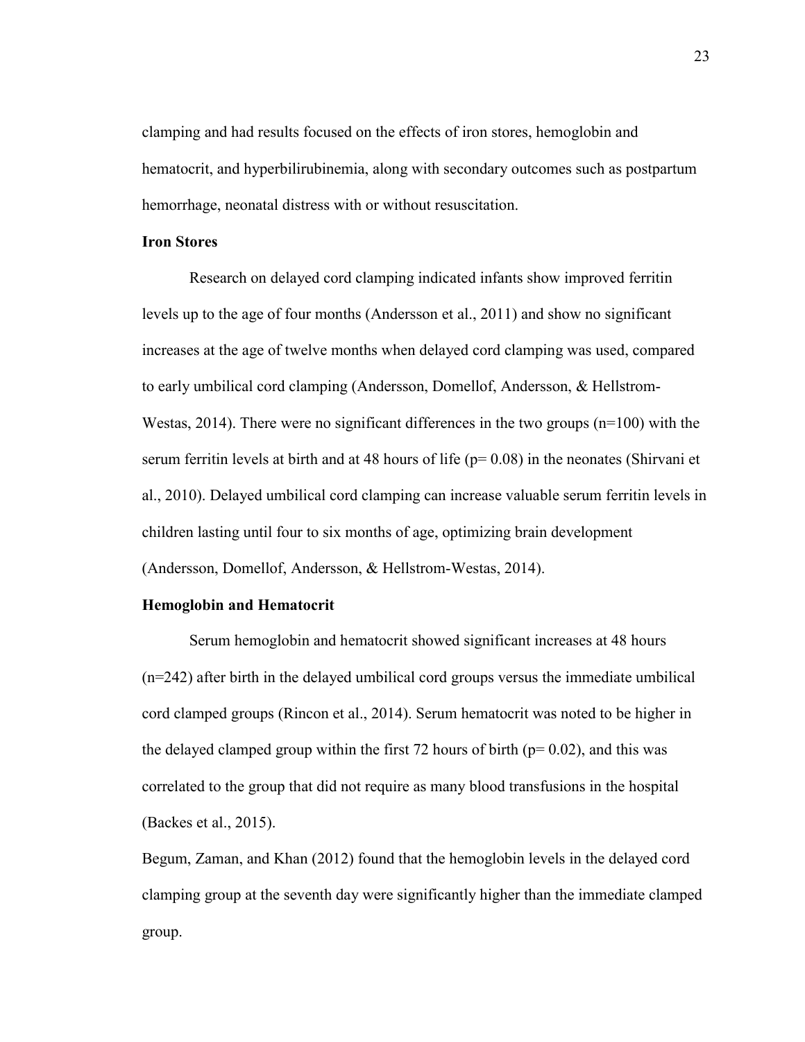clamping and had results focused on the effects of iron stores, hemoglobin and hematocrit, and hyperbilirubinemia, along with secondary outcomes such as postpartum hemorrhage, neonatal distress with or without resuscitation.

### Iron Stores

Research on delayed cord clamping indicated infants show improved ferritin levels up to the age of four months (Andersson et al., 2011) and show no significant increases at the age of twelve months when delayed cord clamping was used, compared to early umbilical cord clamping (Andersson, Domellof, Andersson, & Hellstrom-Westas, 2014). There were no significant differences in the two groups (n=100) with the serum ferritin levels at birth and at 48 hours of life ($p = 0.08$) in the neonates (Shirvani et al., 2010). Delayed umbilical cord clamping can increase valuable serum ferritin levels in children lasting until four to six months of age, optimizing brain development (Andersson, Domellof, Andersson, & Hellstrom-Westas, 2014).

### Hemoglobin and Hematocrit

Serum hemoglobin and hematocrit showed significant increases at 48 hours (n=242) after birth in the delayed umbilical cord groups versus the immediate umbilical cord clamped groups (Rincon et al., 2014). Serum hematocrit was noted to be higher in the delayed clamped group within the first 72 hours of birth ($p = 0.02$), and this was correlated to the group that did not require as many blood transfusions in the hospital (Backes et al., 2015).

Begum, Zaman, and Khan (2012) found that the hemoglobin levels in the delayed cord clamping group at the seventh day were significantly higher than the immediate clamped group.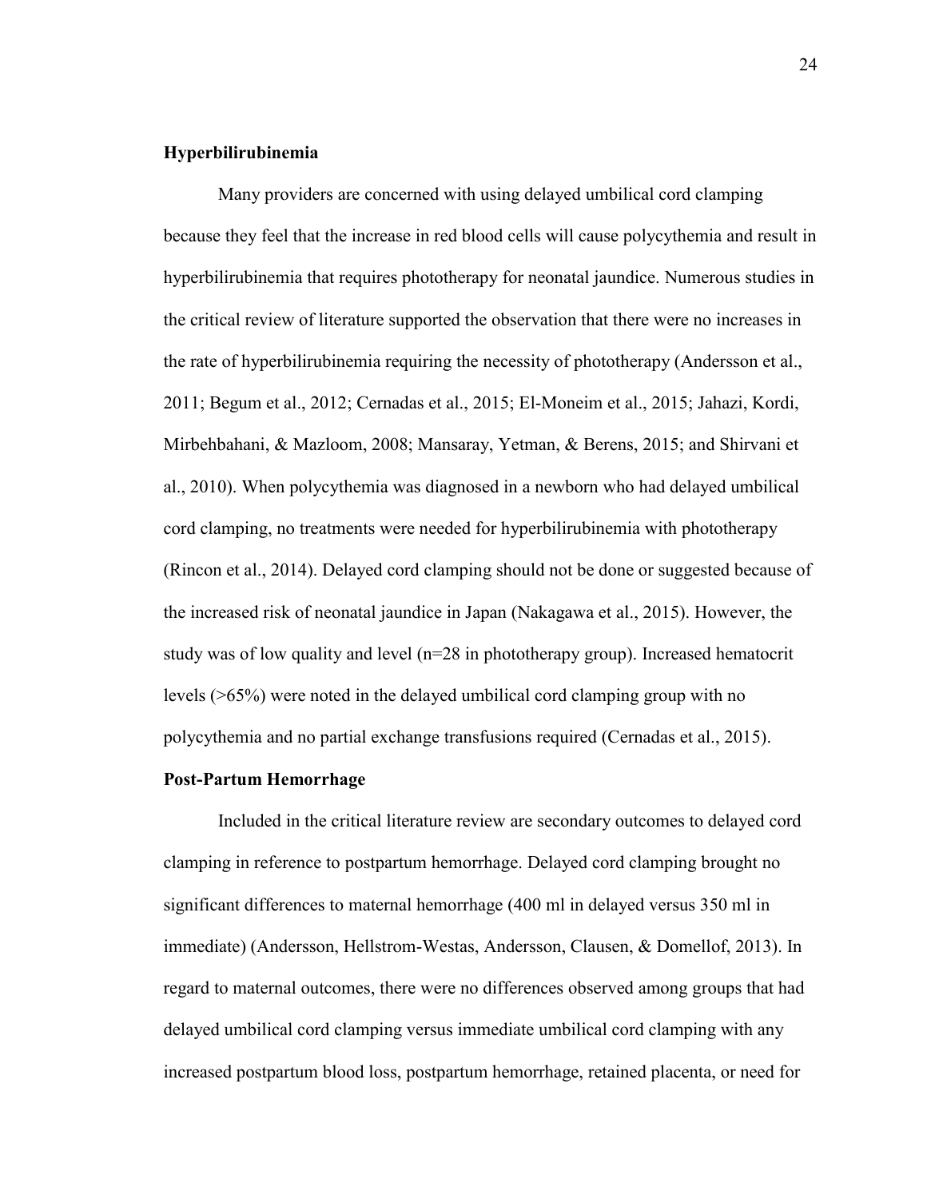### Hyperbilirubinemia

Many providers are concerned with using delayed umbilical cord clamping because they feel that the increase in red blood cells will cause polycythemia and result in hyperbilirubinemia that requires phototherapy for neonatal jaundice. Numerous studies in the critical review of literature supported the observation that there were no increases in the rate of hyperbilirubinemia requiring the necessity of phototherapy (Andersson et al., 2011; Begum et al., 2012; Cernadas et al., 2015; El-Moneim et al., 2015; Jahazi, Kordi, Mirbehbahani, & Mazloom, 2008; Mansaray, Yetman, & Berens, 2015; and Shirvani et al., 2010). When polycythemia was diagnosed in a newborn who had delayed umbilical cord clamping, no treatments were needed for hyperbilirubinemia with phototherapy (Rincon et al., 2014). Delayed cord clamping should not be done or suggested because of the increased risk of neonatal jaundice in Japan (Nakagawa et al., 2015). However, the study was of low quality and level (n=28 in phototherapy group). Increased hematocrit levels (>65%) were noted in the delayed umbilical cord clamping group with no polycythemia and no partial exchange transfusions required (Cernadas et al., 2015).

### Post-Partum Hemorrhage

Included in the critical literature review are secondary outcomes to delayed cord clamping in reference to postpartum hemorrhage. Delayed cord clamping brought no significant differences to maternal hemorrhage (400 ml in delayed versus 350 ml in immediate) (Andersson, Hellstrom-Westas, Andersson, Clausen, & Domellof, 2013). In regard to maternal outcomes, there were no differences observed among groups that had delayed umbilical cord clamping versus immediate umbilical cord clamping with any increased postpartum blood loss, postpartum hemorrhage, retained placenta, or need for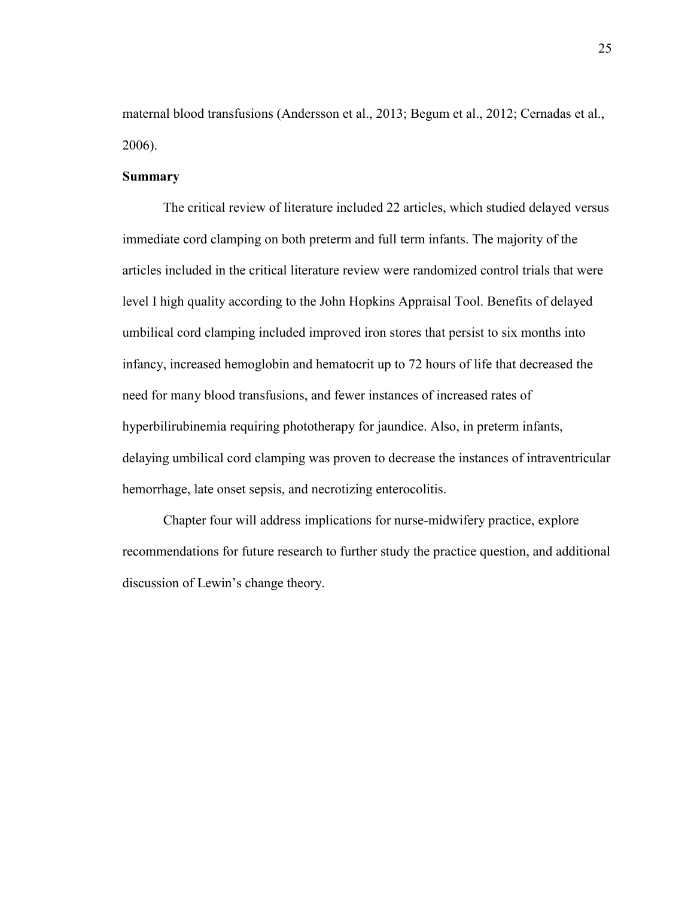maternal blood transfusions (Andersson et al., 2013; Begum et al., 2012; Cernadas et al., 2006).

## Summary

The critical review of literature included 22 articles, which studied delayed versus immediate cord clamping on both preterm and full term infants. The majority of the articles included in the critical literature review were randomized control trials that were level I high quality according to the John Hopkins Appraisal Tool. Benefits of delayed umbilical cord clamping included improved iron stores that persist to six months into infancy, increased hemoglobin and hematocrit up to 72 hours of life that decreased the need for many blood transfusions, and fewer instances of increased rates of hyperbilirubinemia requiring phototherapy for jaundice. Also, in preterm infants, delaying umbilical cord clamping was proven to decrease the instances of intraventricular hemorrhage, late onset sepsis, and necrotizing enterocolitis.

Chapter four will address implications for nurse-midwifery practice, explore recommendations for future research to further study the practice question, and additional discussion of Lewin's change theory.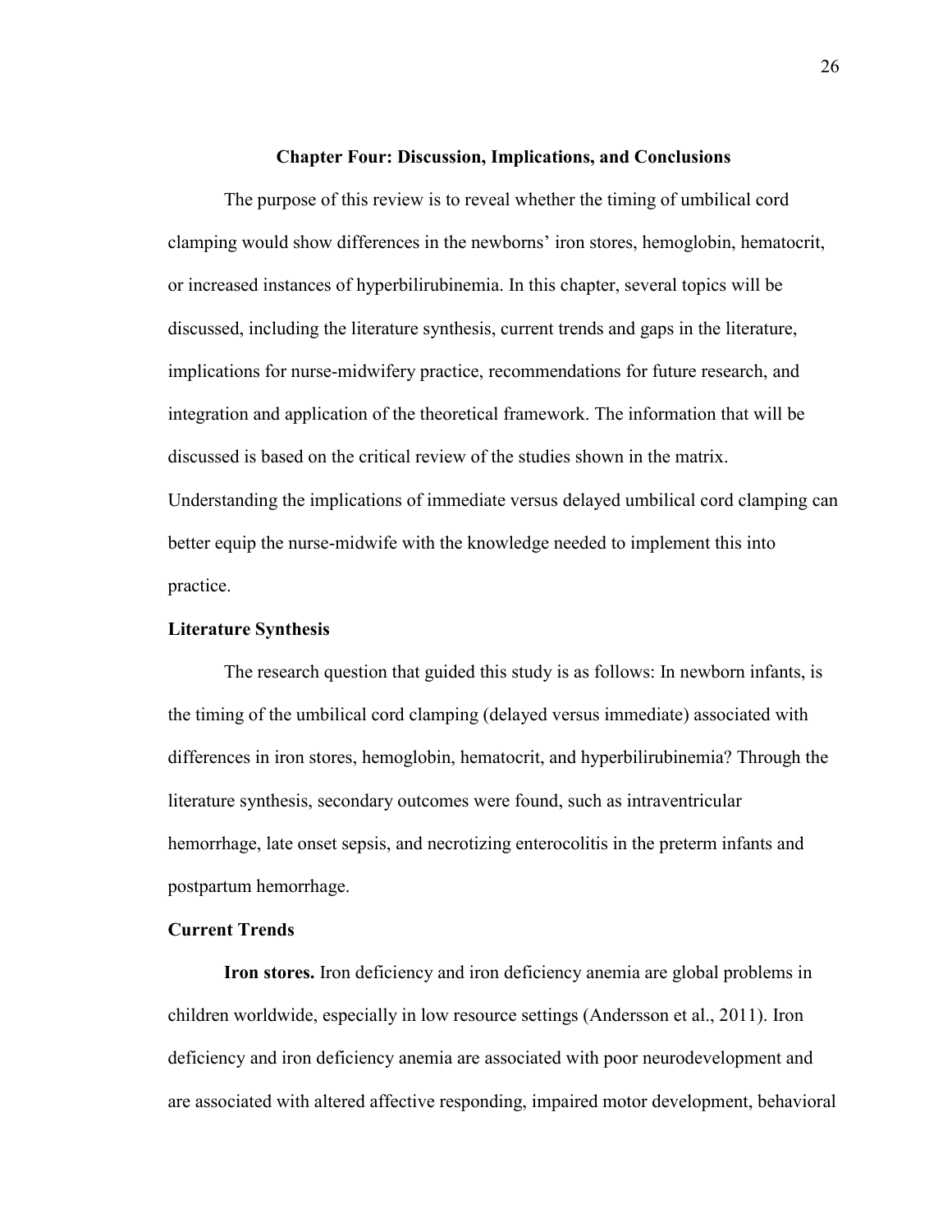# Chapter Four: Discussion, Implications, and Conclusions

The purpose of this review is to reveal whether the timing of umbilical cord clamping would show differences in the newborns' iron stores, hemoglobin, hematocrit, or increased instances of hyperbilirubinemia. In this chapter, several topics will be discussed, including the literature synthesis, current trends and gaps in the literature, implications for nurse-midwifery practice, recommendations for future research, and integration and application of the theoretical framework. The information that will be discussed is based on the critical review of the studies shown in the matrix. Understanding the implications of immediate versus delayed umbilical cord clamping can better equip the nurse-midwife with the knowledge needed to implement this into practice.

## Literature Synthesis

The research question that guided this study is as follows: In newborn infants, is the timing of the umbilical cord clamping (delayed versus immediate) associated with differences in iron stores, hemoglobin, hematocrit, and hyperbilirubinemia? Through the literature synthesis, secondary outcomes were found, such as intraventricular hemorrhage, late onset sepsis, and necrotizing enterocolitis in the preterm infants and postpartum hemorrhage.

## Current Trends

**Iron stores.** Iron deficiency and iron deficiency anemia are global problems in children worldwide, especially in low resource settings (Andersson et al., 2011). Iron deficiency and iron deficiency anemia are associated with poor neurodevelopment and are associated with altered affective responding, impaired motor development, behavioral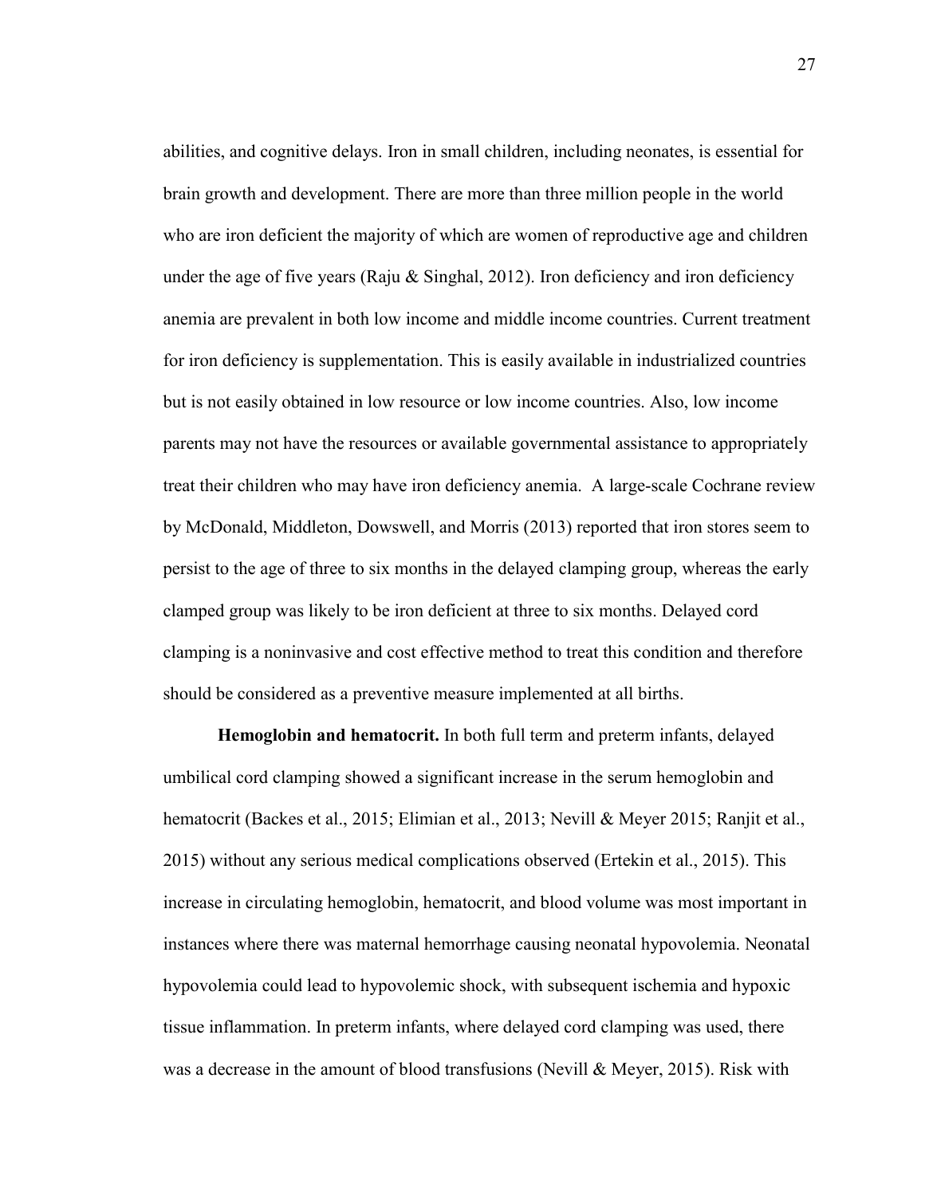abilities, and cognitive delays. Iron in small children, including neonates, is essential for brain growth and development. There are more than three million people in the world who are iron deficient the majority of which are women of reproductive age and children under the age of five years (Raju & Singhal, 2012). Iron deficiency and iron deficiency anemia are prevalent in both low income and middle income countries. Current treatment for iron deficiency is supplementation. This is easily available in industrialized countries but is not easily obtained in low resource or low income countries. Also, low income parents may not have the resources or available governmental assistance to appropriately treat their children who may have iron deficiency anemia. A large-scale Cochrane review by McDonald, Middleton, Dowswell, and Morris (2013) reported that iron stores seem to persist to the age of three to six months in the delayed clamping group, whereas the early clamped group was likely to be iron deficient at three to six months. Delayed cord clamping is a noninvasive and cost effective method to treat this condition and therefore should be considered as a preventive measure implemented at all births.

**Hemoglobin and hematocrit.** In both full term and preterm infants, delayed umbilical cord clamping showed a significant increase in the serum hemoglobin and hematocrit (Backes et al., 2015; Elimian et al., 2013; Nevill & Meyer 2015; Ranjit et al., 2015) without any serious medical complications observed (Ertekin et al., 2015). This increase in circulating hemoglobin, hematocrit, and blood volume was most important in instances where there was maternal hemorrhage causing neonatal hypovolemia. Neonatal hypovolemia could lead to hypovolemic shock, with subsequent ischemia and hypoxic tissue inflammation. In preterm infants, where delayed cord clamping was used, there was a decrease in the amount of blood transfusions (Nevill & Meyer, 2015). Risk with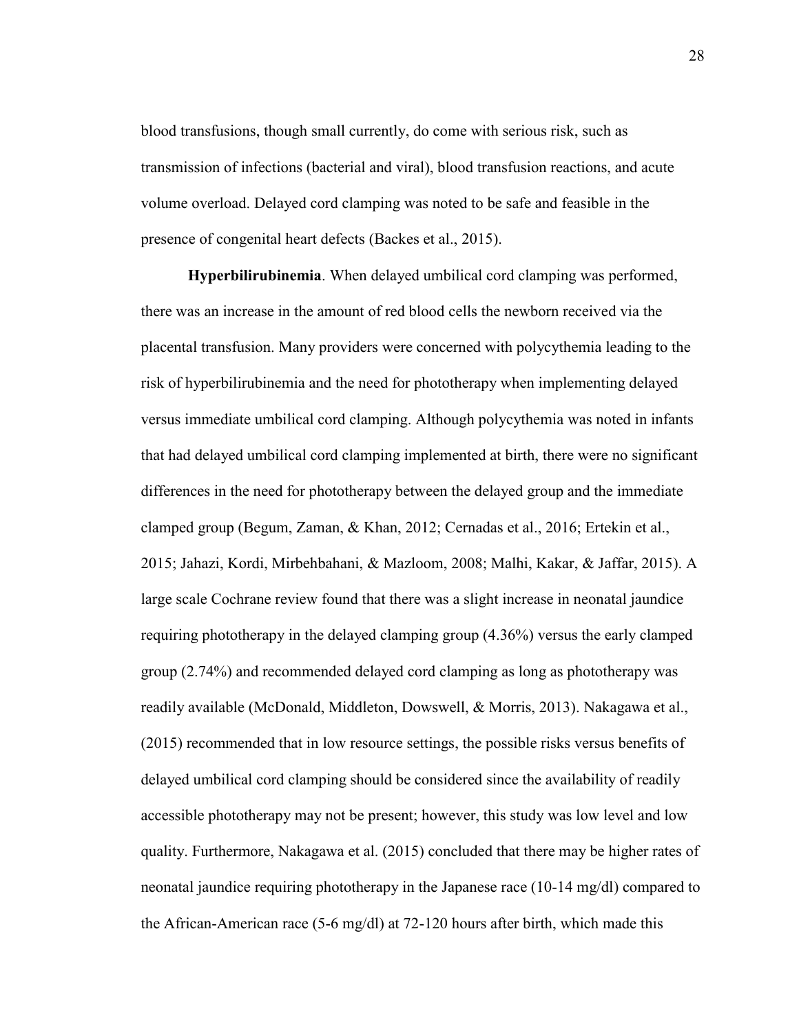blood transfusions, though small currently, do come with serious risk, such as transmission of infections (bacterial and viral), blood transfusion reactions, and acute volume overload. Delayed cord clamping was noted to be safe and feasible in the presence of congenital heart defects (Backes et al., 2015).

**Hyperbilirubinemia**. When delayed umbilical cord clamping was performed, there was an increase in the amount of red blood cells the newborn received via the placental transfusion. Many providers were concerned with polycythemia leading to the risk of hyperbilirubinemia and the need for phototherapy when implementing delayed versus immediate umbilical cord clamping. Although polycythemia was noted in infants that had delayed umbilical cord clamping implemented at birth, there were no significant differences in the need for phototherapy between the delayed group and the immediate clamped group (Begum, Zaman, & Khan, 2012; Cernadas et al., 2016; Ertekin et al., 2015; Jahazi, Kordi, Mirbehbahani, & Mazloom, 2008; Malhi, Kakar, & Jaffar, 2015). A large scale Cochrane review found that there was a slight increase in neonatal jaundice requiring phototherapy in the delayed clamping group (4.36%) versus the early clamped group (2.74%) and recommended delayed cord clamping as long as phototherapy was readily available (McDonald, Middleton, Dowswell, & Morris, 2013). Nakagawa et al., (2015) recommended that in low resource settings, the possible risks versus benefits of delayed umbilical cord clamping should be considered since the availability of readily accessible phototherapy may not be present; however, this study was low level and low quality. Furthermore, Nakagawa et al. (2015) concluded that there may be higher rates of neonatal jaundice requiring phototherapy in the Japanese race (10-14 mg/dl) compared to the African-American race (5-6 mg/dl) at 72-120 hours after birth, which made this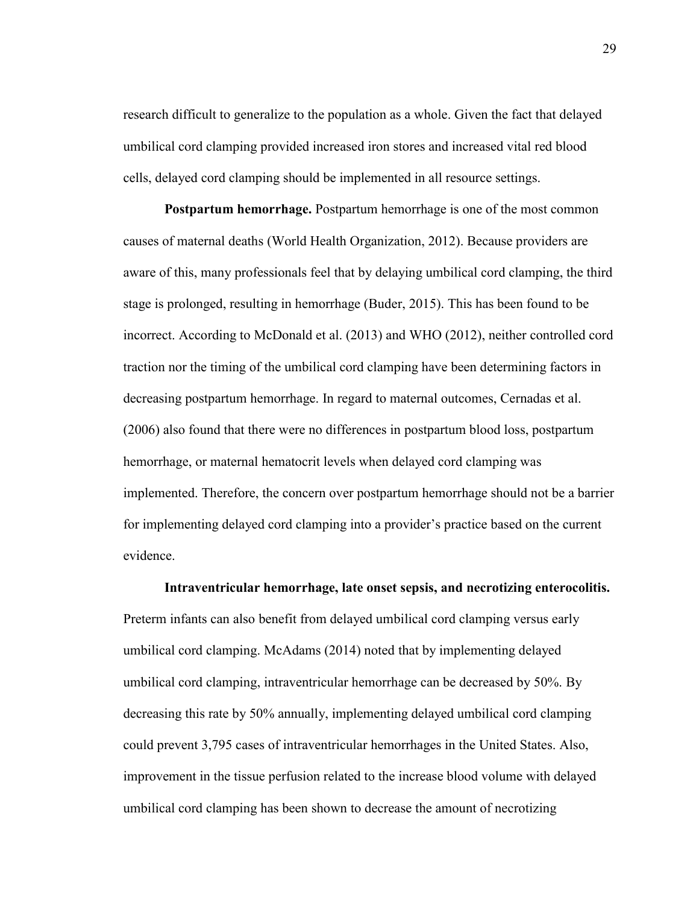research difficult to generalize to the population as a whole. Given the fact that delayed umbilical cord clamping provided increased iron stores and increased vital red blood cells, delayed cord clamping should be implemented in all resource settings.

**Postpartum hemorrhage.** Postpartum hemorrhage is one of the most common causes of maternal deaths (World Health Organization, 2012). Because providers are aware of this, many professionals feel that by delaying umbilical cord clamping, the third stage is prolonged, resulting in hemorrhage (Buder, 2015). This has been found to be incorrect. According to McDonald et al. (2013) and WHO (2012), neither controlled cord traction nor the timing of the umbilical cord clamping have been determining factors in decreasing postpartum hemorrhage. In regard to maternal outcomes, Cernadas et al. (2006) also found that there were no differences in postpartum blood loss, postpartum hemorrhage, or maternal hematocrit levels when delayed cord clamping was implemented. Therefore, the concern over postpartum hemorrhage should not be a barrier for implementing delayed cord clamping into a provider's practice based on the current evidence.

**Intraventricular hemorrhage, late onset sepsis, and necrotizing enterocolitis.** Preterm infants can also benefit from delayed umbilical cord clamping versus early umbilical cord clamping. McAdams (2014) noted that by implementing delayed umbilical cord clamping, intraventricular hemorrhage can be decreased by 50%. By decreasing this rate by 50% annually, implementing delayed umbilical cord clamping could prevent 3,795 cases of intraventricular hemorrhages in the United States. Also, improvement in the tissue perfusion related to the increase blood volume with delayed umbilical cord clamping has been shown to decrease the amount of necrotizing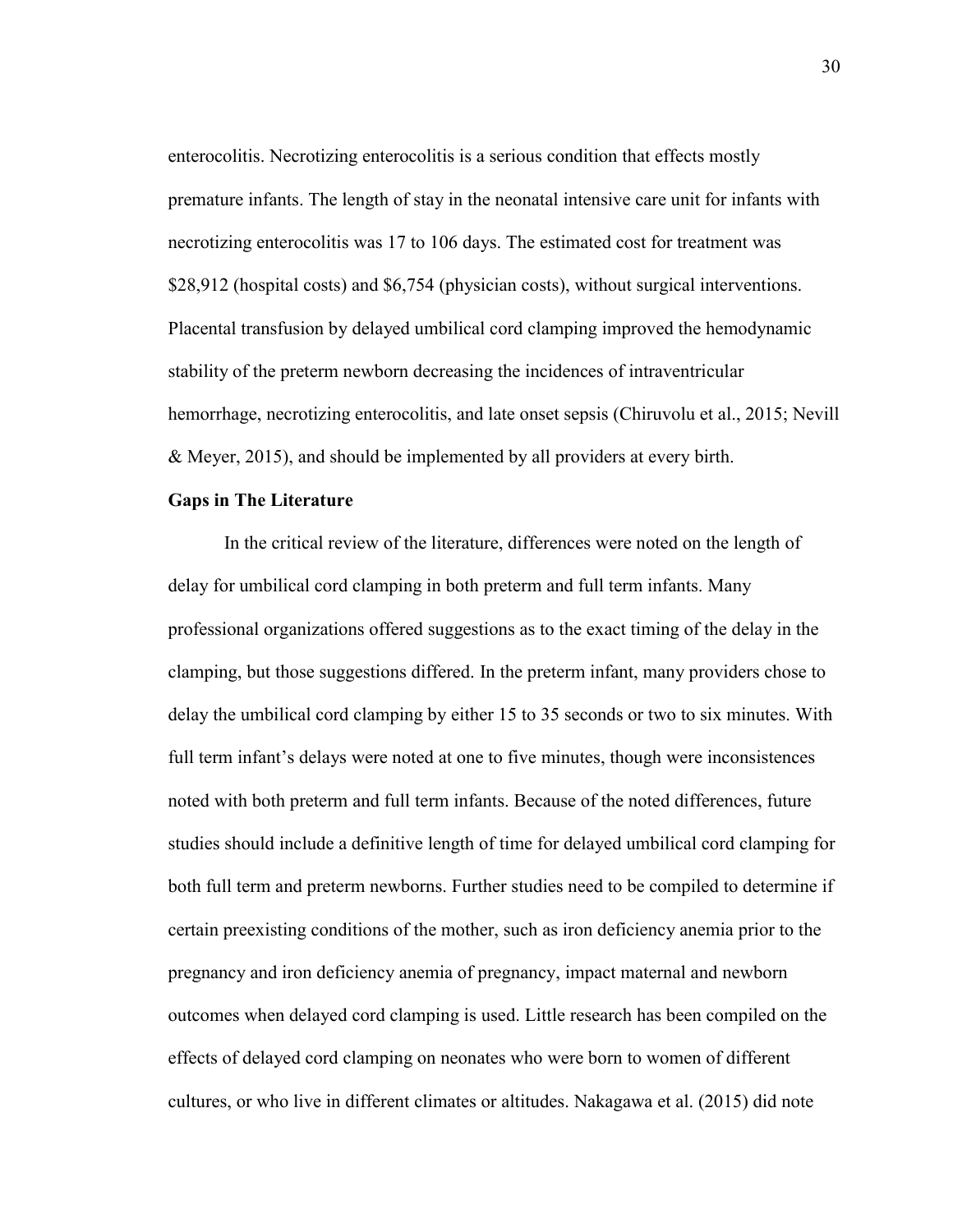enterocolitis. Necrotizing enterocolitis is a serious condition that effects mostly premature infants. The length of stay in the neonatal intensive care unit for infants with necrotizing enterocolitis was 17 to 106 days. The estimated cost for treatment was $28,912 (hospital costs) and $6,754 (physician costs), without surgical interventions. Placental transfusion by delayed umbilical cord clamping improved the hemodynamic stability of the preterm newborn decreasing the incidences of intraventricular hemorrhage, necrotizing enterocolitis, and late onset sepsis (Chiruvolu et al., 2015; Nevill & Meyer, 2015), and should be implemented by all providers at every birth.

**Gaps in The Literature**

In the critical review of the literature, differences were noted on the length of delay for umbilical cord clamping in both preterm and full term infants. Many professional organizations offered suggestions as to the exact timing of the delay in the clamping, but those suggestions differed. In the preterm infant, many providers chose to delay the umbilical cord clamping by either 15 to 35 seconds or two to six minutes. With full term infant's delays were noted at one to five minutes, though were inconsistences noted with both preterm and full term infants. Because of the noted differences, future studies should include a definitive length of time for delayed umbilical cord clamping for both full term and preterm newborns. Further studies need to be compiled to determine if certain preexisting conditions of the mother, such as iron deficiency anemia prior to the pregnancy and iron deficiency anemia of pregnancy, impact maternal and newborn outcomes when delayed cord clamping is used. Little research has been compiled on the effects of delayed cord clamping on neonates who were born to women of different cultures, or who live in different climates or altitudes. Nakagawa et al. (2015) did note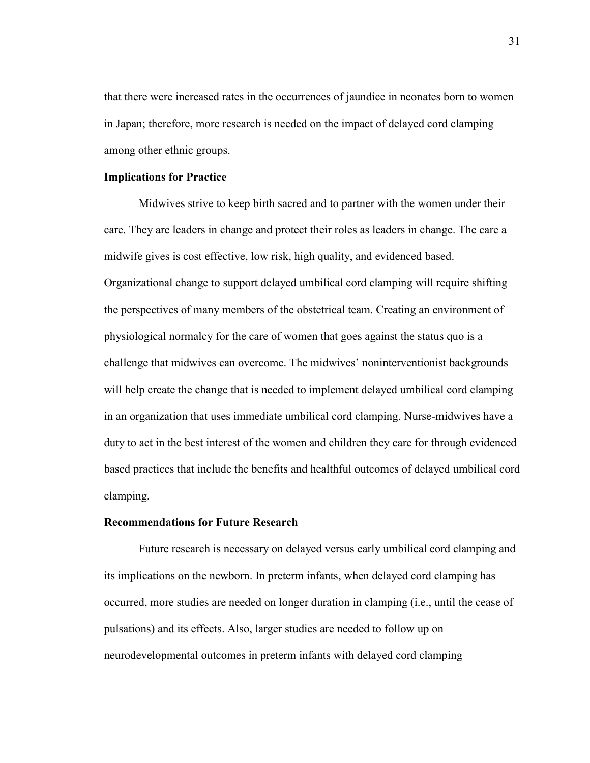that there were increased rates in the occurrences of jaundice in neonates born to women in Japan; therefore, more research is needed on the impact of delayed cord clamping among other ethnic groups.

### Implications for Practice

Midwives strive to keep birth sacred and to partner with the women under their care. They are leaders in change and protect their roles as leaders in change. The care a midwife gives is cost effective, low risk, high quality, and evidenced based. Organizational change to support delayed umbilical cord clamping will require shifting the perspectives of many members of the obstetrical team. Creating an environment of physiological normalcy for the care of women that goes against the status quo is a challenge that midwives can overcome. The midwives' noninterventionist backgrounds will help create the change that is needed to implement delayed umbilical cord clamping in an organization that uses immediate umbilical cord clamping. Nurse-midwives have a duty to act in the best interest of the women and children they care for through evidenced based practices that include the benefits and healthful outcomes of delayed umbilical cord clamping.

### Recommendations for Future Research

Future research is necessary on delayed versus early umbilical cord clamping and its implications on the newborn. In preterm infants, when delayed cord clamping has occurred, more studies are needed on longer duration in clamping (i.e., until the cease of pulsations) and its effects. Also, larger studies are needed to follow up on neurodevelopmental outcomes in preterm infants with delayed cord clamping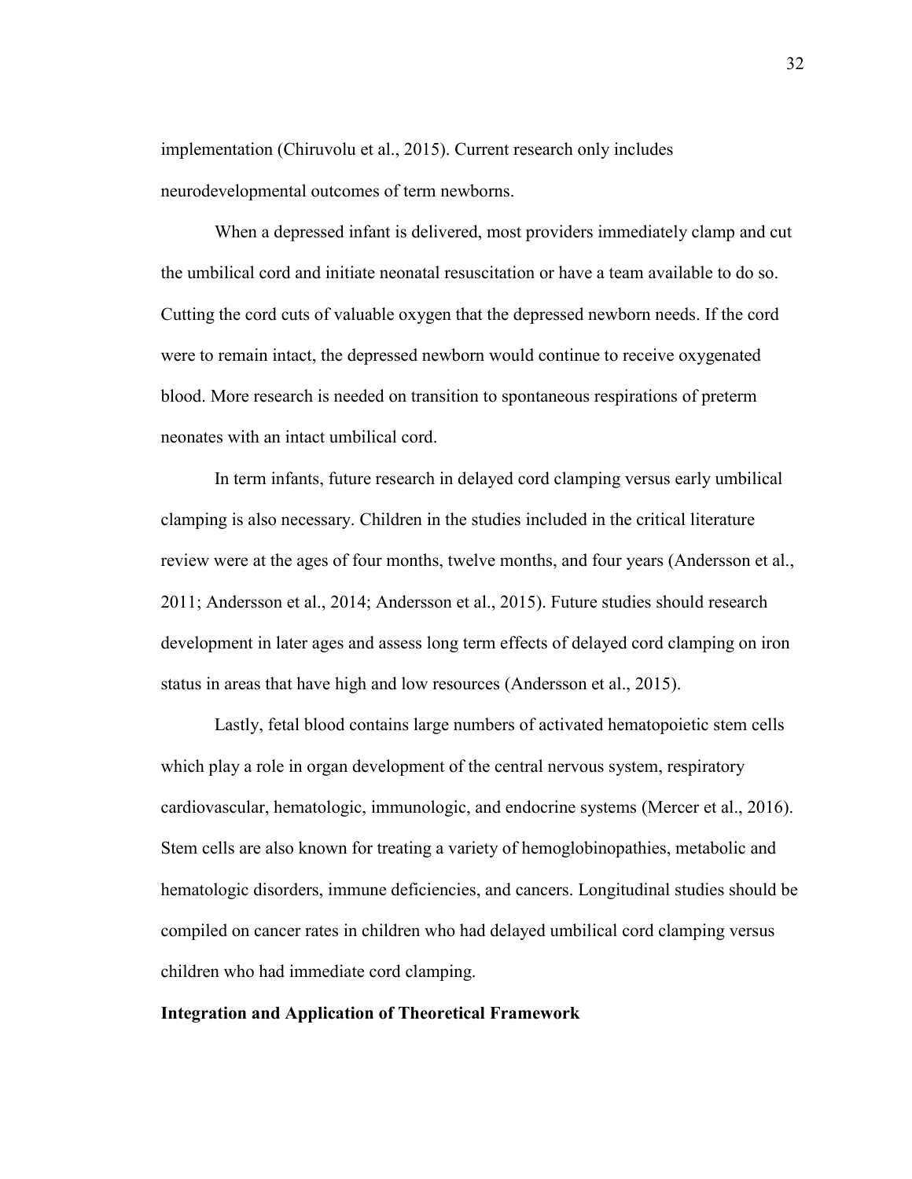implementation (Chiruvolu et al., 2015). Current research only includes neurodevelopmental outcomes of term newborns.

When a depressed infant is delivered, most providers immediately clamp and cut the umbilical cord and initiate neonatal resuscitation or have a team available to do so. Cutting the cord cuts of valuable oxygen that the depressed newborn needs. If the cord were to remain intact, the depressed newborn would continue to receive oxygenated blood. More research is needed on transition to spontaneous respirations of preterm neonates with an intact umbilical cord.

In term infants, future research in delayed cord clamping versus early umbilical clamping is also necessary. Children in the studies included in the critical literature review were at the ages of four months, twelve months, and four years (Andersson et al., 2011; Andersson et al., 2014; Andersson et al., 2015). Future studies should research development in later ages and assess long term effects of delayed cord clamping on iron status in areas that have high and low resources (Andersson et al., 2015).

Lastly, fetal blood contains large numbers of activated hematopoietic stem cells which play a role in organ development of the central nervous system, respiratory cardiovascular, hematologic, immunologic, and endocrine systems (Mercer et al., 2016). Stem cells are also known for treating a variety of hemoglobinopathies, metabolic and hematologic disorders, immune deficiencies, and cancers. Longitudinal studies should be compiled on cancer rates in children who had delayed umbilical cord clamping versus children who had immediate cord clamping.

## Integration and Application of Theoretical Framework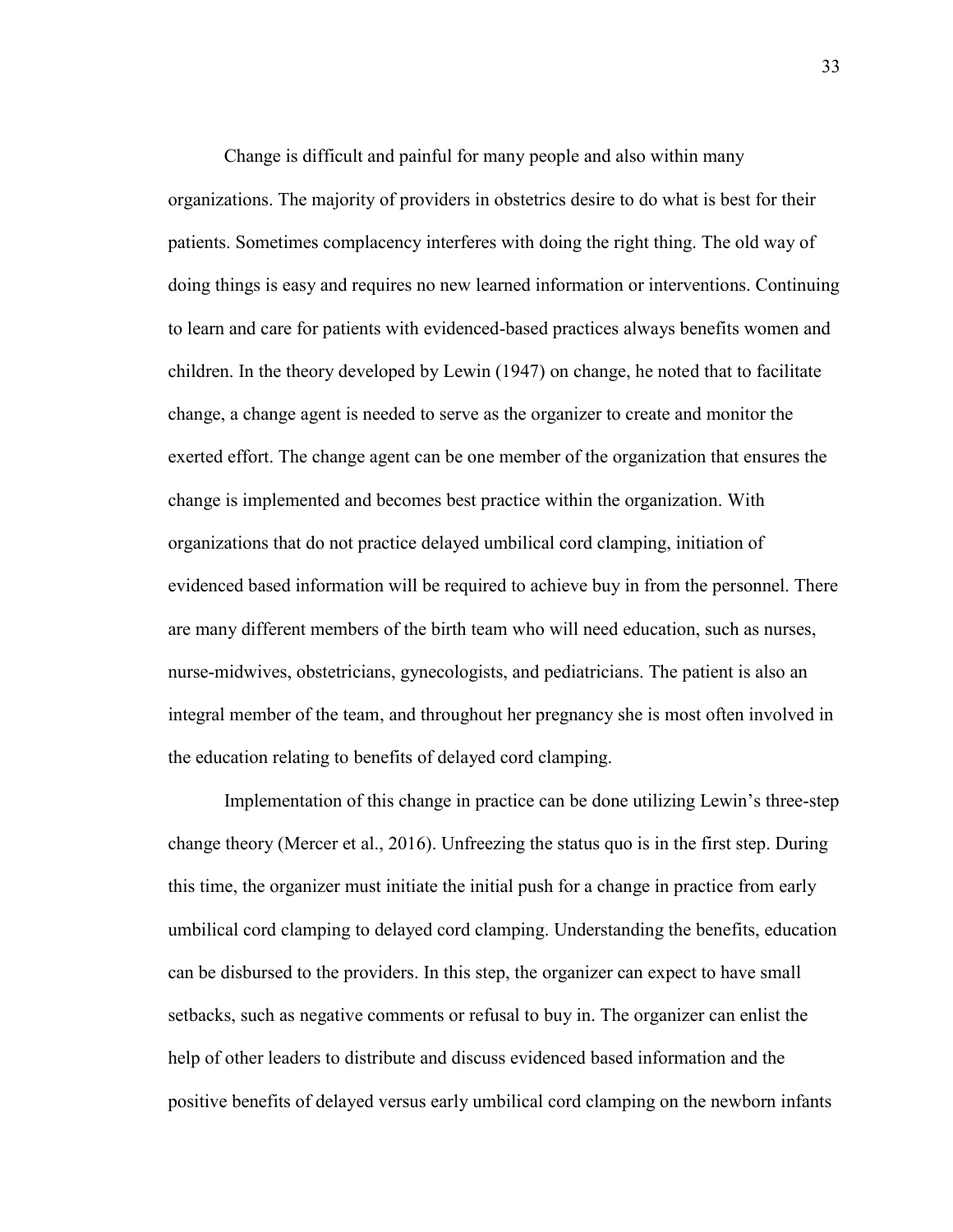Change is difficult and painful for many people and also within many organizations. The majority of providers in obstetrics desire to do what is best for their patients. Sometimes complacency interferes with doing the right thing. The old way of doing things is easy and requires no new learned information or interventions. Continuing to learn and care for patients with evidenced-based practices always benefits women and children. In the theory developed by Lewin (1947) on change, he noted that to facilitate change, a change agent is needed to serve as the organizer to create and monitor the exerted effort. The change agent can be one member of the organization that ensures the change is implemented and becomes best practice within the organization. With organizations that do not practice delayed umbilical cord clamping, initiation of evidenced based information will be required to achieve buy in from the personnel. There are many different members of the birth team who will need education, such as nurses, nurse-midwives, obstetricians, gynecologists, and pediatricians. The patient is also an integral member of the team, and throughout her pregnancy she is most often involved in the education relating to benefits of delayed cord clamping.

Implementation of this change in practice can be done utilizing Lewin's three-step change theory (Mercer et al., 2016). Unfreezing the status quo is in the first step. During this time, the organizer must initiate the initial push for a change in practice from early umbilical cord clamping to delayed cord clamping. Understanding the benefits, education can be disbursed to the providers. In this step, the organizer can expect to have small setbacks, such as negative comments or refusal to buy in. The organizer can enlist the help of other leaders to distribute and discuss evidenced based information and the positive benefits of delayed versus early umbilical cord clamping on the newborn infants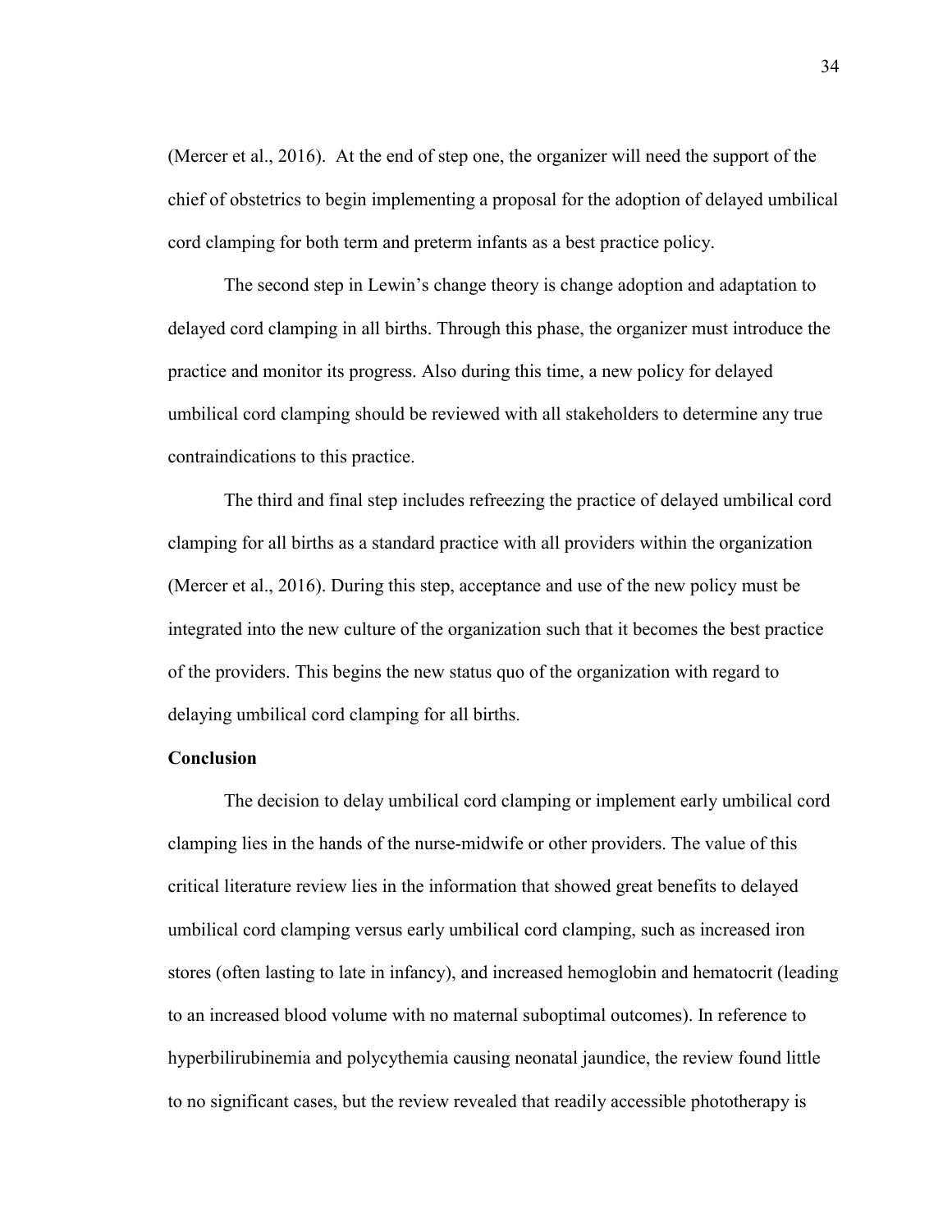(Mercer et al., 2016). At the end of step one, the organizer will need the support of the chief of obstetrics to begin implementing a proposal for the adoption of delayed umbilical cord clamping for both term and preterm infants as a best practice policy.

The second step in Lewin's change theory is change adoption and adaptation to delayed cord clamping in all births. Through this phase, the organizer must introduce the practice and monitor its progress. Also during this time, a new policy for delayed umbilical cord clamping should be reviewed with all stakeholders to determine any true contraindications to this practice.

The third and final step includes refreezing the practice of delayed umbilical cord clamping for all births as a standard practice with all providers within the organization (Mercer et al., 2016). During this step, acceptance and use of the new policy must be integrated into the new culture of the organization such that it becomes the best practice of the providers. This begins the new status quo of the organization with regard to delaying umbilical cord clamping for all births.

**Conclusion**

The decision to delay umbilical cord clamping or implement early umbilical cord clamping lies in the hands of the nurse-midwife or other providers. The value of this critical literature review lies in the information that showed great benefits to delayed umbilical cord clamping versus early umbilical cord clamping, such as increased iron stores (often lasting to late in infancy), and increased hemoglobin and hematocrit (leading to an increased blood volume with no maternal suboptimal outcomes). In reference to hyperbilirubinemia and polycythemia causing neonatal jaundice, the review found little to no significant cases, but the review revealed that readily accessible phototherapy is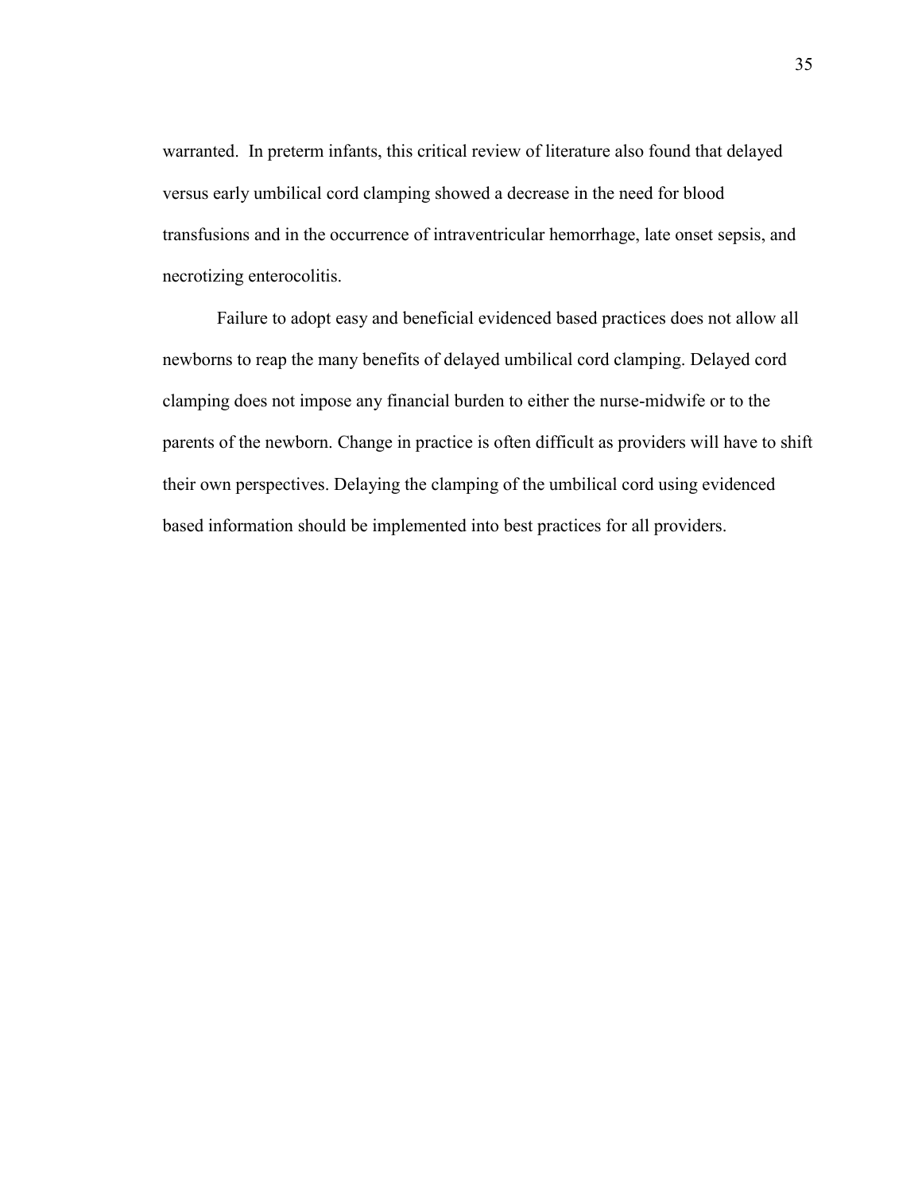warranted. In preterm infants, this critical review of literature also found that delayed versus early umbilical cord clamping showed a decrease in the need for blood transfusions and in the occurrence of intraventricular hemorrhage, late onset sepsis, and necrotizing enterocolitis.

Failure to adopt easy and beneficial evidenced based practices does not allow all newborns to reap the many benefits of delayed umbilical cord clamping. Delayed cord clamping does not impose any financial burden to either the nurse-midwife or to the parents of the newborn. Change in practice is often difficult as providers will have to shift their own perspectives. Delaying the clamping of the umbilical cord using evidenced based information should be implemented into best practices for all providers.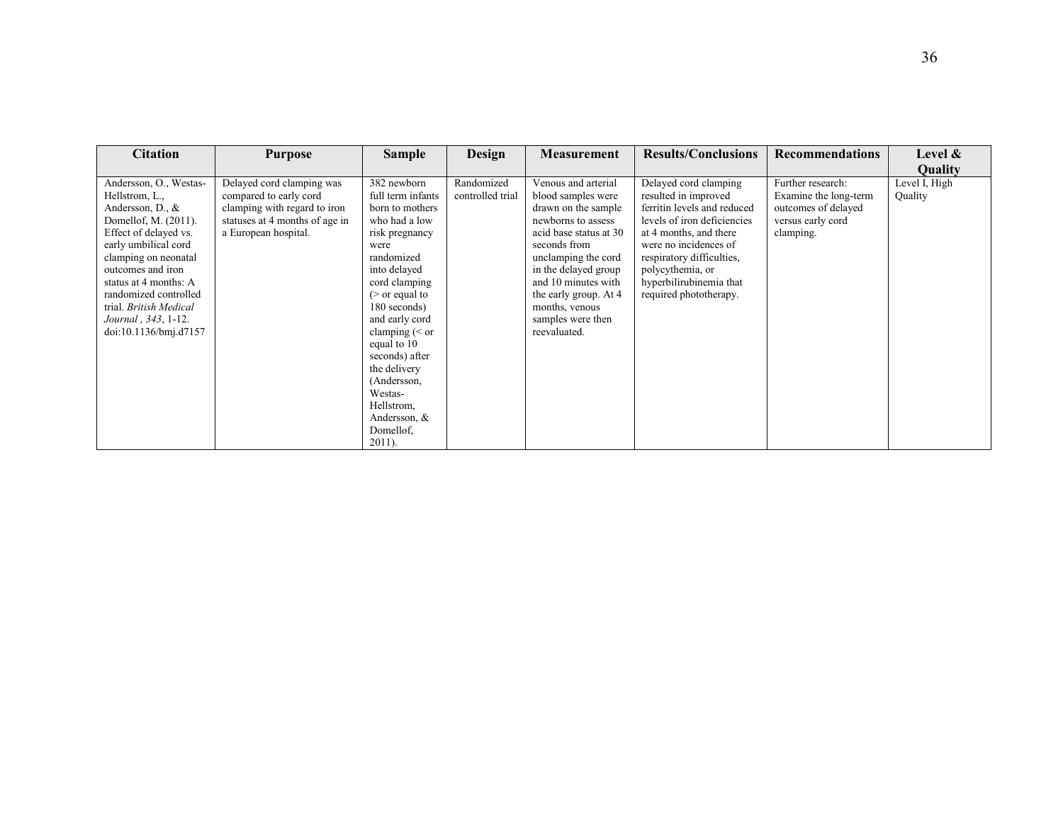| Citation | Purpose | Sample | Design | Measurement | Results/Conclusions | Recommendations | Level & Quality |
|---|---|---|---|---|---|---|---|
| Andersson, O., Westas-Hellstrom, L., Andersson, D., & Domellof, M. (2011). Effect of delayed vs. early umbilical cord clamping on neonatal outcomes and iron status at 4 months: A randomized controlled trial. *British Medical Journal , 343*, 1-12. doi:10.1136/bmj.d7157 | Delayed cord clamping was compared to early cord clamping with regard to iron statuses at 4 months of age in a European hospital. | 382 newborn full term infants born to mothers who had a low risk pregnancy were randomized into delayed cord clamping (> or equal to 180 seconds) and early cord clamping (< or equal to 10 seconds) after the delivery (Andersson, Westas-Hellstrom, Andersson, & Domellof, 2011). | Randomized controlled trial | Venous and arterial blood samples were drawn on the sample newborns to assess acid base status at 30 seconds from unclamping the cord in the delayed group and 10 minutes with the early group. At 4 months, venous samples were then reevaluated. | Delayed cord clamping resulted in improved ferritin levels and reduced levels of iron deficiencies at 4 months, and there were no incidences of respiratory difficulties, polycythemia, or hyperbilirubinemia that required phototherapy. | Further research: Examine the long-term outcomes of delayed versus early cord clamping. | Level I, High Quality |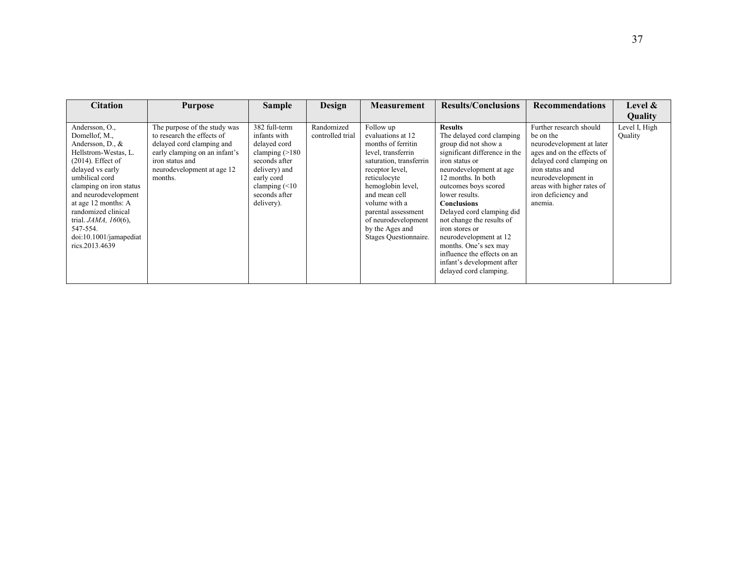| Citation | Purpose | Sample | Design | Measurement | Results/Conclusions | Recommendations | Level & Quality |
| --- | --- | --- | --- | --- | --- | --- | --- |
| Andersson, O., Domellof, M., Andersson, D., & Hellstrom-Westas, L. (2014). Effect of delayed vs early umbilical cord clamping on iron status and neurodevelopment at age 12 months: A randomized clinical trial. *JAMA, 160*(6), 547-554. doi:10.1001/jamapediatrics.2013.4639 | The purpose of the study was to research the effects of delayed cord clamping and early clamping on an infant's iron status and neurodevelopment at age 12 months. | 382 full-term infants with delayed cord clamping (>180 seconds after delivery) and early cord clamping (<10 seconds after delivery). | Randomized controlled trial | Follow up evaluations at 12 months of ferritin level, transferrin saturation, transferrin receptor level, reticulocyte hemoglobin level, and mean cell volume with a parental assessment of neurodevelopment by the Ages and Stages Questionnaire. | **Results** The delayed cord clamping group did not show a significant difference in the iron status or neurodevelopment at age 12 months. In both outcomes boys scored lower results. **Conclusions** Delayed cord clamping did not change the results of iron stores or neurodevelopment at 12 months. One's sex may influence the effects on an infant's development after delayed cord clamping. | Further research should be on the neurodevelopment at later ages and on the effects of delayed cord clamping on iron status and neurodevelopment in areas with higher rates of iron deficiency and anemia. | Level I, High Quality |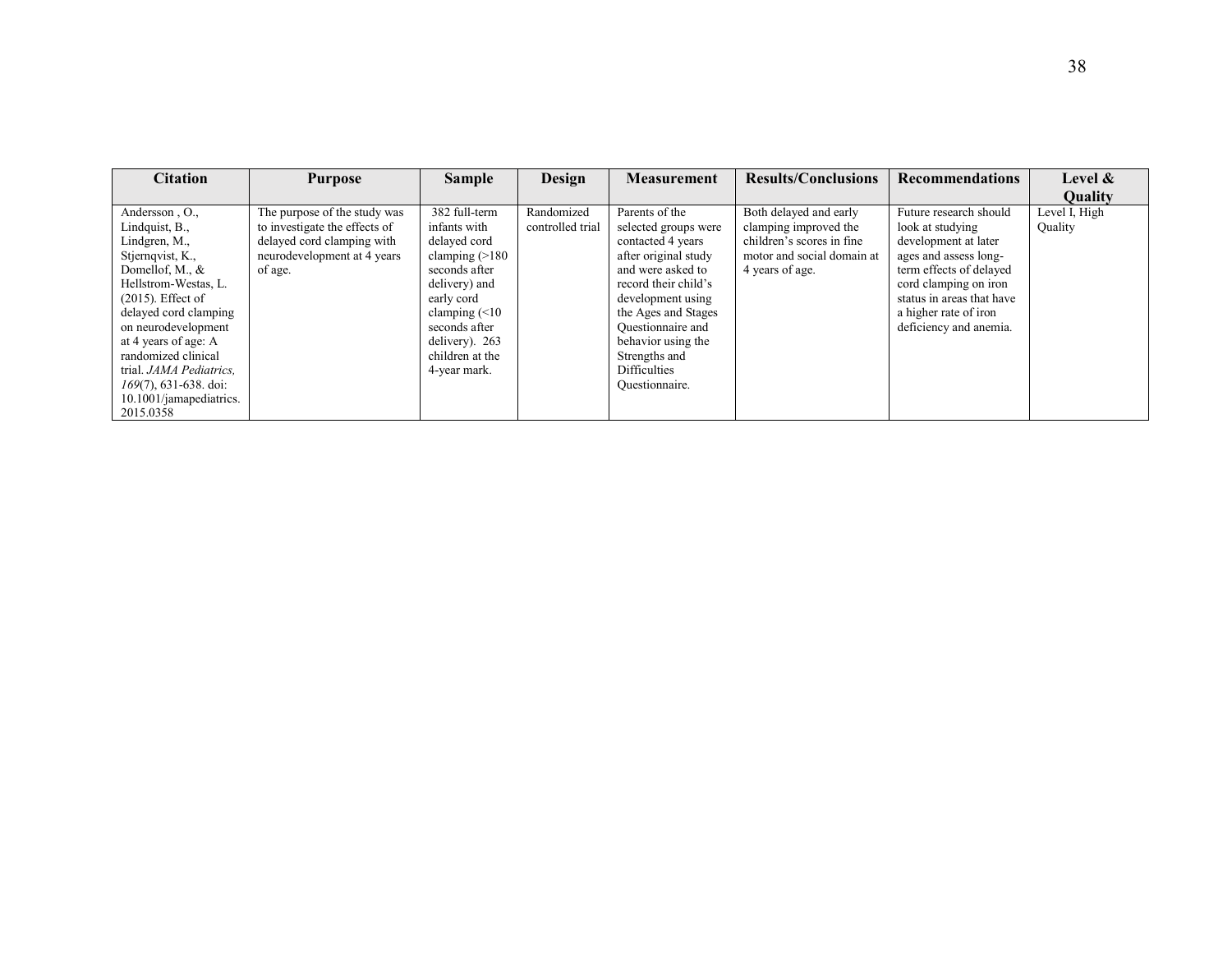| Citation | Purpose | Sample | Design | Measurement | Results/Conclusions | Recommendations | Level & Quality |
|---|---|---|---|---|---|---|---|
| Andersson , O., Lindquist, B., Lindgren, M., Stjernqvist, K., Domellof, M., & Hellstrom-Westas, L. (2015). Effect of delayed cord clamping on neurodevelopment at 4 years of age: A randomized clinical trial. *JAMA Pediatrics, 169*(7), 631-638. doi: 10.1001/jamapediatrics.2015.0358 | The purpose of the study was to investigate the effects of delayed cord clamping with neurodevelopment at 4 years of age. | 382 full-term infants with delayed cord clamping (>180 seconds after delivery) and early cord clamping (<10 seconds after delivery). 263 children at the 4-year mark. | Randomized controlled trial | Parents of the selected groups were contacted 4 years after original study and were asked to record their child's development using the Ages and Stages Questionnaire and behavior using the Strengths and Difficulties Questionnaire. | Both delayed and early clamping improved the children's scores in fine motor and social domain at 4 years of age. | Future research should look at studying development at later ages and assess long-term effects of delayed cord clamping on iron status in areas that have a higher rate of iron deficiency and anemia. | Level I, High Quality |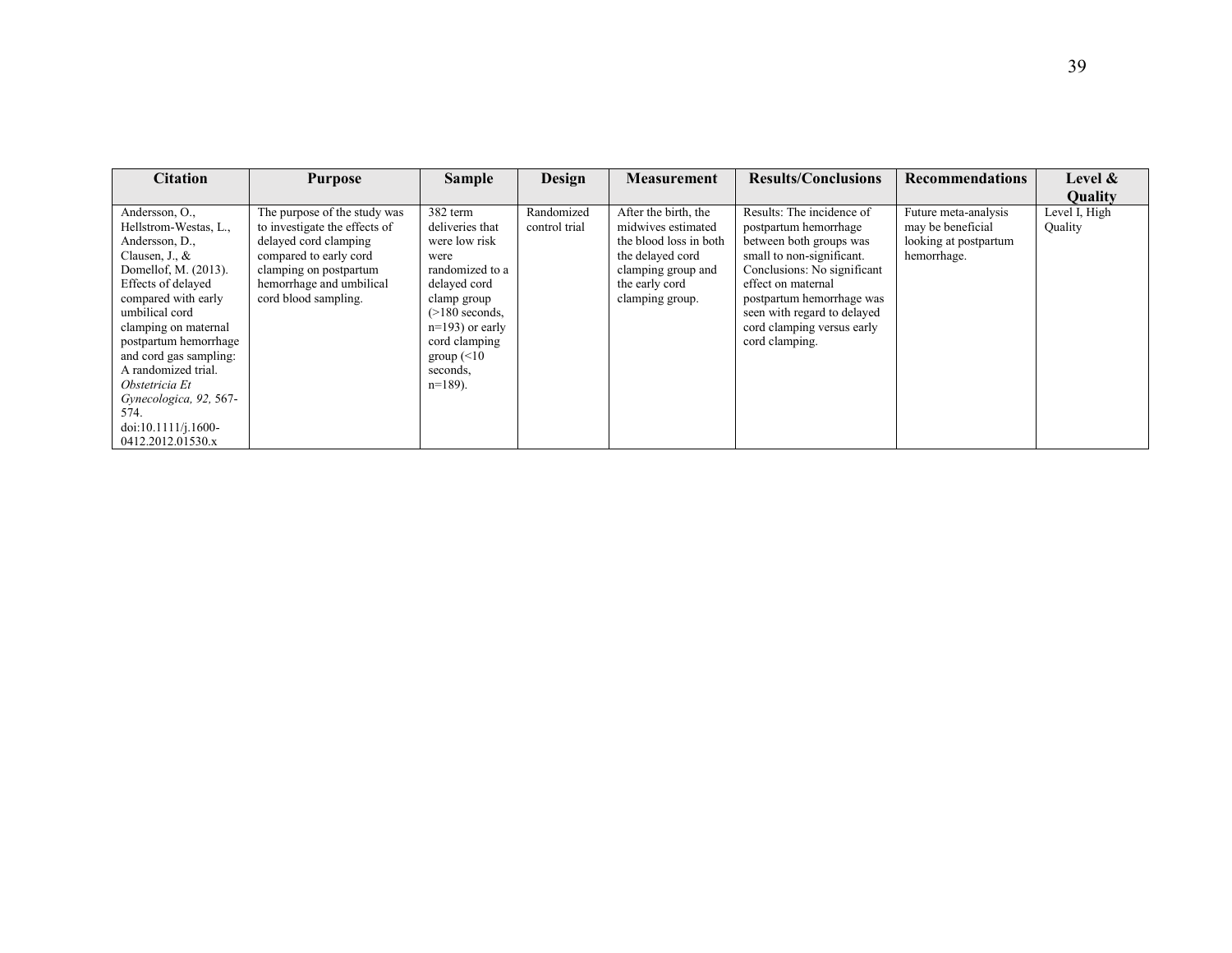| Citation | Purpose | Sample | Design | Measurement | Results/Conclusions | Recommendations | Level & Quality |
|---|---|---|---|---|---|---|---|
| Andersson, O., Hellstrom-Westas, L., Andersson, D., Clausen, J., & Domellof, M. (2013). Effects of delayed compared with early umbilical cord clamping on maternal postpartum hemorrhage and cord gas sampling: A randomized trial. *Obstetricia Et Gynecologica, 92,* 567-574. doi:10.1111/j.1600-0412.2012.01530.x | The purpose of the study was to investigate the effects of delayed cord clamping compared to early cord clamping on postpartum hemorrhage and umbilical cord blood sampling. | 382 term deliveries that were low risk were randomized to a delayed cord clamp group (>180 seconds, n=193) or early cord clamping group (<10 seconds, n=189). | Randomized control trial | After the birth, the midwives estimated the blood loss in both the delayed cord clamping group and the early cord clamping group. | Results: The incidence of postpartum hemorrhage between both groups was small to non-significant. Conclusions: No significant effect on maternal postpartum hemorrhage was seen with regard to delayed cord clamping versus early cord clamping. | Future meta-analysis may be beneficial looking at postpartum hemorrhage. | Level I, High Quality |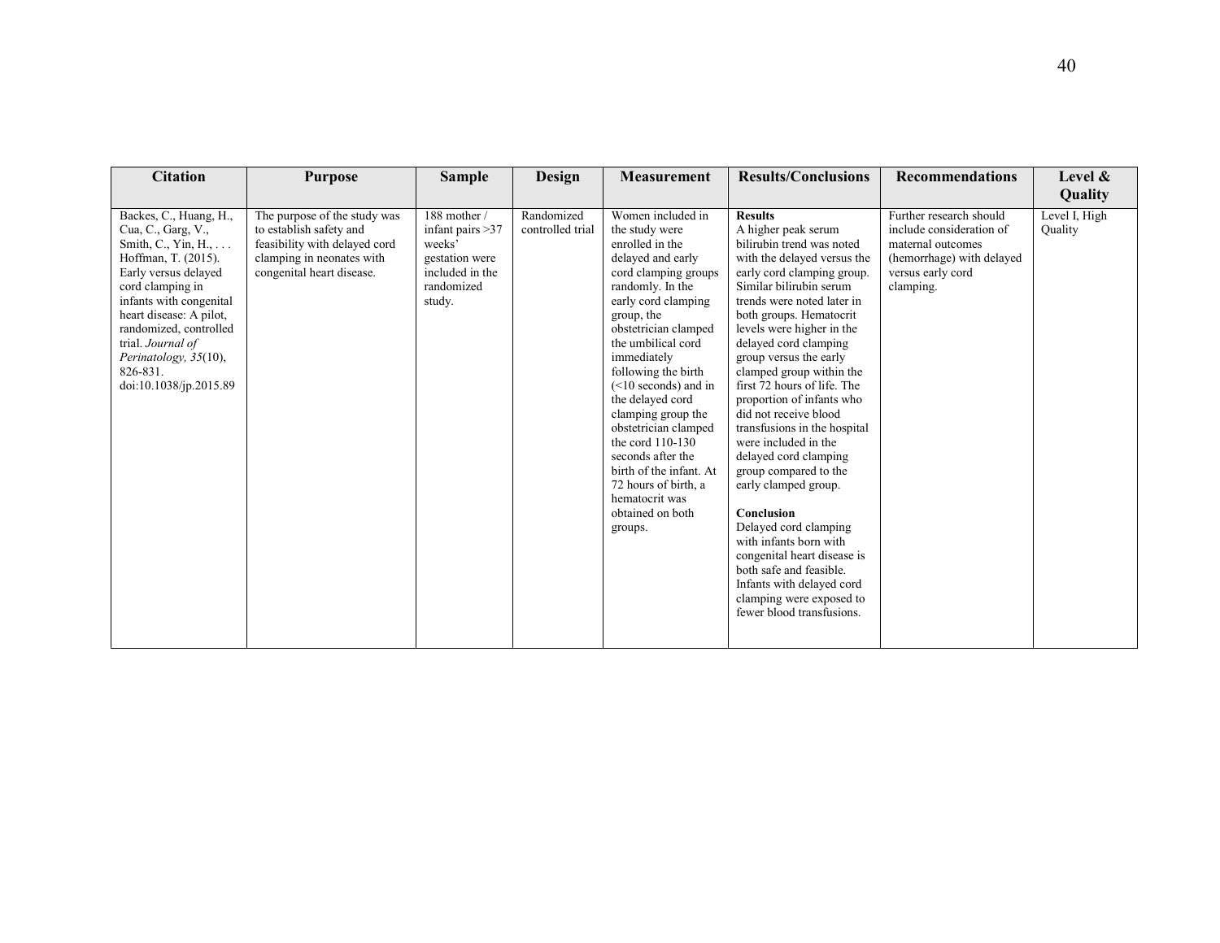| Citation | Purpose | Sample | Design | Measurement | Results/Conclusions | Recommendations | Level & Quality |
|---|---|---|---|---|---|---|---|
| Backes, C., Huang, H., Cua, C., Garg, V., Smith, C., Yin, H., . . . Hoffman, T. (2015). Early versus delayed cord clamping in infants with congenital heart disease: A pilot, randomized, controlled trial. *Journal of Perinatology, 35*(10), 826-831. doi:10.1038/jp.2015.89 | The purpose of the study was to establish safety and feasibility with delayed cord clamping in neonates with congenital heart disease. | 188 mother / infant pairs >37 weeks' gestation were included in the randomized study. | Randomized controlled trial | Women included in the study were enrolled in the delayed and early cord clamping groups randomly. In the early cord clamping group, the obstetrician clamped the umbilical cord immediately following the birth (<10 seconds) and in the delayed cord clamping group the obstetrician clamped the cord 110-130 seconds after the birth of the infant. At 72 hours of birth, a hematocrit was obtained on both groups. | **Results** A higher peak serum bilirubin trend was noted with the delayed versus the early cord clamping group. Similar bilirubin serum trends were noted later in both groups. Hematocrit levels were higher in the delayed cord clamping group versus the early clamped group within the first 72 hours of life. The proportion of infants who did not receive blood transfusions in the hospital were included in the delayed cord clamping group compared to the early clamped group. <br><br> **Conclusion** Delayed cord clamping with infants born with congenital heart disease is both safe and feasible. Infants with delayed cord clamping were exposed to fewer blood transfusions. | Further research should include consideration of maternal outcomes (hemorrhage) with delayed versus early cord clamping. | Level I, High Quality |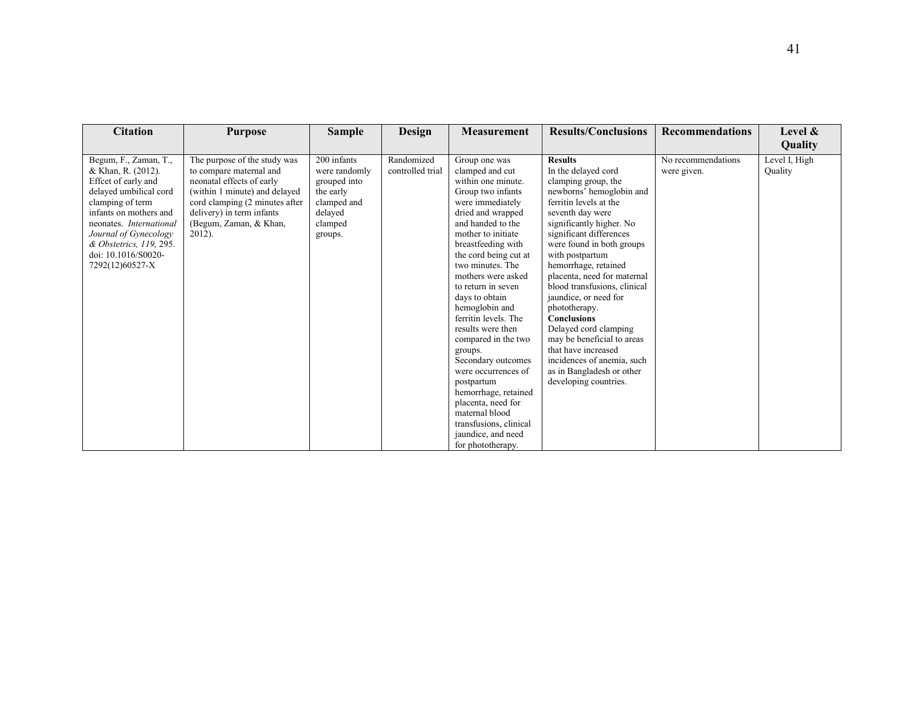| Citation | Purpose | Sample | Design | Measurement | Results/Conclusions | Recommendations | Level & Quality |
|---|---|---|---|---|---|---|---|
| Begum, F., Zaman, T., & Khan, R. (2012). Effcet of early and delayed umbilical cord clamping of term infants on mothers and neonates. *International Journal of Gynecology & Obstetrics, 119,* 295. doi: 10.1016/S0020-7292(12)60527-X | The purpose of the study was to compare maternal and neonatal effects of early (within 1 minute) and delayed cord clamping (2 minutes after delivery) in term infants (Begum, Zaman, & Khan, 2012). | 200 infants were randomly grouped into the early clamped and delayed clamped groups. | Randomized controlled trial | Group one was clamped and cut within one minute. Group two infants were immediately dried and wrapped and handed to the mother to initiate breastfeeding with the cord being cut at two minutes. The mothers were asked to return in seven days to obtain hemoglobin and ferritin levels. The results were then compared in the two groups. Secondary outcomes were occurrences of postpartum hemorrhage, retained placenta, need for maternal blood transfusions, clinical jaundice, and need for phototherapy. | **Results** In the delayed cord clamping group, the newborns' hemoglobin and ferritin levels at the seventh day were significantly higher. No significant differences were found in both groups with postpartum hemorrhage, retained placenta, need for maternal blood transfusions, clinical jaundice, or need for phototherapy. **Conclusions** Delayed cord clamping may be beneficial to areas that have increased incidences of anemia, such as in Bangladesh or other developing countries. | No recommendations were given. | Level I, High Quality |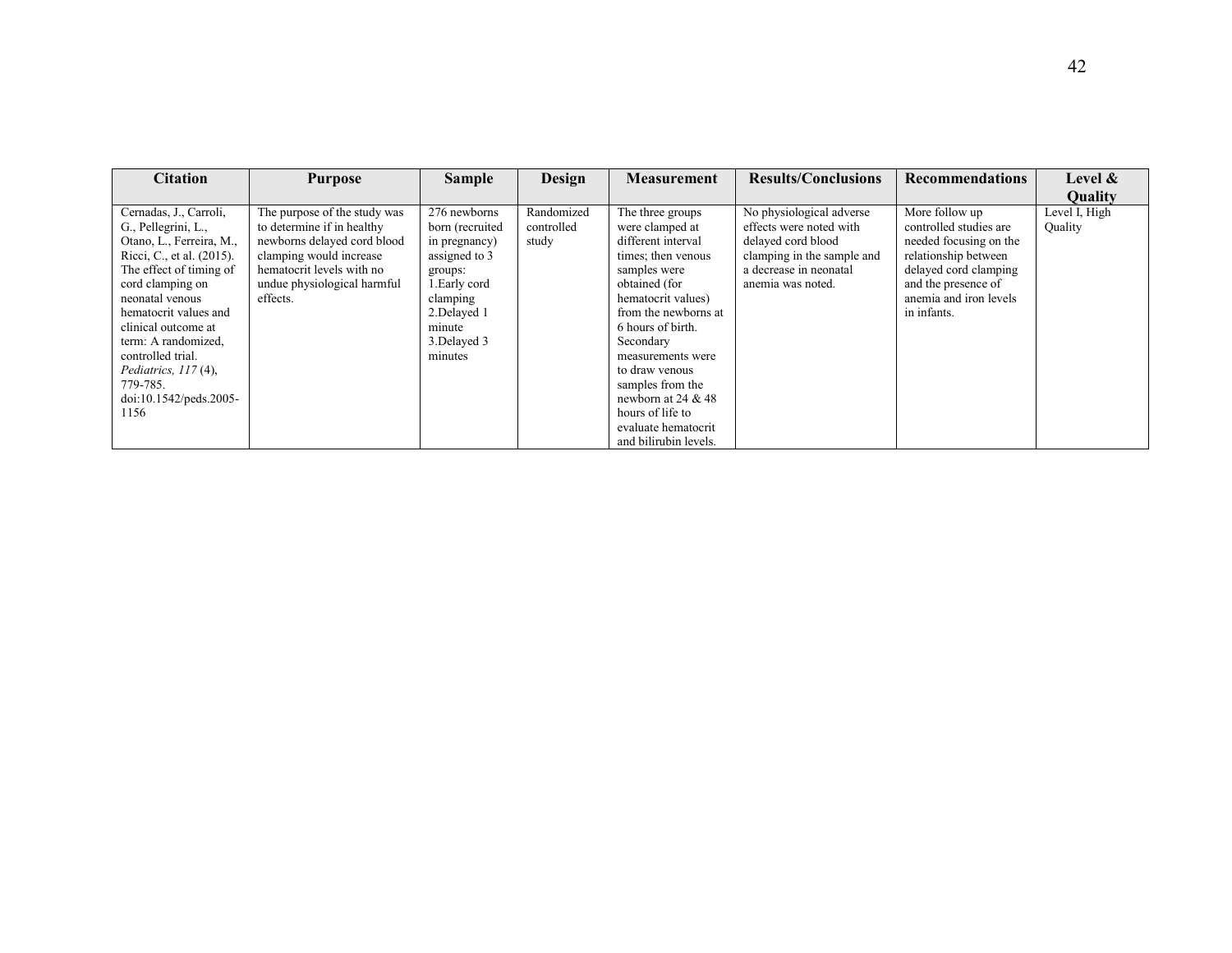| Citation | Purpose | Sample | Design | Measurement | Results/Conclusions | Recommendations | Level & Quality |
|---|---|---|---|---|---|---|---|
| Cernadas, J., Carroli, G., Pellegrini, L., Otano, L., Ferreira, M., Ricci, C., et al. (2015). The effect of timing of cord clamping on neonatal venous hematocrit values and clinical outcome at term: A randomized, controlled trial. *Pediatrics, 117* (4), 779-785. doi:10.1542/peds.2005-1156 | The purpose of the study was to determine if in healthy newborns delayed cord blood clamping would increase hematocrit levels with no undue physiological harmful effects. | 276 newborns born (recruited in pregnancy) assigned to 3 groups: 1.Early cord clamping 2.Delayed 1 minute 3.Delayed 3 minutes | Randomized controlled study | The three groups were clamped at different interval times; then venous samples were obtained (for hematocrit values) from the newborns at 6 hours of birth. Secondary measurements were to draw venous samples from the newborn at 24 & 48 hours of life to evaluate hematocrit and bilirubin levels. | No physiological adverse effects were noted with delayed cord blood clamping in the sample and a decrease in neonatal anemia was noted. | More follow up controlled studies are needed focusing on the relationship between delayed cord clamping and the presence of anemia and iron levels in infants. | Level I, High Quality |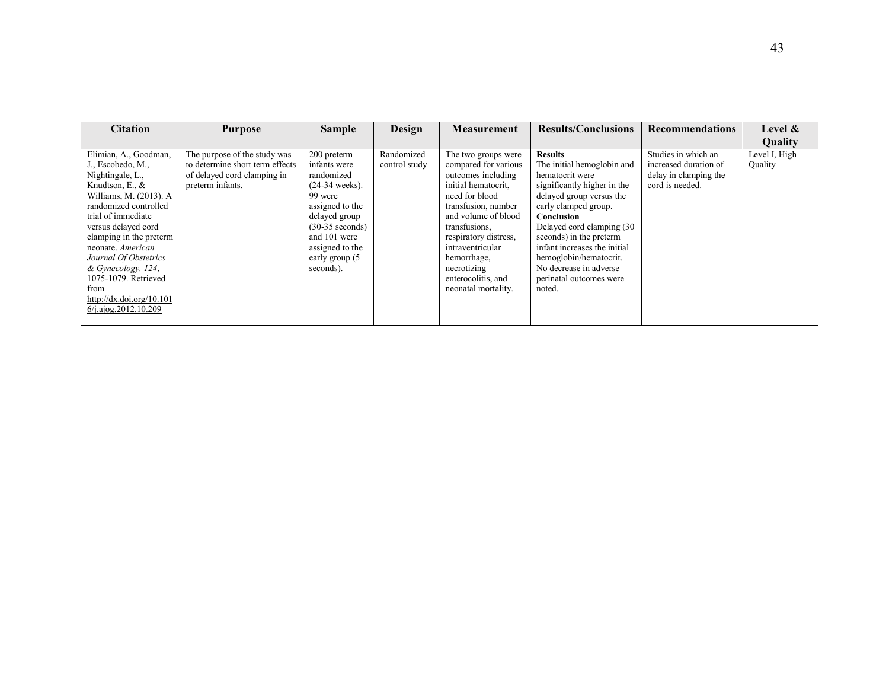| Citation | Purpose | Sample | Design | Measurement | Results/Conclusions | Recommendations | Level & Quality |
|---|---|---|---|---|---|---|---|
| Elimian, A., Goodman, J., Escobedo, M., Nightingale, L., Knudtson, E., & Williams, M. (2013). A randomized controlled trial of immediate versus delayed cord clamping in the preterm neonate. *American Journal Of Obstetrics & Gynecology, 124*, 1075-1079. Retrieved from http://dx.doi.org/10.1016/j.ajog.2012.10.209 | The purpose of the study was to determine short term effects of delayed cord clamping in preterm infants. | 200 preterm infants were randomized (24-34 weeks). 99 were assigned to the delayed group (30-35 seconds) and 101 were assigned to the early group (5 seconds). | Randomized control study | The two groups were compared for various outcomes including initial hematocrit, need for blood transfusion, number and volume of blood transfusions, respiratory distress, intraventricular hemorrhage, necrotizing enterocolitis, and neonatal mortality. | **Results** The initial hemoglobin and hematocrit were significantly higher in the delayed group versus the early clamped group. **Conclusion** Delayed cord clamping (30 seconds) in the preterm infant increases the initial hemoglobin/hematocrit. No decrease in adverse perinatal outcomes were noted. | Studies in which an increased duration of delay in clamping the cord is needed. | Level I, High Quality |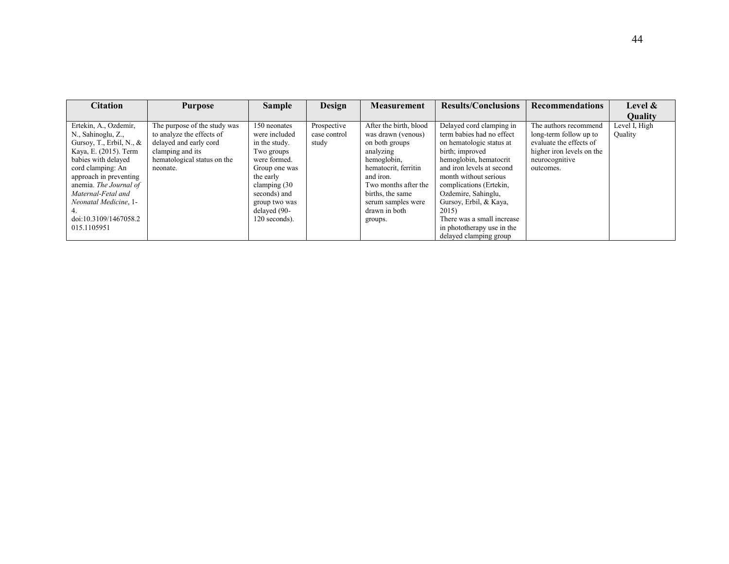| Citation | Purpose | Sample | Design | Measurement | Results/Conclusions | Recommendations | Level & Quality |
|---|---|---|---|---|---|---|---|
| Ertekin, A., Ozdemir, N., Sahinoglu, Z., Gursoy, T., Erbil, N., & Kaya, E. (2015). Term babies with delayed cord clamping: An approach in preventing anemia. *The Journal of Maternal-Fetal and Neonatal Medicine*, 1-4. doi:10.3109/1467058.2015.1105951 | The purpose of the study was to analyze the effects of delayed and early cord clamping and its hematological status on the neonate. | 150 neonates were included in the study. Two groups were formed. Group one was the early clamping (30 seconds) and group two was delayed (90-120 seconds). | Prospective case control study | After the birth, blood was drawn (venous) on both groups analyzing hemoglobin, hematocrit, ferritin and iron. Two months after the births, the same serum samples were drawn in both groups. | Delayed cord clamping in term babies had no effect on hematologic status at birth; improved hemoglobin, hematocrit and iron levels at second month without serious complications (Ertekin, Ozdemire, Sahinglu, Gursoy, Erbil, & Kaya, 2015) There was a small increase in phototherapy use in the delayed clamping group | The authors recommend long-term follow up to evaluate the effects of higher iron levels on the neurocognitive outcomes. | Level I, High Quality |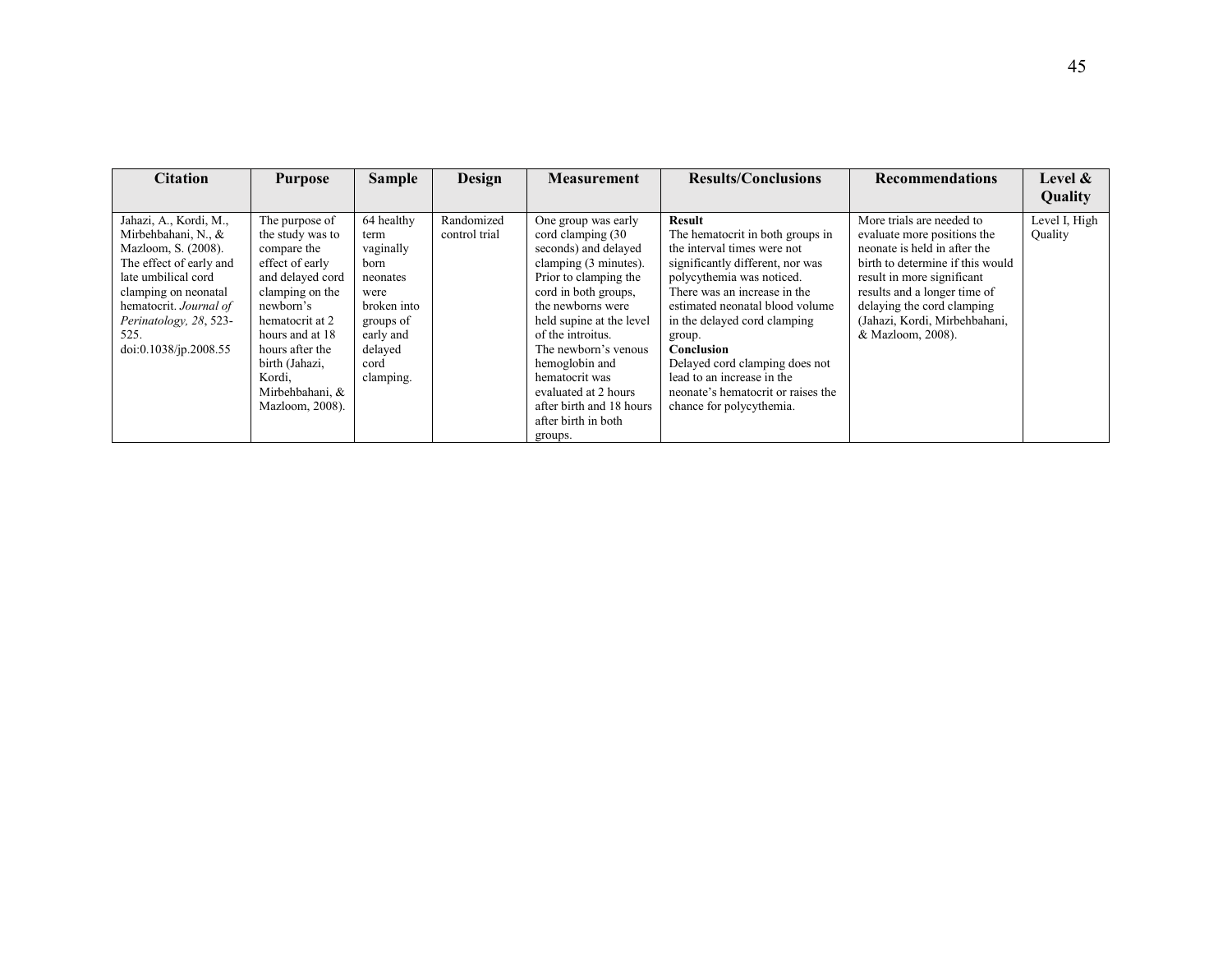| Citation | Purpose | Sample | Design | Measurement | Results/Conclusions | Recommendations | Level & Quality |
|---|---|---|---|---|---|---|---|
| Jahazi, A., Kordi, M., Mirbehbahani, N., & Mazloom, S. (2008). The effect of early and late umbilical cord clamping on neonatal hematocrit. *Journal of Perinatology, 28*, 523-525. doi:0.1038/jp.2008.55 | The purpose of the study was to compare the effect of early and delayed cord clamping on the newborn's hematocrit at 2 hours and at 18 hours after the birth (Jahazi, Kordi, Mirbehbahani, & Mazloom, 2008). | 64 healthy term vaginally born neonates were broken into groups of early and delayed cord clamping. | Randomized control trial | One group was early cord clamping (30 seconds) and delayed clamping (3 minutes). Prior to clamping the cord in both groups, the newborns were held supine at the level of the introitus. The newborn's venous hemoglobin and hematocrit was evaluated at 2 hours after birth and 18 hours after birth in both groups. | **Result** The hematocrit in both groups in the interval times were not significantly different, nor was polycythemia was noticed. There was an increase in the estimated neonatal blood volume in the delayed cord clamping group. **Conclusion** Delayed cord clamping does not lead to an increase in the neonate's hematocrit or raises the chance for polycythemia. | More trials are needed to evaluate more positions the neonate is held in after the birth to determine if this would result in more significant results and a longer time of delaying the cord clamping (Jahazi, Kordi, Mirbehbahani, & Mazloom, 2008). | Level I, High Quality |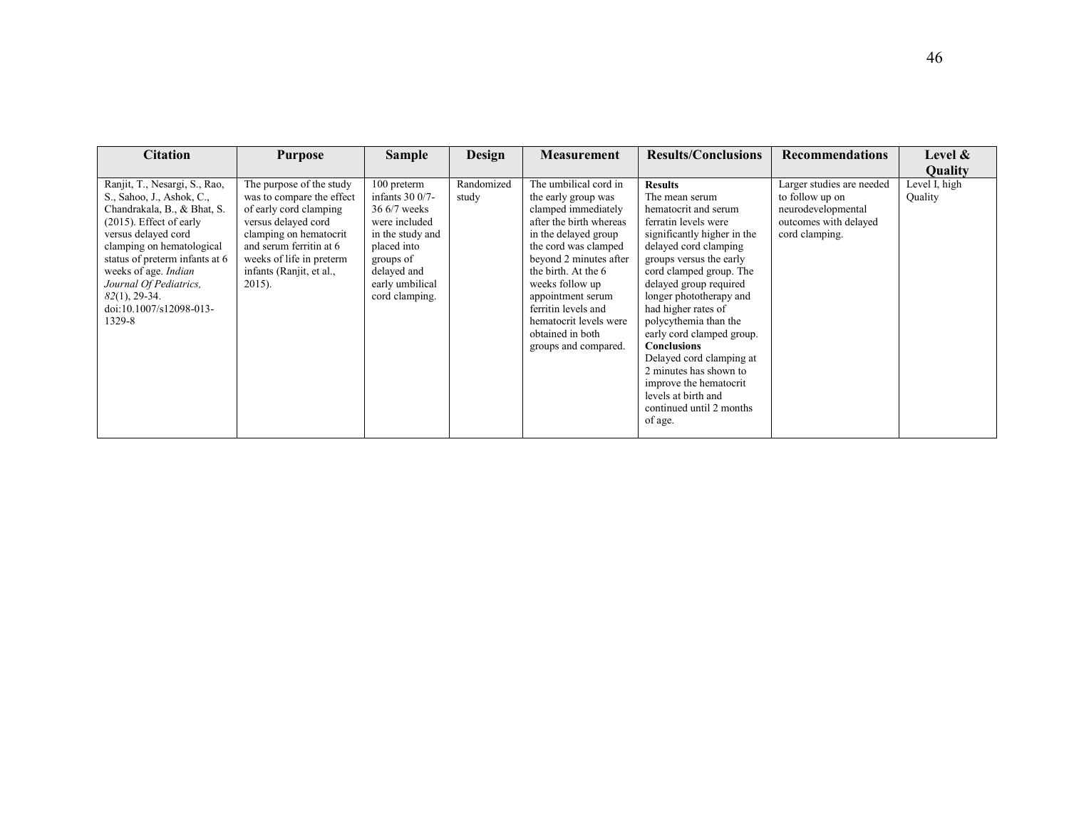| Citation | Purpose | Sample | Design | Measurement | Results/Conclusions | Recommendations | Level & Quality |
|---|---|---|---|---|---|---|---|
| Ranjit, T., Nesargi, S., Rao, S., Sahoo, J., Ashok, C., Chandrakala, B., & Bhat, S. (2015). Effect of early versus delayed cord clamping on hematological status of preterm infants at 6 weeks of age. *Indian Journal Of Pediatrics, 82*(1), 29-34. doi:10.1007/s12098-013-1329-8 | The purpose of the study was to compare the effect of early cord clamping versus delayed cord clamping on hematocrit and serum ferritin at 6 weeks of life in preterm infants (Ranjit, et al., 2015). | 100 preterm infants 30 0/7-36 6/7 weeks were included in the study and placed into groups of delayed and early umbilical cord clamping. | Randomized study | The umbilical cord in the early group was clamped immediately after the birth whereas in the delayed group the cord was clamped beyond 2 minutes after the birth. At the 6 weeks follow up appointment serum ferritin levels and hematocrit levels were obtained in both groups and compared. | **Results** The mean serum hematocrit and serum ferratin levels were significantly higher in the delayed cord clamping groups versus the early cord clamped group. The delayed group required longer phototherapy and had higher rates of polycythemia than the early cord clamped group. **Conclusions** Delayed cord clamping at 2 minutes has shown to improve the hematocrit levels at birth and continued until 2 months of age. | Larger studies are needed to follow up on neurodevelopmental outcomes with delayed cord clamping. | Level I, high Quality |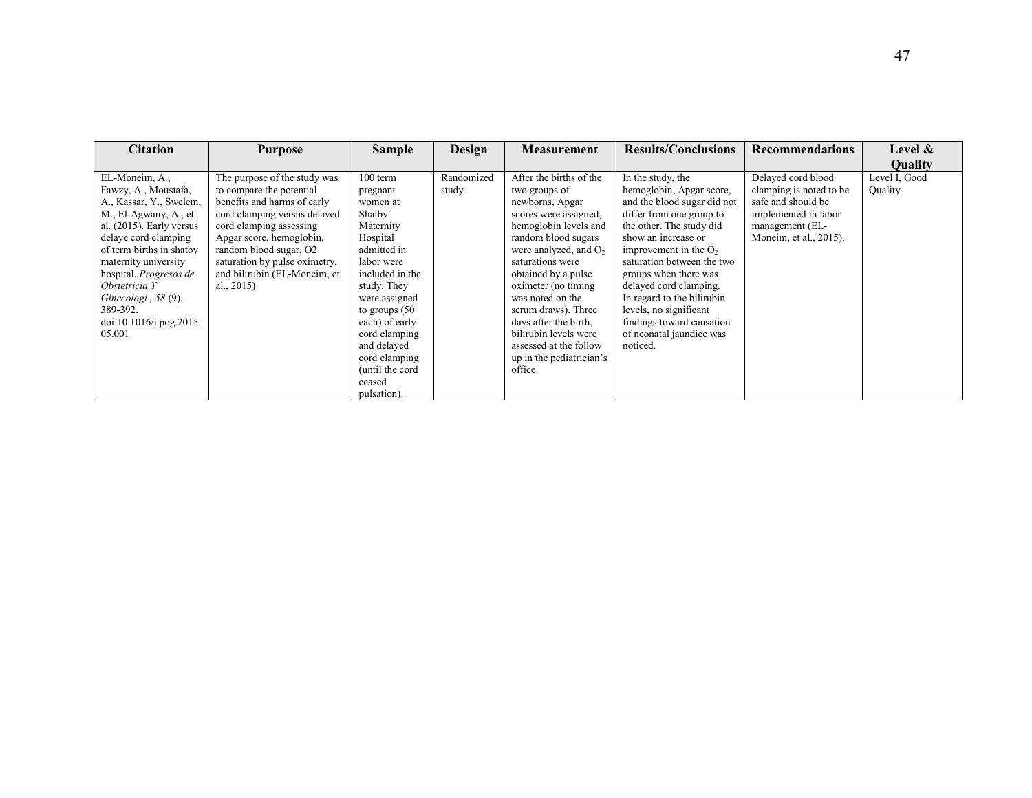| Citation | Purpose | Sample | Design | Measurement | Results/Conclusions | Recommendations | Level & Quality |
|---|---|---|---|---|---|---|---|
| EL-Moneim, A., Fawzy, A., Moustafa, A., Kassar, Y., Swelem, M., El-Agwany, A., et al. (2015). Early versus delaye cord clamping of term births in shatby maternity university hospital. *Progresos de Obstetricia Y Ginecologi , 58* (9), 389-392. doi:10.1016/j.pog.2015.05.001 | The purpose of the study was to compare the potential benefits and harms of early cord clamping versus delayed cord clamping assessing Apgar score, hemoglobin, random blood sugar, O2 saturation by pulse oximetry, and bilirubin (EL-Moneim, et al., 2015) | 100 term pregnant women at Shatby Maternity Hospital admitted in labor were included in the study. They were assigned to groups (50 each) of early cord clamping and delayed cord clamping (until the cord ceased pulsation). | Randomized study | After the births of the two groups of newborns, Apgar scores were assigned, hemoglobin levels and random blood sugars were analyzed, and $O_2$ saturations were obtained by a pulse oximeter (no timing was noted on the serum draws). Three days after the birth, bilirubin levels were assessed at the follow up in the pediatrician's office. | In the study, the hemoglobin, Apgar score, and the blood sugar did not differ from one group to the other. The study did show an increase or improvement in the $O_2$ saturation between the two groups when there was delayed cord clamping. In regard to the bilirubin levels, no significant findings toward causation of neonatal jaundice was noticed. | Delayed cord blood clamping is noted to be safe and should be implemented in labor management (EL-Moneim, et al., 2015). | Level I, Good Quality |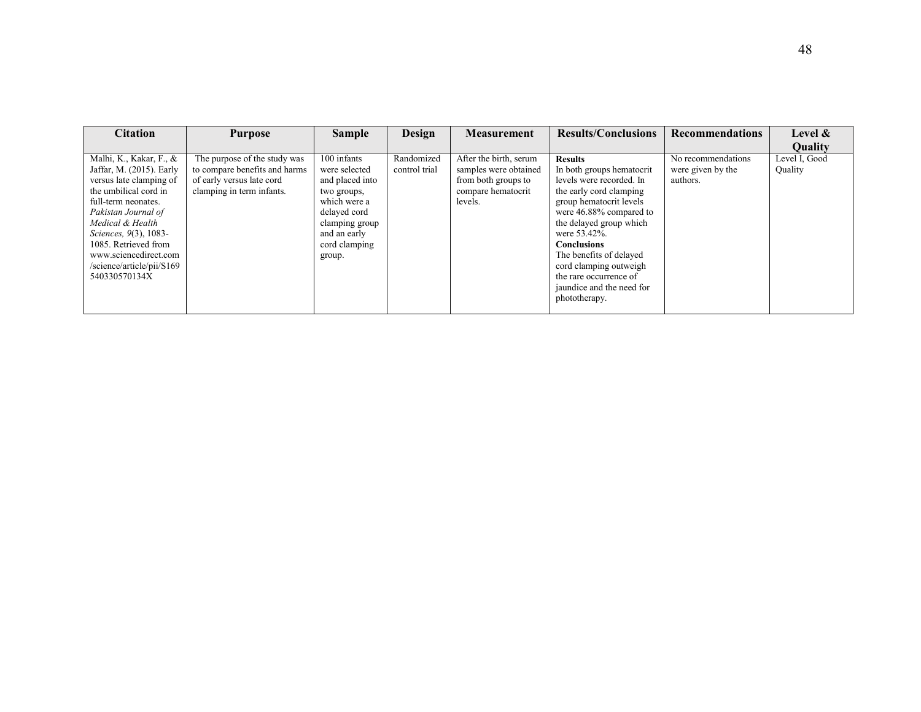| Citation | Purpose | Sample | Design | Measurement | Results/Conclusions | Recommendations | Level & Quality |
|---|---|---|---|---|---|---|---|
| Malhi, K., Kakar, F., & Jaffar, M. (2015). Early versus late clamping of the umbilical cord in full-term neonates. *Pakistan Journal of Medical & Health Sciences, 9*(3), 1083-1085. Retrieved from www.sciencedirect.com/science/article/pii/S169540330570134X | The purpose of the study was to compare benefits and harms of early versus late cord clamping in term infants. | 100 infants were selected and placed into two groups, which were a delayed cord clamping group and an early cord clamping group. | Randomized control trial | After the birth, serum samples were obtained from both groups to compare hematocrit levels. | **Results** In both groups hematocrit levels were recorded. In the early cord clamping group hematocrit levels were 46.88% compared to the delayed group which were 53.42%. **Conclusions** The benefits of delayed cord clamping outweigh the rare occurrence of jaundice and the need for phototherapy. | No recommendations were given by the authors. | Level I, Good Quality |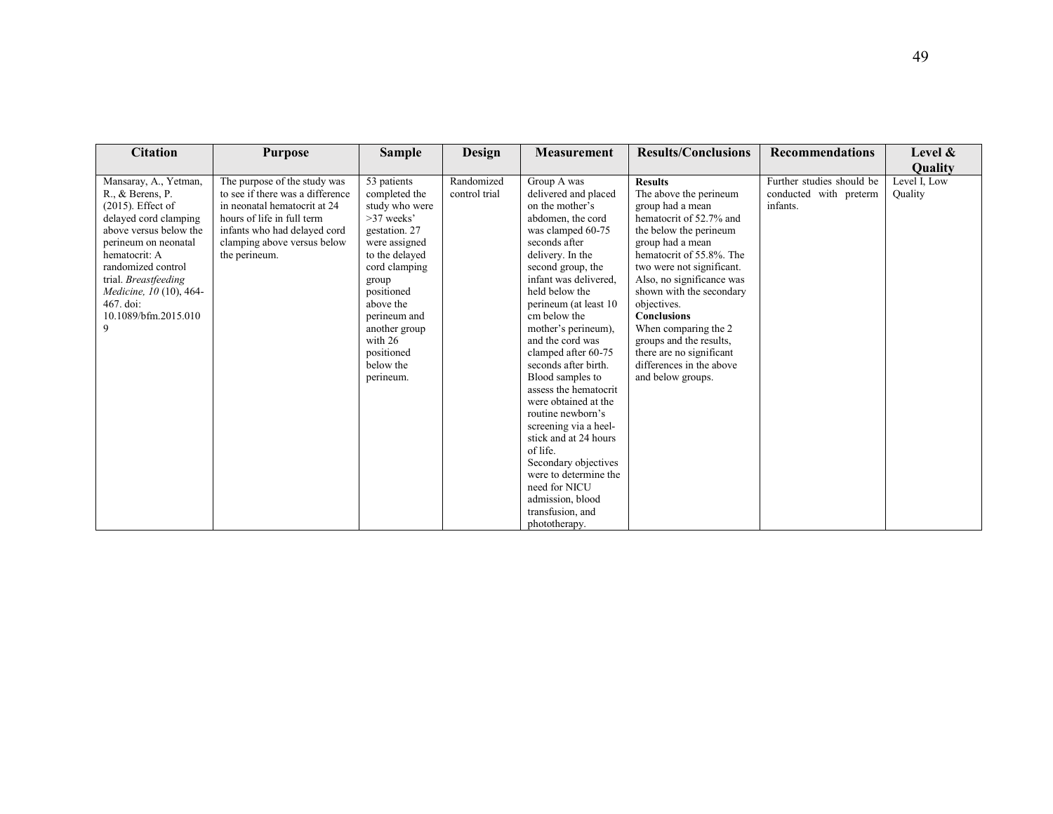| Citation | Purpose | Sample | Design | Measurement | Results/Conclusions | Recommendations | Level & Quality |
|---|---|---|---|---|---|---|---|
| Mansaray, A., Yetman, R., & Berens, P. (2015). Effect of delayed cord clamping above versus below the perineum on neonatal hematocrit: A randomized control trial. *Breastfeeding Medicine, 10* (10), 464-467. doi: 10.1089/bfm.2015.0109 | The purpose of the study was to see if there was a difference in neonatal hematocrit at 24 hours of life in full term infants who had delayed cord clamping above versus below the perineum. | 53 patients completed the study who were >37 weeks' gestation. 27 were assigned to the delayed cord clamping group positioned above the perineum and another group with 26 positioned below the perineum. | Randomized control trial | Group A was delivered and placed on the mother's abdomen, the cord was clamped 60-75 seconds after delivery. In the second group, the infant was delivered, held below the perineum (at least 10 cm below the mother's perineum), and the cord was clamped after 60-75 seconds after birth. Blood samples to assess the hematocrit were obtained at the routine newborn's screening via a heel-stick and at 24 hours of life. Secondary objectives were to determine the need for NICU admission, blood transfusion, and phototherapy. | **Results** The above the perineum group had a mean hematocrit of 52.7% and the below the perineum group had a mean hematocrit of 55.8%. The two were not significant. Also, no significance was shown with the secondary objectives. **Conclusions** When comparing the 2 groups and the results, there are no significant differences in the above and below groups. | Further studies should be conducted with preterm infants. | Level I, Low Quality |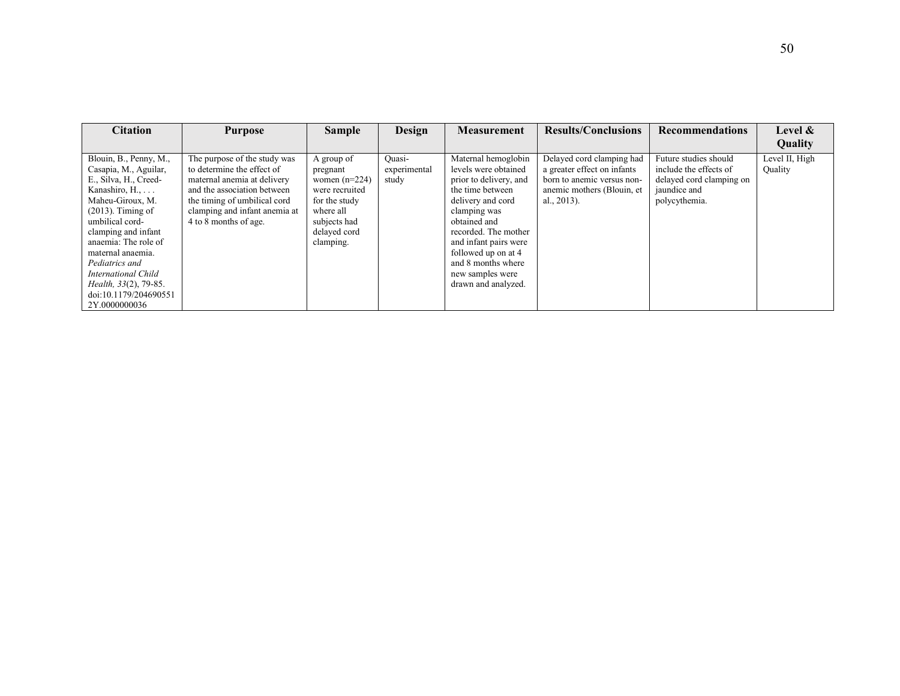| Citation | Purpose | Sample | Design | Measurement | Results/Conclusions | Recommendations | Level & Quality |
|---|---|---|---|---|---|---|---|
| Blouin, B., Penny, M., Casapia, M., Aguilar, E., Silva, H., Creed-Kanashiro, H., . . . Maheu-Giroux, M. (2013). Timing of umbilical cord-clamping and infant anaemia: The role of maternal anaemia. *Pediatrics and International Child Health, 33*(2), 79-85. doi:10.1179/2046905512Y.0000000036 | The purpose of the study was to determine the effect of maternal anemia at delivery and the association between the timing of umbilical cord clamping and infant anemia at 4 to 8 months of age. | A group of pregnant women (n=224) were recruited for the study where all subjects had delayed cord clamping. | Quasi-experimental study | Maternal hemoglobin levels were obtained prior to delivery, and the time between delivery and cord clamping was obtained and recorded. The mother and infant pairs were followed up on at 4 and 8 months where new samples were drawn and analyzed. | Delayed cord clamping had a greater effect on infants born to anemic versus non-anemic mothers (Blouin, et al., 2013). | Future studies should include the effects of delayed cord clamping on jaundice and polycythemia. | Level II, High Quality |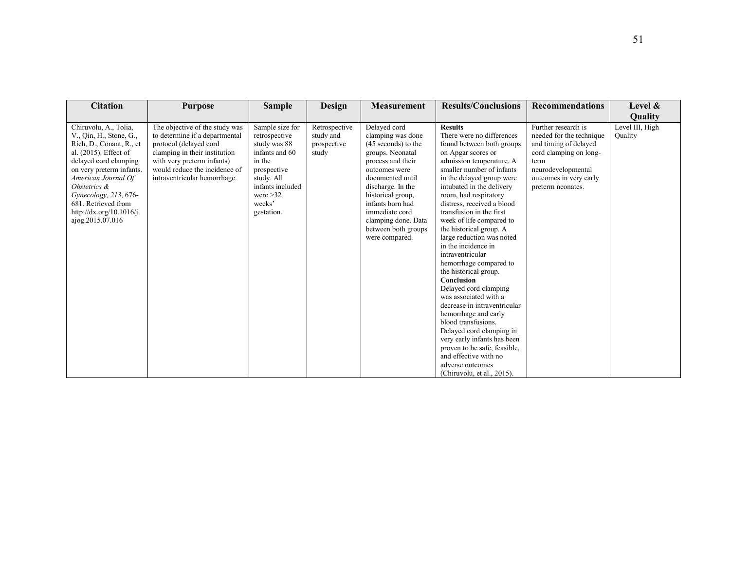| Citation | Purpose | Sample | Design | Measurement | Results/Conclusions | Recommendations | Level & Quality |
| --- | --- | --- | --- | --- | --- | --- | --- |
| Chiruvolu, A., Tolia, V., Qin, H., Stone, G., Rich, D., Conant, R., et al. (2015). Effect of delayed cord clamping on very preterm infants. *American Journal Of Obstetrics & Gynecology, 213*, 676-681. Retrieved from http://dx.org/10.1016/j.ajog.2015.07.016 | The objective of the study was to determine if a departmental protocol (delayed cord clamping in their institution with very preterm infants) would reduce the incidence of intraventricular hemorrhage. | Sample size for retrospective study was 88 infants and 60 in the prospective study. All infants included were >32 weeks' gestation. | Retrospective study and prospective study | Delayed cord clamping was done (45 seconds) to the groups. Neonatal process and their outcomes were documented until discharge. In the historical group, infants born had immediate cord clamping done. Data between both groups were compared. | **Results** There were no differences found between both groups on Apgar scores or admission temperature. A smaller number of infants in the delayed group were intubated in the delivery room, had respiratory distress, received a blood transfusion in the first week of life compared to the historical group. A large reduction was noted in the incidence in intraventricular hemorrhage compared to the historical group. **Conclusion** Delayed cord clamping was associated with a decrease in intraventricular hemorrhage and early blood transfusions. Delayed cord clamping in very early infants has been proven to be safe, feasible, and effective with no adverse outcomes (Chiruvolu, et al., 2015). | Further research is needed for the technique and timing of delayed cord clamping on long-term neurodevelopmental outcomes in very early preterm neonates. | Level III, High Quality |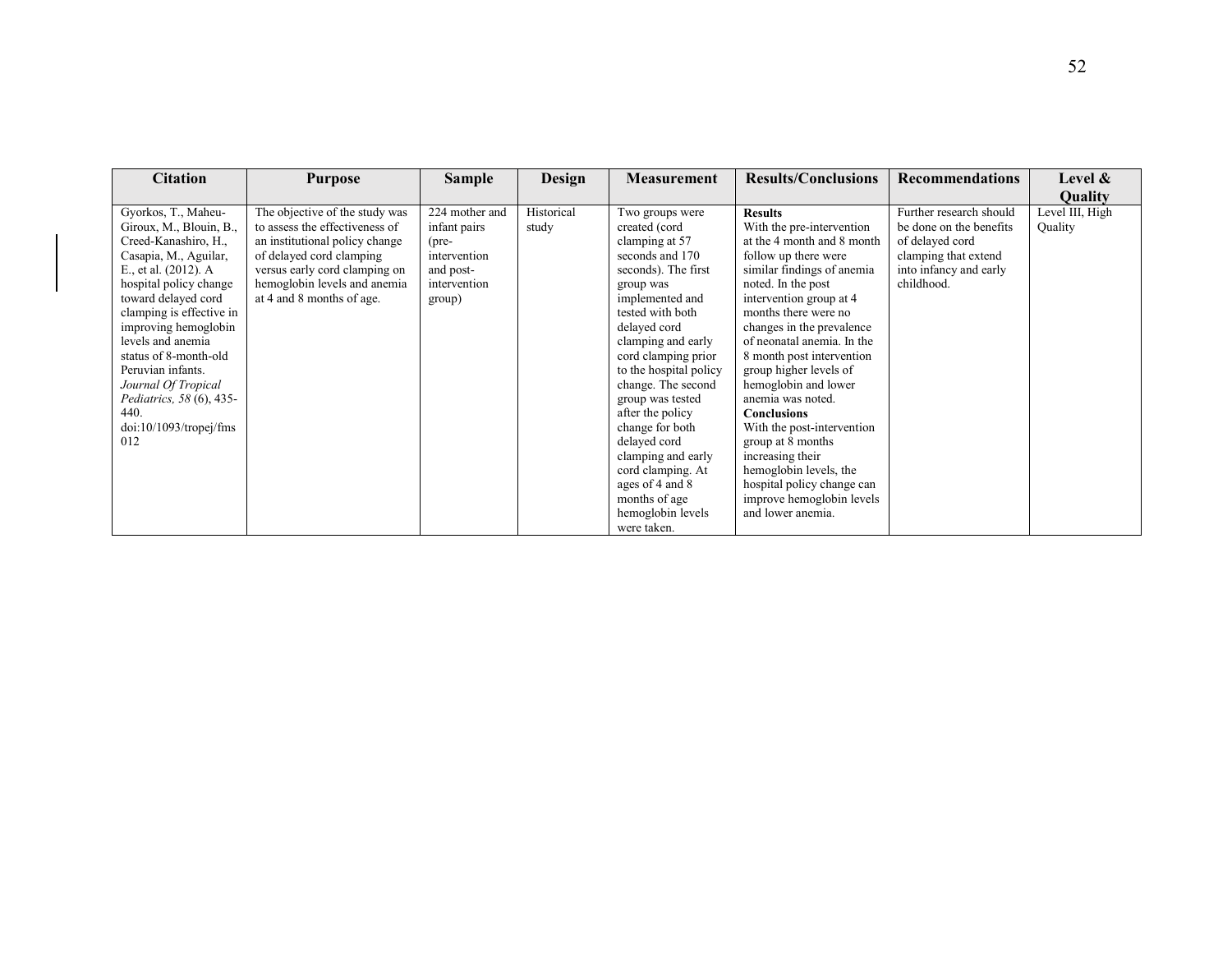| Citation | Purpose | Sample | Design | Measurement | Results/Conclusions | Recommendations | Level & Quality |
|---|---|---|---|---|---|---|---|
| Gyorkos, T., Maheu-Giroux, M., Blouin, B., Creed-Kanashiro, H., Casapia, M., Aguilar, E., et al. (2012). A hospital policy change toward delayed cord clamping is effective in improving hemoglobin levels and anemia status of 8-month-old Peruvian infants. *Journal Of Tropical Pediatrics, 58* (6), 435-440. doi:10/1093/tropej/fms012 | The objective of the study was to assess the effectiveness of an institutional policy change of delayed cord clamping versus early cord clamping on hemoglobin levels and anemia at 4 and 8 months of age. | 224 mother and infant pairs (pre-intervention and post-intervention group) | Historical study | Two groups were created (cord clamping at 57 seconds and 170 seconds). The first group was implemented and tested with both delayed cord clamping and early cord clamping prior to the hospital policy change. The second group was tested after the policy change for both delayed cord clamping and early cord clamping. At ages of 4 and 8 months of age hemoglobin levels were taken. | **Results** With the pre-intervention at the 4 month and 8 month follow up there were similar findings of anemia noted. In the post intervention group at 4 months there were no changes in the prevalence of neonatal anemia. In the 8 month post intervention group higher levels of hemoglobin and lower anemia was noted. **Conclusions** With the post-intervention group at 8 months increasing their hemoglobin levels, the hospital policy change can improve hemoglobin levels and lower anemia. | Further research should be done on the benefits of delayed cord clamping that extend into infancy and early childhood. | Level III, High Quality |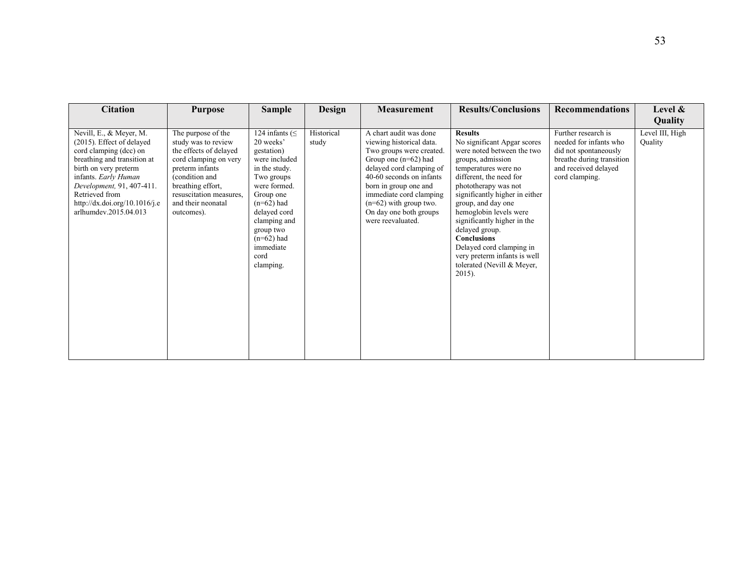| Citation | Purpose | Sample | Design | Measurement | Results/Conclusions | Recommendations | Level & Quality |
|---|---|---|---|---|---|---|---|
| Nevill, E., & Meyer, M. (2015). Effect of delayed cord clamping (dcc) on breathing and transition at birth on very preterm infants. *Early Human Development,* 91, 407-411. Retrieved from http://dx.doi.org/10.1016/j.earlhumdev.2015.04.013 | The purpose of the study was to review the effects of delayed cord clamping on very preterm infants (condition and breathing effort, resuscitation measures, and their neonatal outcomes). | 124 infants (≤ 20 weeks' gestation) were included in the study. Two groups were formed. Group one (n=62) had delayed cord clamping and group two (n=62) had immediate cord clamping. | Historical study | A chart audit was done viewing historical data. Two groups were created. Group one (n=62) had delayed cord clamping of 40-60 seconds on infants born in group one and immediate cord clamping (n=62) with group two. On day one both groups were reevaluated. | **Results** No significant Apgar scores were noted between the two groups, admission temperatures were no different, the need for phototherapy was not significantly higher in either group, and day one hemoglobin levels were significantly higher in the delayed group. **Conclusions** Delayed cord clamping in very preterm infants is well tolerated (Nevill & Meyer, 2015). | Further research is needed for infants who did not spontaneously breathe during transition and received delayed cord clamping. | Level III, High Quality |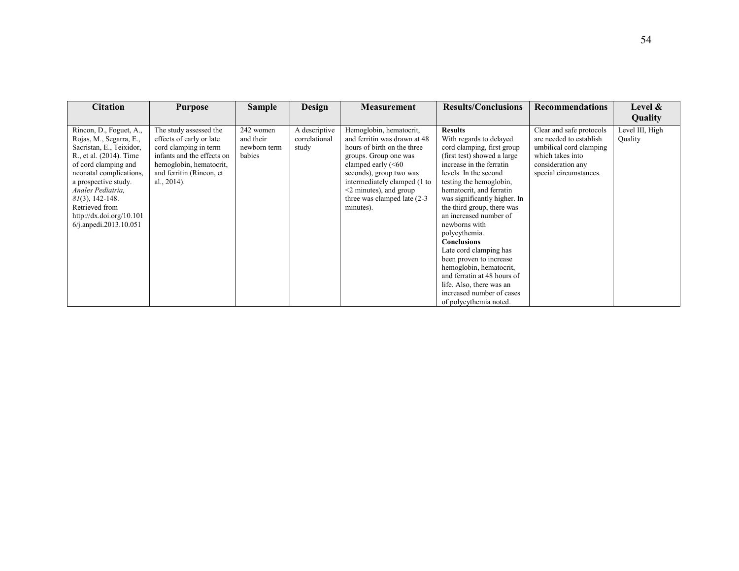| Citation | Purpose | Sample | Design | Measurement | Results/Conclusions | Recommendations | Level & Quality |
|---|---|---|---|---|---|---|---|
| Rincon, D., Foguet, A., Rojas, M., Segarra, E., Sacristan, E., Teixidor, R., et al. (2014). Time of cord clamping and neonatal complications, a prospective study. *Anales Pediatria, 81*(3), 142-148. Retrieved from http://dx.doi.org/10.1016/j.anpedi.2013.10.051 | The study assessed the effects of early or late cord clamping in term infants and the effects on hemoglobin, hematocrit, and ferritin (Rincon, et al., 2014). | 242 women and their newborn term babies | A descriptive correlational study | Hemoglobin, hematocrit, and ferritin was drawn at 48 hours of birth on the three groups. Group one was clamped early (<60 seconds), group two was intermediately clamped (1 to <2 minutes), and group three was clamped late (2-3 minutes). | **Results** With regards to delayed cord clamping, first group (first test) showed a large increase in the ferratin levels. In the second testing the hemoglobin, hematocrit, and ferratin was significantly higher. In the third group, there was an increased number of newborns with polycythemia. **Conclusions** Late cord clamping has been proven to increase hemoglobin, hematocrit, and ferratin at 48 hours of life. Also, there was an increased number of cases of polycythemia noted. | Clear and safe protocols are needed to establish umbilical cord clamping which takes into consideration any special circumstances. | Level III, High Quality |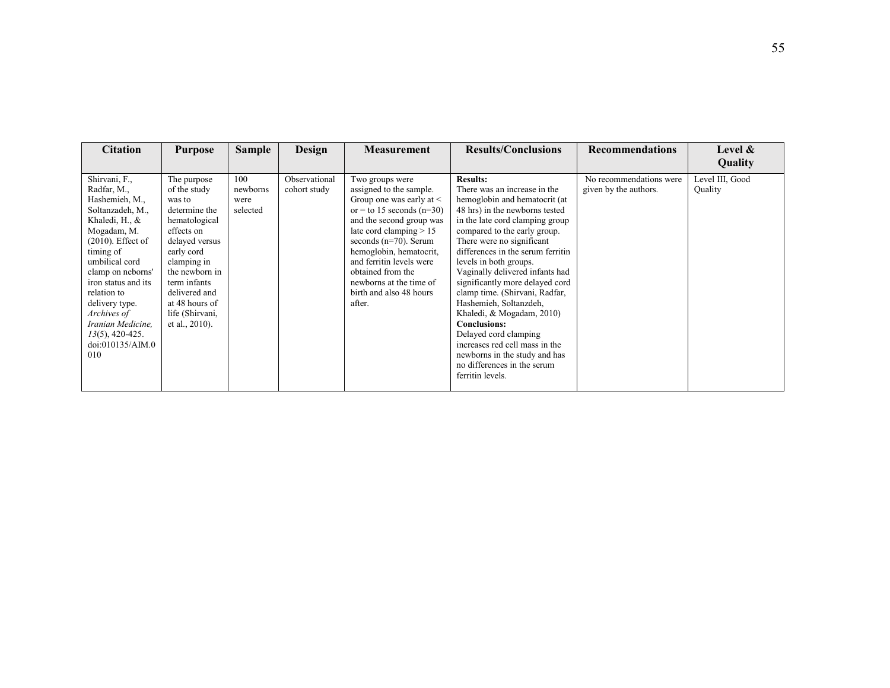| Citation | Purpose | Sample | Design | Measurement | Results/Conclusions | Recommendations | Level & Quality |
|---|---|---|---|---|---|---|---|
| Shirvani, F., Radfar, M., Hashemieh, M., Soltanzadeh, M., Khaledi, H., & Mogadam, M. (2010). Effect of timing of umbilical cord clamp on neborns' iron status and its relation to delivery type. *Archives of Iranian Medicine, 13*(5), 420-425. doi:010135/AIM.0010 | The purpose of the study was to determine the hematological effects on delayed versus early cord clamping in the newborn in term infants delivered and at 48 hours of life (Shirvani, et al., 2010). | 100 newborns were selected | Observational cohort study | Two groups were assigned to the sample. Group one was early at < or = to 15 seconds (n=30) and the second group was late cord clamping > 15 seconds (n=70). Serum hemoglobin, hematocrit, and ferritin levels were obtained from the newborns at the time of birth and also 48 hours after. | **Results:** There was an increase in the hemoglobin and hematocrit (at 48 hrs) in the newborns tested in the late cord clamping group compared to the early group. There were no significant differences in the serum ferritin levels in both groups. Vaginally delivered infants had significantly more delayed cord clamp time. (Shirvani, Radfar, Hashemieh, Soltanzdeh, Khaledi, & Mogadam, 2010) **Conclusions:** Delayed cord clamping increases red cell mass in the newborns in the study and has no differences in the serum ferritin levels. | No recommendations were given by the authors. | Level III, Good Quality |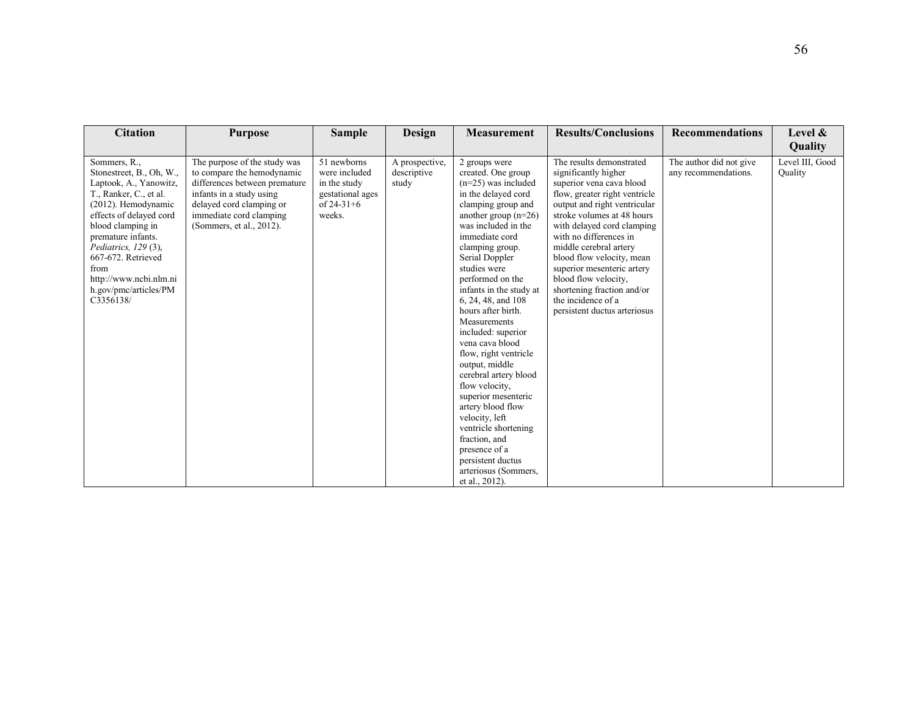| Citation | Purpose | Sample | Design | Measurement | Results/Conclusions | Recommendations | Level & Quality |
|---|---|---|---|---|---|---|---|
| Sommers, R., Stonestreet, B., Oh, W., Laptook, A., Yanowitz, T., Ranker, C., et al. (2012). Hemodynamic effects of delayed cord blood clamping in premature infants. *Pediatrics, 129* (3), 667-672. Retrieved from http://www.ncbi.nlm.nih.gov/pmc/articles/PMC3356138/ | The purpose of the study was to compare the hemodynamic differences between premature infants in a study using delayed cord clamping or immediate cord clamping (Sommers, et al., 2012). | 51 newborns were included in the study gestational ages of 24-31+6 weeks. | A prospective, descriptive study | 2 groups were created. One group (n=25) was included in the delayed cord clamping group and another group (n=26) was included in the immediate cord clamping group. Serial Doppler studies were performed on the infants in the study at 6, 24, 48, and 108 hours after birth. Measurements included: superior vena cava blood flow, right ventricle output, middle cerebral artery blood flow velocity, superior mesenteric artery blood flow velocity, left ventricle shortening fraction, and presence of a persistent ductus arteriosus (Sommers, et al., 2012). | The results demonstrated significantly higher superior vena cava blood flow, greater right ventricle output and right ventricular stroke volumes at 48 hours with delayed cord clamping with no differences in middle cerebral artery blood flow velocity, mean superior mesenteric artery blood flow velocity, shortening fraction and/or the incidence of a persistent ductus arteriosus | The author did not give any recommendations. | Level III, Good Quality |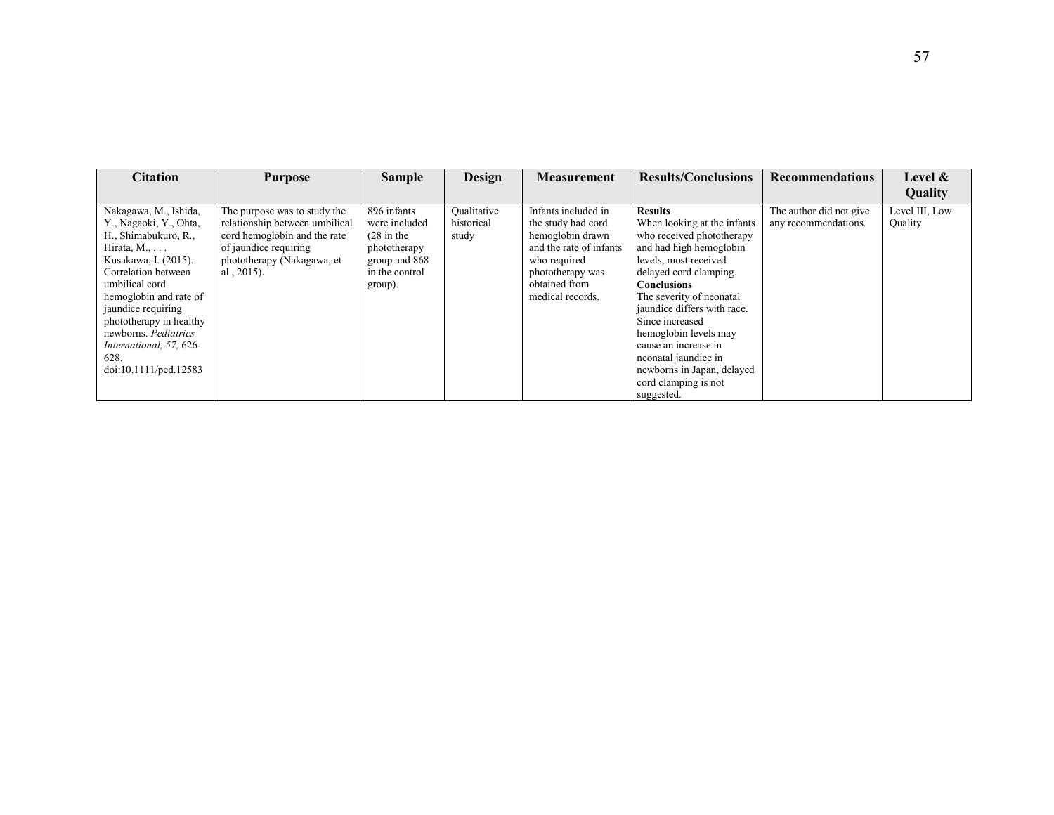| Citation | Purpose | Sample | Design | Measurement | Results/Conclusions | Recommendations | Level & Quality |
|---|---|---|---|---|---|---|---|
| Nakagawa, M., Ishida, Y., Nagaoki, Y., Ohta, H., Shimabukuro, R., Hirata, M., . . . Kusakawa, I. (2015). Correlation between umbilical cord hemoglobin and rate of jaundice requiring phototherapy in healthy newborns. *Pediatrics International, 57,* 626-628. doi:10.1111/ped.12583 | The purpose was to study the relationship between umbilical cord hemoglobin and the rate of jaundice requiring phototherapy (Nakagawa, et al., 2015). | 896 infants were included (28 in the phototherapy group and 868 in the control group). | Qualitative historical study | Infants included in the study had cord hemoglobin drawn and the rate of infants who required phototherapy was obtained from medical records. | **Results** When looking at the infants who received phototherapy and had high hemoglobin levels, most received delayed cord clamping. **Conclusions** The severity of neonatal jaundice differs with race. Since increased hemoglobin levels may cause an increase in neonatal jaundice in newborns in Japan, delayed cord clamping is not suggested. | The author did not give any recommendations. | Level III, Low Quality |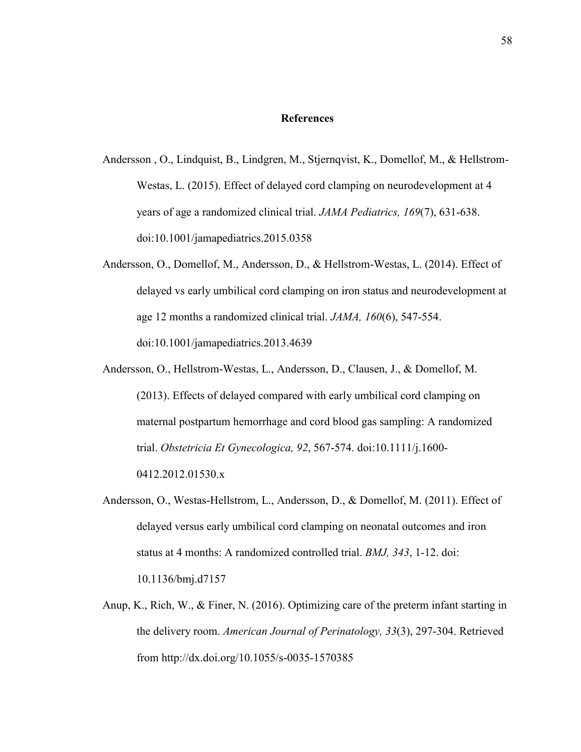# References

Andersson , O., Lindquist, B., Lindgren, M., Stjernqvist, K., Domellof, M., & Hellstrom-Westas, L. (2015). Effect of delayed cord clamping on neurodevelopment at 4 years of age a randomized clinical trial. *JAMA Pediatrics, 169*(7), 631-638. doi:10.1001/jamapediatrics.2015.0358

Andersson, O., Domellof, M., Andersson, D., & Hellstrom-Westas, L. (2014). Effect of delayed vs early umbilical cord clamping on iron status and neurodevelopment at age 12 months a randomized clinical trial. *JAMA, 160*(6), 547-554. doi:10.1001/jamapediatrics.2013.4639

Andersson, O., Hellstrom-Westas, L., Andersson, D., Clausen, J., & Domellof, M. (2013). Effects of delayed compared with early umbilical cord clamping on maternal postpartum hemorrhage and cord blood gas sampling: A randomized trial. *Obstetricia Et Gynecologica, 92*, 567-574. doi:10.1111/j.1600-0412.2012.01530.x

Andersson, O., Westas-Hellstrom, L., Andersson, D., & Domellof, M. (2011). Effect of delayed versus early umbilical cord clamping on neonatal outcomes and iron status at 4 months: A randomized controlled trial. *BMJ, 343*, 1-12. doi: 10.1136/bmj.d7157

Anup, K., Rich, W., & Finer, N. (2016). Optimizing care of the preterm infant starting in the delivery room. *American Journal of Perinatology, 33*(3), 297-304. Retrieved from http://dx.doi.org/10.1055/s-0035-1570385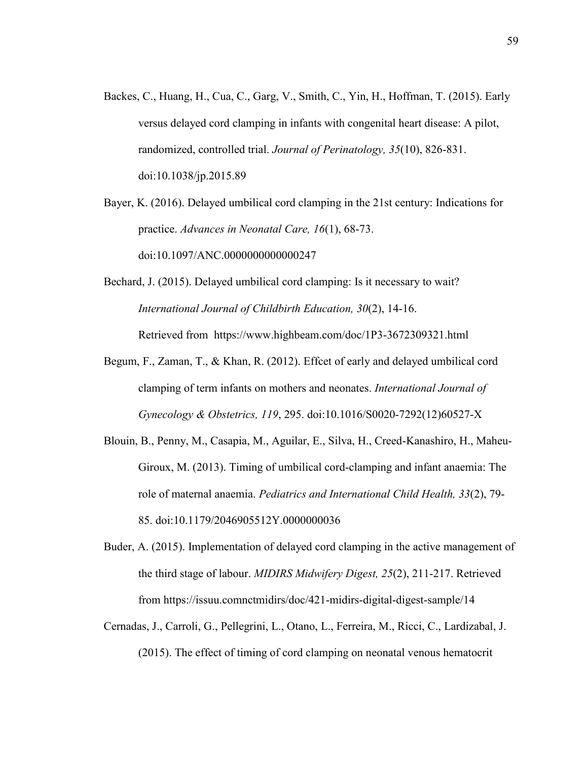Backes, C., Huang, H., Cua, C., Garg, V., Smith, C., Yin, H., Hoffman, T. (2015). Early versus delayed cord clamping in infants with congenital heart disease: A pilot, randomized, controlled trial. *Journal of Perinatology, 35*(10), 826-831. doi:10.1038/jp.2015.89

Bayer, K. (2016). Delayed umbilical cord clamping in the 21st century: Indications for practice. *Advances in Neonatal Care, 16*(1), 68-73. doi:10.1097/ANC.0000000000000247

Bechard, J. (2015). Delayed umbilical cord clamping: Is it necessary to wait? *International Journal of Childbirth Education, 30*(2), 14-16. Retrieved from https://www.highbeam.com/doc/1P3-3672309321.html

Begum, F., Zaman, T., & Khan, R. (2012). Effcet of early and delayed umbilical cord clamping of term infants on mothers and neonates. *International Journal of Gynecology & Obstetrics, 119*, 295. doi:10.1016/S0020-7292(12)60527-X

Blouin, B., Penny, M., Casapia, M., Aguilar, E., Silva, H., Creed-Kanashiro, H., Maheu-Giroux, M. (2013). Timing of umbilical cord-clamping and infant anaemia: The role of maternal anaemia. *Pediatrics and International Child Health, 33*(2), 79-85. doi:10.1179/2046905512Y.0000000036

Buder, A. (2015). Implementation of delayed cord clamping in the active management of the third stage of labour. *MIDIRS Midwifery Digest, 25*(2), 211-217. Retrieved from https://issuu.comnctmidirs/doc/421-midirs-digital-digest-sample/14

Cernadas, J., Carroli, G., Pellegrini, L., Otano, L., Ferreira, M., Ricci, C., Lardizabal, J. (2015). The effect of timing of cord clamping on neonatal venous hematocrit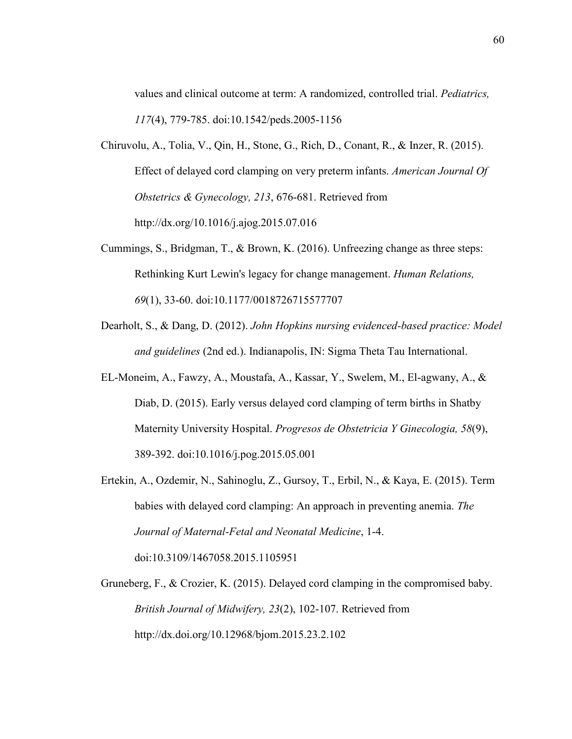values and clinical outcome at term: A randomized, controlled trial. *Pediatrics, 117*(4), 779-785. doi:10.1542/peds.2005-1156

Chiruvolu, A., Tolia, V., Qin, H., Stone, G., Rich, D., Conant, R., & Inzer, R. (2015). Effect of delayed cord clamping on very preterm infants. *American Journal Of Obstetrics & Gynecology, 213*, 676-681. Retrieved from http://dx.org/10.1016/j.ajog.2015.07.016

Cummings, S., Bridgman, T., & Brown, K. (2016). Unfreezing change as three steps: Rethinking Kurt Lewin's legacy for change management. *Human Relations, 69*(1), 33-60. doi:10.1177/0018726715577707

Dearholt, S., & Dang, D. (2012). *John Hopkins nursing evidenced-based practice: Model and guidelines* (2nd ed.). Indianapolis, IN: Sigma Theta Tau International.

EL-Moneim, A., Fawzy, A., Moustafa, A., Kassar, Y., Swelem, M., El-agwany, A., & Diab, D. (2015). Early versus delayed cord clamping of term births in Shatby Maternity University Hospital. *Progresos de Obstetricia Y Ginecologia, 58*(9), 389-392. doi:10.1016/j.pog.2015.05.001

Ertekin, A., Ozdemir, N., Sahinoglu, Z., Gursoy, T., Erbil, N., & Kaya, E. (2015). Term babies with delayed cord clamping: An approach in preventing anemia. *The Journal of Maternal-Fetal and Neonatal Medicine*, 1-4. doi:10.3109/1467058.2015.1105951

Gruneberg, F., & Crozier, K. (2015). Delayed cord clamping in the compromised baby. *British Journal of Midwifery, 23*(2), 102-107. Retrieved from http://dx.doi.org/10.12968/bjom.2015.23.2.102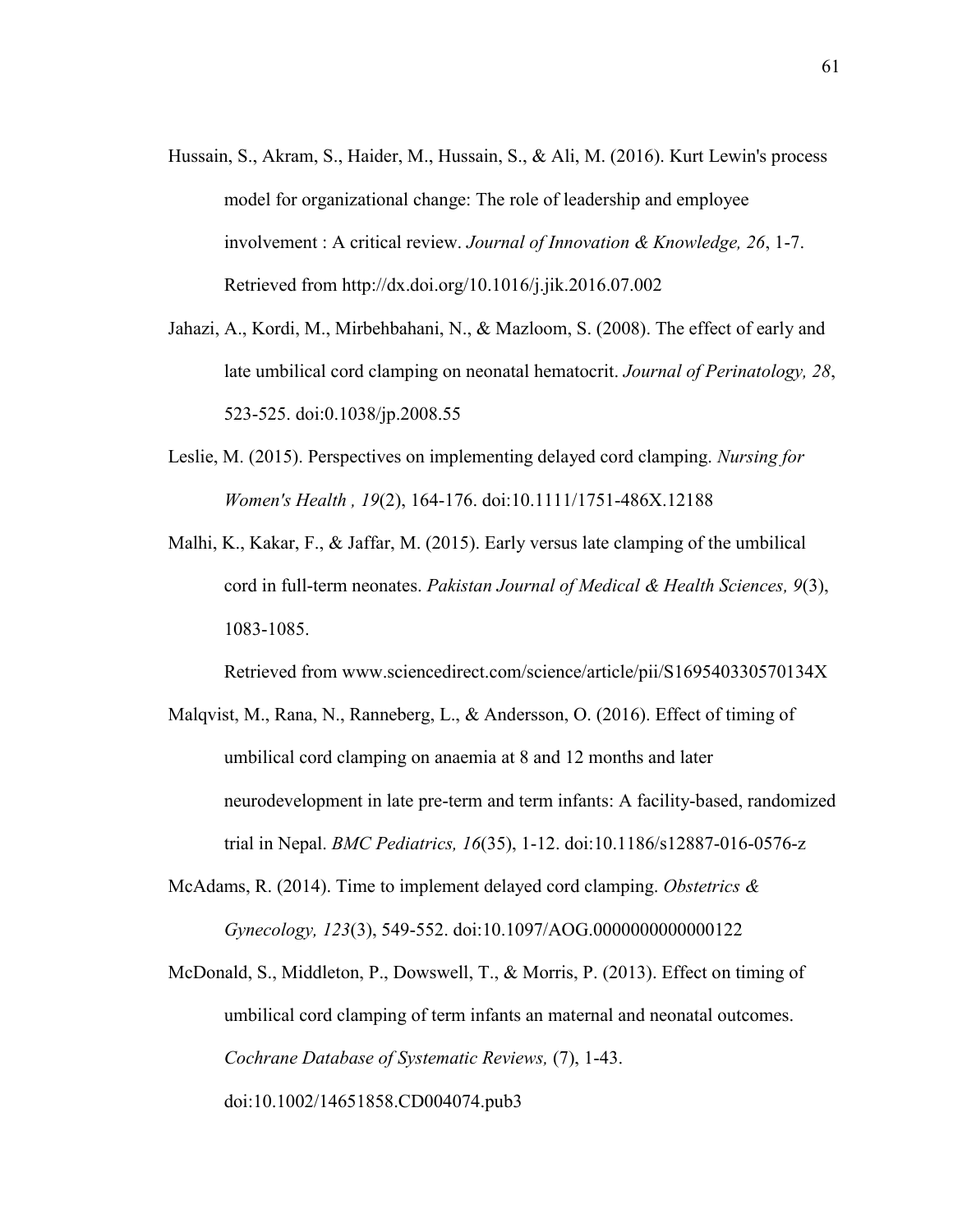Hussain, S., Akram, S., Haider, M., Hussain, S., & Ali, M. (2016). Kurt Lewin's process model for organizational change: The role of leadership and employee involvement : A critical review. *Journal of Innovation & Knowledge, 26*, 1-7. Retrieved from http://dx.doi.org/10.1016/j.jik.2016.07.002

Jahazi, A., Kordi, M., Mirbehbahani, N., & Mazloom, S. (2008). The effect of early and late umbilical cord clamping on neonatal hematocrit. *Journal of Perinatology, 28*, 523-525. doi:0.1038/jp.2008.55

Leslie, M. (2015). Perspectives on implementing delayed cord clamping. *Nursing for Women's Health , 19*(2), 164-176. doi:10.1111/1751-486X.12188

Malhi, K., Kakar, F., & Jaffar, M. (2015). Early versus late clamping of the umbilical cord in full-term neonates. *Pakistan Journal of Medical & Health Sciences, 9*(3), 1083-1085.

Retrieved from www.sciencedirect.com/science/article/pii/S169540330570134X

Malqvist, M., Rana, N., Ranneberg, L., & Andersson, O. (2016). Effect of timing of umbilical cord clamping on anaemia at 8 and 12 months and later neurodevelopment in late pre-term and term infants: A facility-based, randomized trial in Nepal. *BMC Pediatrics, 16*(35), 1-12. doi:10.1186/s12887-016-0576-z

McAdams, R. (2014). Time to implement delayed cord clamping. *Obstetrics & Gynecology, 123*(3), 549-552. doi:10.1097/AOG.0000000000000122

McDonald, S., Middleton, P., Dowswell, T., & Morris, P. (2013). Effect on timing of umbilical cord clamping of term infants an maternal and neonatal outcomes. *Cochrane Database of Systematic Reviews,* (7), 1-43. doi:10.1002/14651858.CD004074.pub3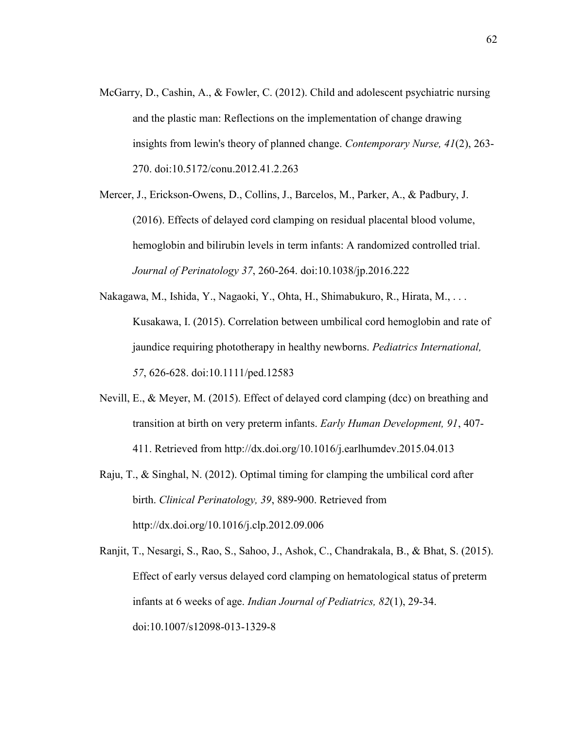McGarry, D., Cashin, A., & Fowler, C. (2012). Child and adolescent psychiatric nursing and the plastic man: Reflections on the implementation of change drawing insights from lewin's theory of planned change. *Contemporary Nurse, 41*(2), 263-270. doi:10.5172/conu.2012.41.2.263

Mercer, J., Erickson-Owens, D., Collins, J., Barcelos, M., Parker, A., & Padbury, J. (2016). Effects of delayed cord clamping on residual placental blood volume, hemoglobin and bilirubin levels in term infants: A randomized controlled trial. *Journal of Perinatology 37*, 260-264. doi:10.1038/jp.2016.222

Nakagawa, M., Ishida, Y., Nagaoki, Y., Ohta, H., Shimabukuro, R., Hirata, M., . . . Kusakawa, I. (2015). Correlation between umbilical cord hemoglobin and rate of jaundice requiring phototherapy in healthy newborns. *Pediatrics International, 57*, 626-628. doi:10.1111/ped.12583

Nevill, E., & Meyer, M. (2015). Effect of delayed cord clamping (dcc) on breathing and transition at birth on very preterm infants. *Early Human Development, 91*, 407-411. Retrieved from http://dx.doi.org/10.1016/j.earlhumdev.2015.04.013

Raju, T., & Singhal, N. (2012). Optimal timing for clamping the umbilical cord after birth. *Clinical Perinatology, 39*, 889-900. Retrieved from http://dx.doi.org/10.1016/j.clp.2012.09.006

Ranjit, T., Nesargi, S., Rao, S., Sahoo, J., Ashok, C., Chandrakala, B., & Bhat, S. (2015). Effect of early versus delayed cord clamping on hematological status of preterm infants at 6 weeks of age. *Indian Journal of Pediatrics, 82*(1), 29-34. doi:10.1007/s12098-013-1329-8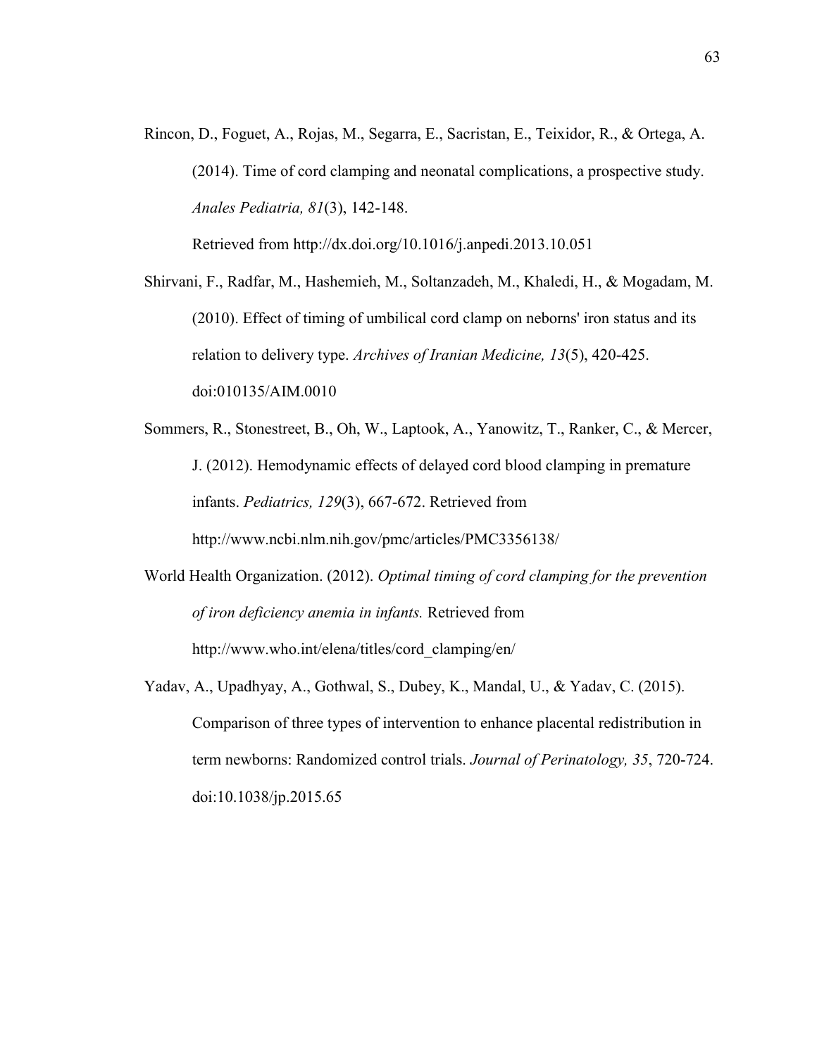Rincon, D., Foguet, A., Rojas, M., Segarra, E., Sacristan, E., Teixidor, R., & Ortega, A. (2014). Time of cord clamping and neonatal complications, a prospective study. *Anales Pediatria, 81*(3), 142-148. Retrieved from http://dx.doi.org/10.1016/j.anpedi.2013.10.051

Shirvani, F., Radfar, M., Hashemieh, M., Soltanzadeh, M., Khaledi, H., & Mogadam, M. (2010). Effect of timing of umbilical cord clamp on neborns' iron status and its relation to delivery type. *Archives of Iranian Medicine, 13*(5), 420-425. doi:010135/AIM.0010

Sommers, R., Stonestreet, B., Oh, W., Laptook, A., Yanowitz, T., Ranker, C., & Mercer, J. (2012). Hemodynamic effects of delayed cord blood clamping in premature infants. *Pediatrics, 129*(3), 667-672. Retrieved from http://www.ncbi.nlm.nih.gov/pmc/articles/PMC3356138/

World Health Organization. (2012). *Optimal timing of cord clamping for the prevention of iron deficiency anemia in infants.* Retrieved from http://www.who.int/elena/titles/cord_clamping/en/

Yadav, A., Upadhyay, A., Gothwal, S., Dubey, K., Mandal, U., & Yadav, C. (2015). Comparison of three types of intervention to enhance placental redistribution in term newborns: Randomized control trials. *Journal of Perinatology, 35*, 720-724. doi:10.1038/jp.2015.65